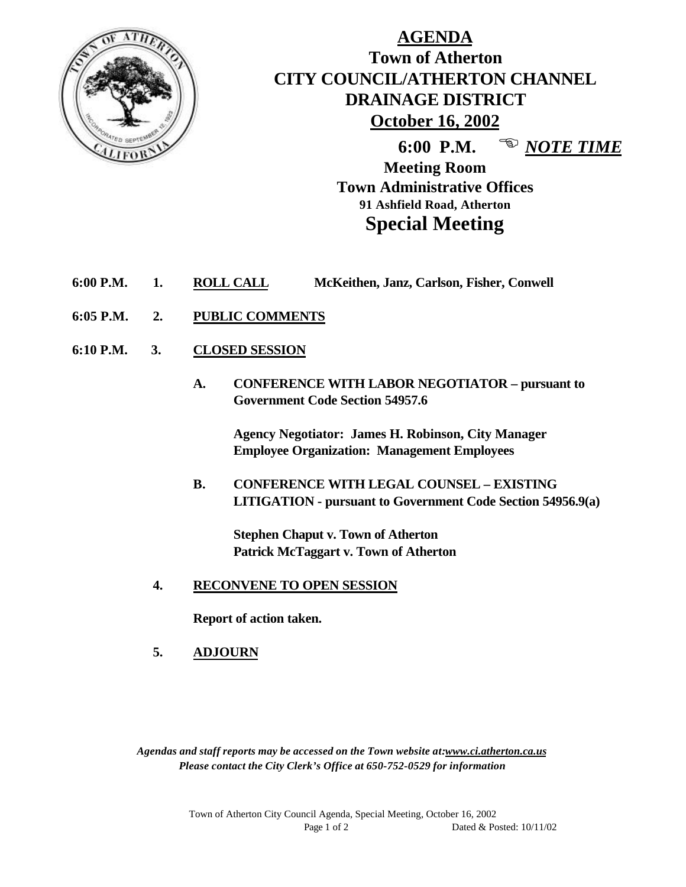# AGENDA

## Town of Atherton
## CITY COUNCIL/ATHERTON CHANNEL DRAINAGE DISTRICT
## October 16, 2002

**6:00 P.M.** ☞ ***NOTE TIME***

**Meeting Room**
**Town Administrative Offices**
**91 Ashfield Road, Atherton**

## Special Meeting

**6:00 P.M. 1. ROLL CALL** **McKeithen, Janz, Carlson, Fisher, Conwell**

**6:05 P.M. 2. PUBLIC COMMENTS**

**6:10 P.M. 3. CLOSED SESSION**

**A. CONFERENCE WITH LABOR NEGOTIATOR – pursuant to Government Code Section 54957.6**

**Agency Negotiator: James H. Robinson, City Manager**
**Employee Organization: Management Employees**

**B. CONFERENCE WITH LEGAL COUNSEL – EXISTING LITIGATION - pursuant to Government Code Section 54956.9(a)**

**Stephen Chaput v. Town of Atherton**
**Patrick McTaggart v. Town of Atherton**

**4. RECONVENE TO OPEN SESSION**

**Report of action taken.**

**5. ADJOURN**

***Agendas and staff reports may be accessed on the Town website at:www.ci.atherton.ca.us***
***Please contact the City Clerk's Office at 650-752-0529 for information***

Town of Atherton City Council Agenda, Special Meeting, October 16, 2002
Dated & Posted: 10/11/02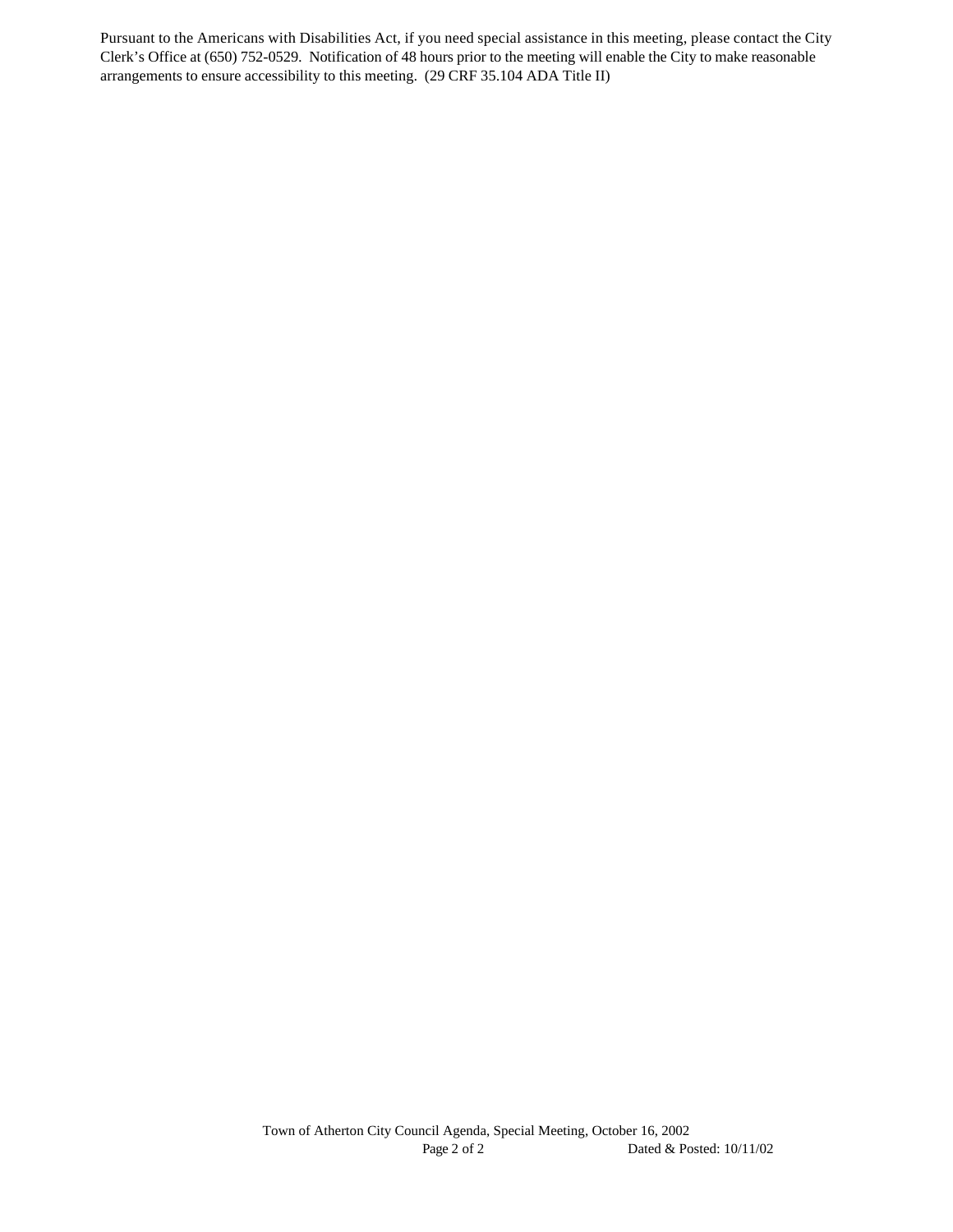Pursuant to the Americans with Disabilities Act, if you need special assistance in this meeting, please contact the City Clerk's Office at (650) 752-0529. Notification of 48 hours prior to the meeting will enable the City to make reasonable arrangements to ensure accessibility to this meeting. (29 CRF 35.104 ADA Title II)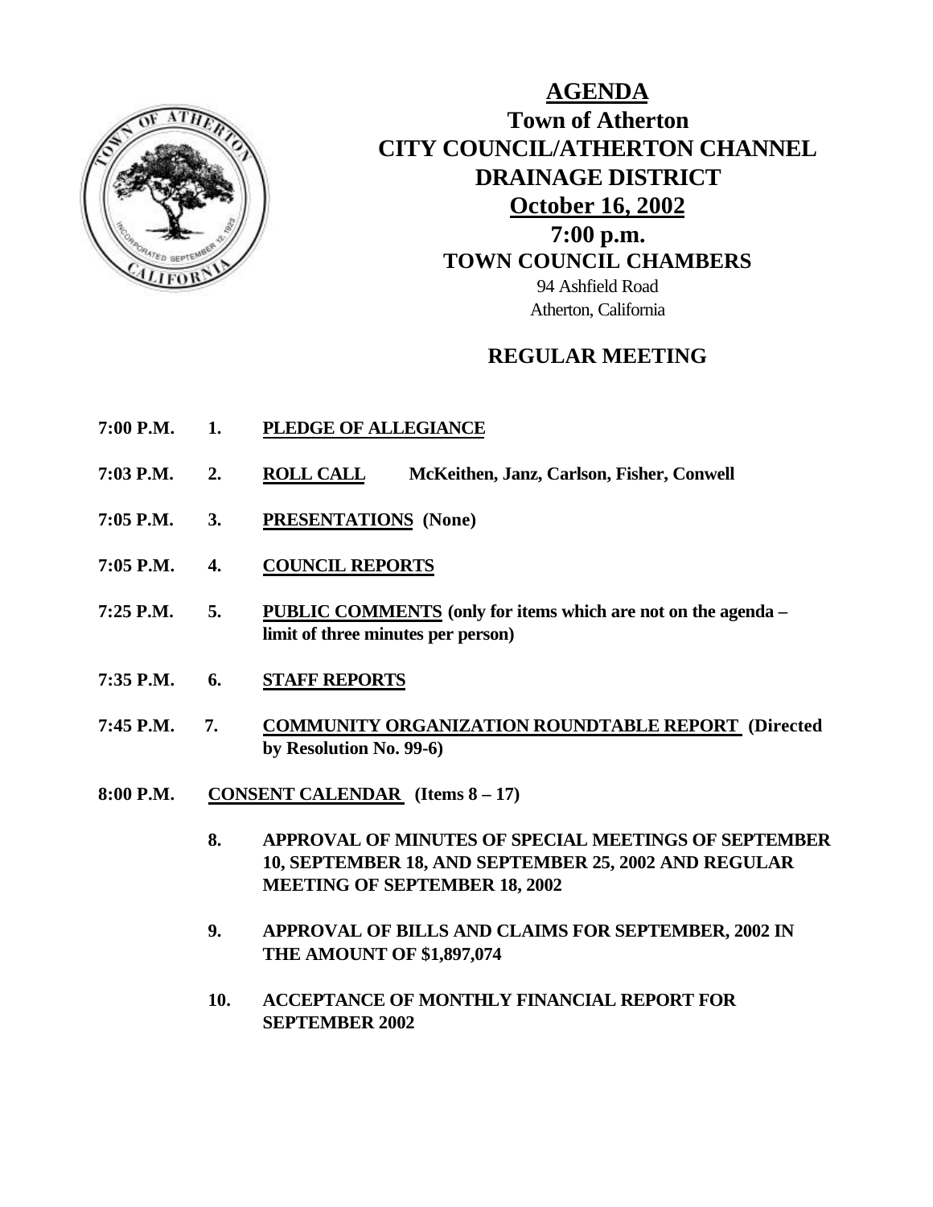# AGENDA

## Town of Atherton

## CITY COUNCIL/ATHERTON CHANNEL DRAINAGE DISTRICT

## October 16, 2002

## 7:00 p.m.

## TOWN COUNCIL CHAMBERS

94 Ashfield Road
Atherton, California

## REGULAR MEETING

**7:00 P.M.** **1.** **PLEDGE OF ALLEGIANCE**

**7:03 P.M.** **2.** **ROLL CALL** **McKeithen, Janz, Carlson, Fisher, Conwell**

**7:05 P.M.** **3.** **PRESENTATIONS (None)**

**7:05 P.M.** **4.** **COUNCIL REPORTS**

**7:25 P.M.** **5.** **PUBLIC COMMENTS (only for items which are not on the agenda – limit of three minutes per person)**

**7:35 P.M.** **6.** **STAFF REPORTS**

**7:45 P.M.** **7.** **COMMUNITY ORGANIZATION ROUNDTABLE REPORT (Directed by Resolution No. 99-6)**

**8:00 P.M.** **CONSENT CALENDAR (Items 8 – 17)**

**8.** **APPROVAL OF MINUTES OF SPECIAL MEETINGS OF SEPTEMBER 10, SEPTEMBER 18, AND SEPTEMBER 25, 2002 AND REGULAR MEETING OF SEPTEMBER 18, 2002**

**9.** **APPROVAL OF BILLS AND CLAIMS FOR SEPTEMBER, 2002 IN THE AMOUNT OF $1,897,074**

**10.** **ACCEPTANCE OF MONTHLY FINANCIAL REPORT FOR SEPTEMBER 2002**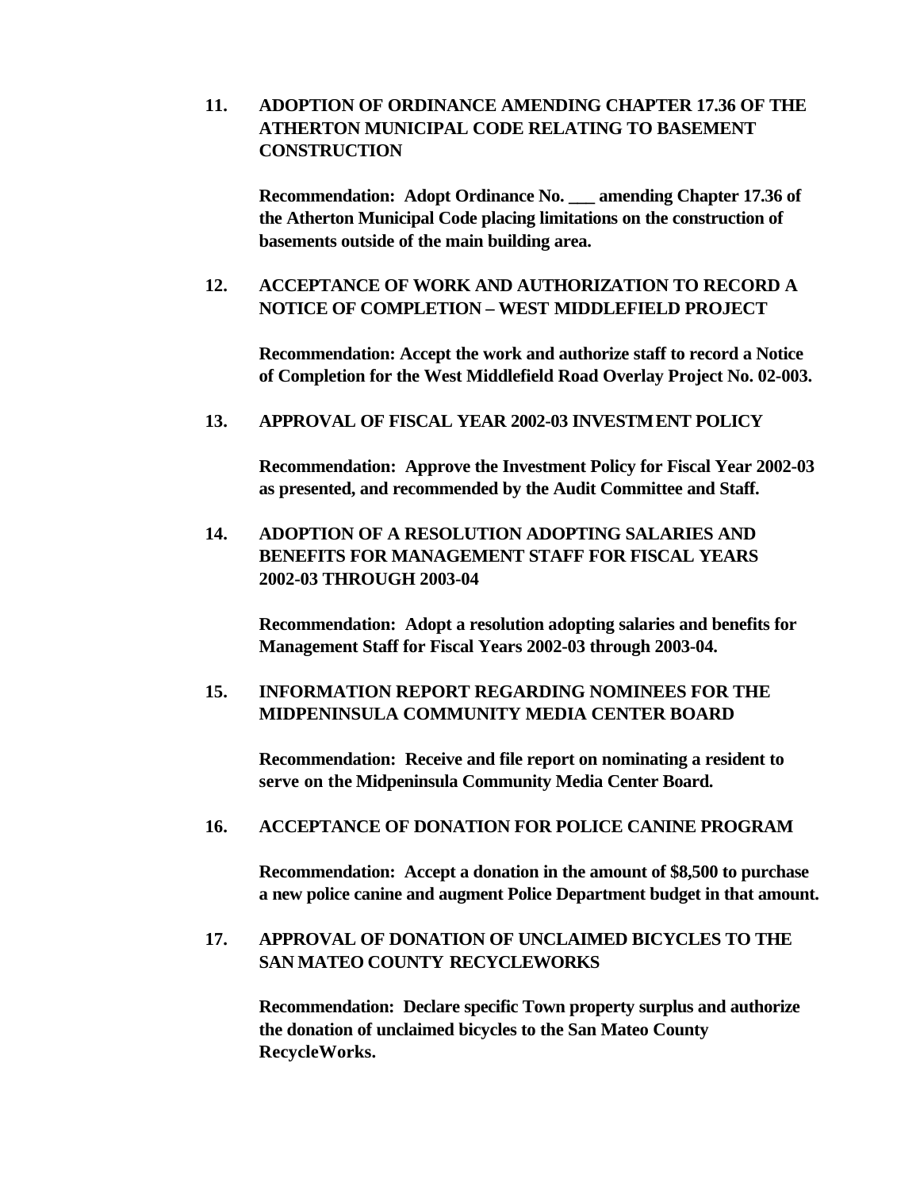**11. ADOPTION OF ORDINANCE AMENDING CHAPTER 17.36 OF THE ATHERTON MUNICIPAL CODE RELATING TO BASEMENT CONSTRUCTION**

**Recommendation: Adopt Ordinance No. ___ amending Chapter 17.36 of the Atherton Municipal Code placing limitations on the construction of basements outside of the main building area.**

**12. ACCEPTANCE OF WORK AND AUTHORIZATION TO RECORD A NOTICE OF COMPLETION – WEST MIDDLEFIELD PROJECT**

**Recommendation: Accept the work and authorize staff to record a Notice of Completion for the West Middlefield Road Overlay Project No. 02-003.**

**13. APPROVAL OF FISCAL YEAR 2002-03 INVESTMENT POLICY**

**Recommendation: Approve the Investment Policy for Fiscal Year 2002-03 as presented, and recommended by the Audit Committee and Staff.**

**14. ADOPTION OF A RESOLUTION ADOPTING SALARIES AND BENEFITS FOR MANAGEMENT STAFF FOR FISCAL YEARS 2002-03 THROUGH 2003-04**

**Recommendation: Adopt a resolution adopting salaries and benefits for Management Staff for Fiscal Years 2002-03 through 2003-04.**

**15. INFORMATION REPORT REGARDING NOMINEES FOR THE MIDPENINSULA COMMUNITY MEDIA CENTER BOARD**

**Recommendation: Receive and file report on nominating a resident to serve on the Midpeninsula Community Media Center Board.**

**16. ACCEPTANCE OF DONATION FOR POLICE CANINE PROGRAM**

**Recommendation: Accept a donation in the amount of $8,500 to purchase a new police canine and augment Police Department budget in that amount.**

**17. APPROVAL OF DONATION OF UNCLAIMED BICYCLES TO THE SAN MATEO COUNTY RECYCLEWORKS**

**Recommendation: Declare specific Town property surplus and authorize the donation of unclaimed bicycles to the San Mateo County RecycleWorks.**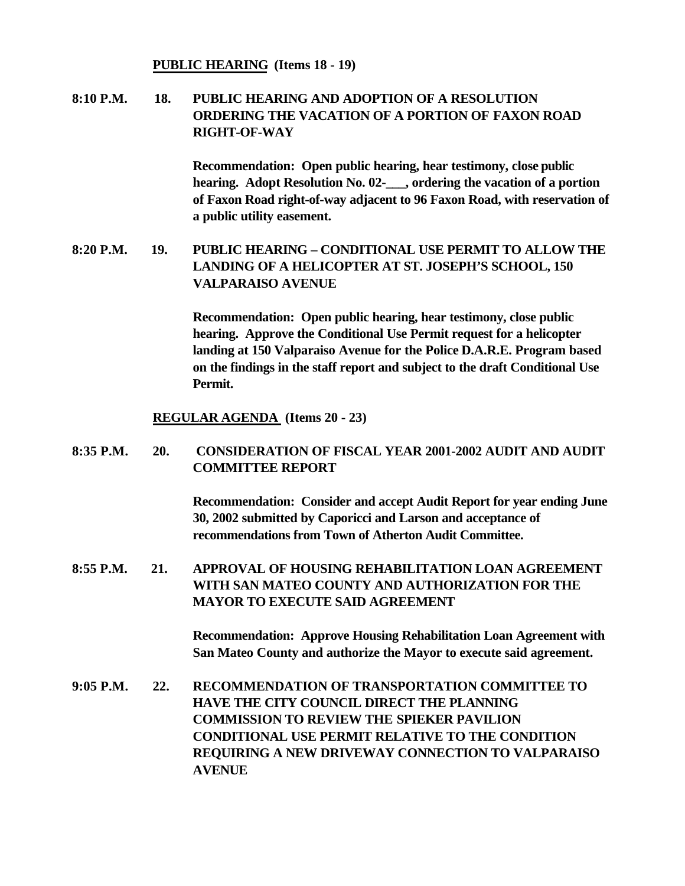**PUBLIC HEARING (Items 18 - 19)**

**8:10 P.M. 18. PUBLIC HEARING AND ADOPTION OF A RESOLUTION ORDERING THE VACATION OF A PORTION OF FAXON ROAD RIGHT-OF-WAY**

**Recommendation: Open public hearing, hear testimony, close public hearing. Adopt Resolution No. 02-___, ordering the vacation of a portion of Faxon Road right-of-way adjacent to 96 Faxon Road, with reservation of a public utility easement.**

**8:20 P.M. 19. PUBLIC HEARING – CONDITIONAL USE PERMIT TO ALLOW THE LANDING OF A HELICOPTER AT ST. JOSEPH'S SCHOOL, 150 VALPARAISO AVENUE**

**Recommendation: Open public hearing, hear testimony, close public hearing. Approve the Conditional Use Permit request for a helicopter landing at 150 Valparaiso Avenue for the Police D.A.R.E. Program based on the findings in the staff report and subject to the draft Conditional Use Permit.**

**REGULAR AGENDA (Items 20 - 23)**

**8:35 P.M. 20. CONSIDERATION OF FISCAL YEAR 2001-2002 AUDIT AND AUDIT COMMITTEE REPORT**

**Recommendation: Consider and accept Audit Report for year ending June 30, 2002 submitted by Caporicci and Larson and acceptance of recommendations from Town of Atherton Audit Committee.**

**8:55 P.M. 21. APPROVAL OF HOUSING REHABILITATION LOAN AGREEMENT WITH SAN MATEO COUNTY AND AUTHORIZATION FOR THE MAYOR TO EXECUTE SAID AGREEMENT**

**Recommendation: Approve Housing Rehabilitation Loan Agreement with San Mateo County and authorize the Mayor to execute said agreement.**

**9:05 P.M. 22. RECOMMENDATION OF TRANSPORTATION COMMITTEE TO HAVE THE CITY COUNCIL DIRECT THE PLANNING COMMISSION TO REVIEW THE SPIEKER PAVILION CONDITIONAL USE PERMIT RELATIVE TO THE CONDITION REQUIRING A NEW DRIVEWAY CONNECTION TO VALPARAISO AVENUE**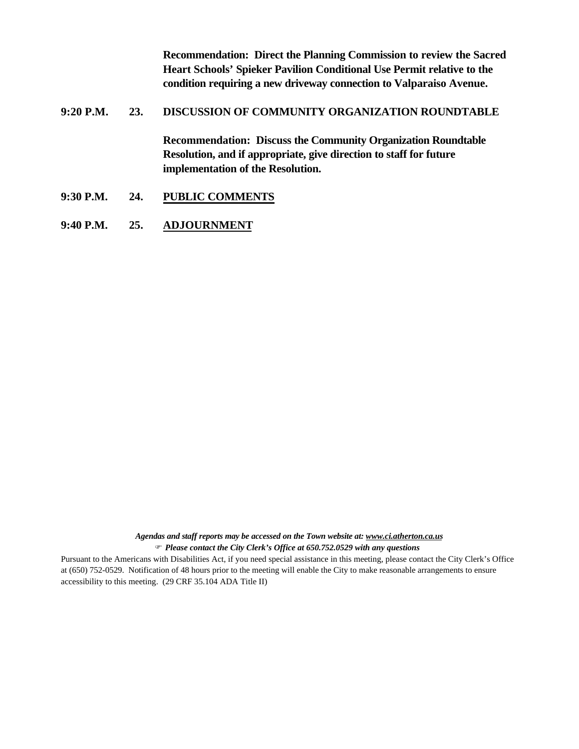**Recommendation: Direct the Planning Commission to review the Sacred Heart Schools' Spieker Pavilion Conditional Use Permit relative to the condition requiring a new driveway connection to Valparaiso Avenue.**

**9:20 P.M. 23. DISCUSSION OF COMMUNITY ORGANIZATION ROUNDTABLE**

**Recommendation: Discuss the Community Organization Roundtable Resolution, and if appropriate, give direction to staff for future implementation of the Resolution.**

**9:30 P.M. 24. PUBLIC COMMENTS**

**9:40 P.M. 25. ADJOURNMENT**

***Agendas and staff reports may be accessed on the Town website at: www.ci.atherton.ca.us***
***☞ Please contact the City Clerk's Office at 650.752.0529 with any questions***

Pursuant to the Americans with Disabilities Act, if you need special assistance in this meeting, please contact the City Clerk's Office at (650) 752-0529. Notification of 48 hours prior to the meeting will enable the City to make reasonable arrangements to ensure accessibility to this meeting. (29 CRF 35.104 ADA Title II)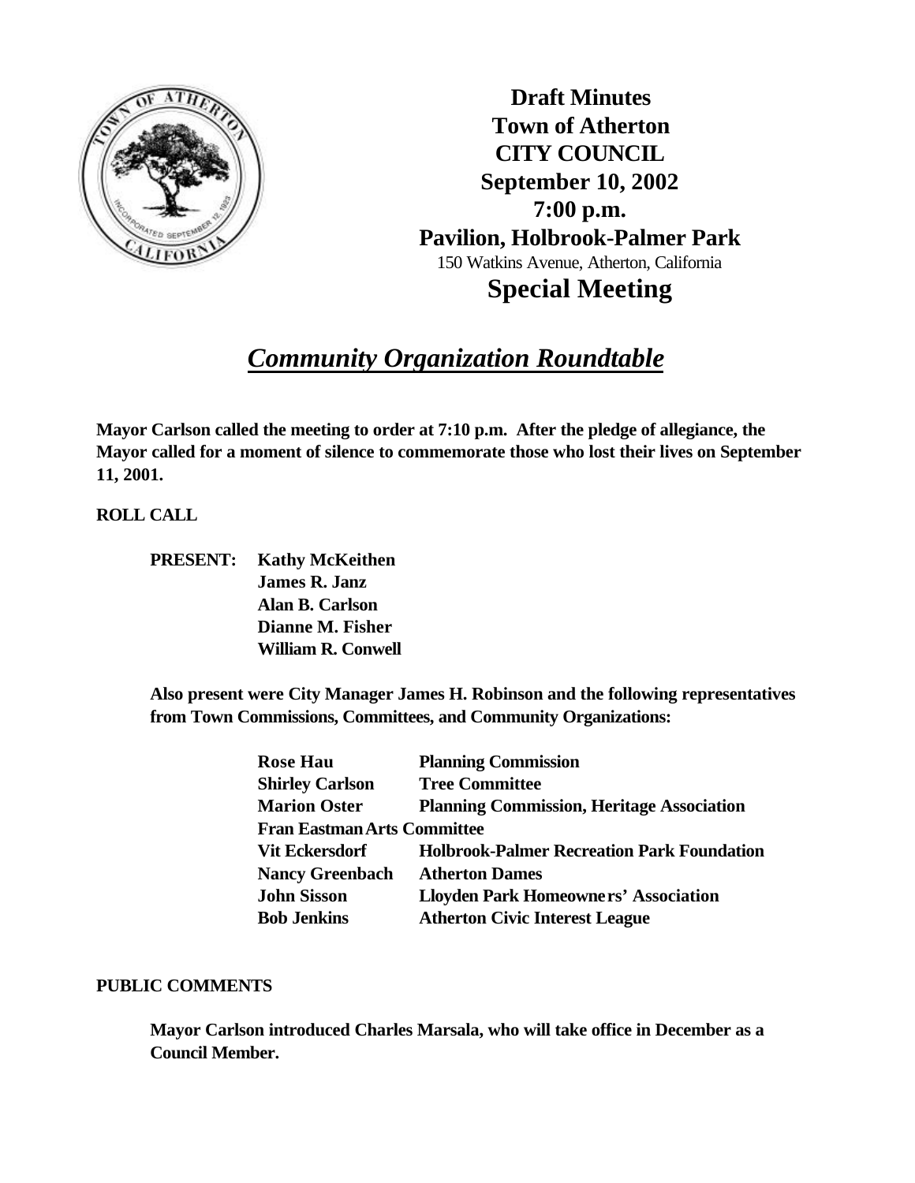**Draft Minutes**
**Town of Atherton**
**CITY COUNCIL**
**September 10, 2002**
**7:00 p.m.**
**Pavilion, Holbrook-Palmer Park**
150 Watkins Avenue, Atherton, California

# Special Meeting

## *Community Organization Roundtable*

**Mayor Carlson called the meeting to order at 7:10 p.m. After the pledge of allegiance, the Mayor called for a moment of silence to commemorate those who lost their lives on September 11, 2001.**

**ROLL CALL**

**PRESENT: Kathy McKeithen**
**James R. Janz**
**Alan B. Carlson**
**Dianne M. Fisher**
**William R. Conwell**

**Also present were City Manager James H. Robinson and the following representatives from Town Commissions, Committees, and Community Organizations:**

| | |
|---|---|
| **Rose Hau** | **Planning Commission** |
| **Shirley Carlson** | **Tree Committee** |
| **Marion Oster** | **Planning Commission, Heritage Association** |
| **Fran Eastman** | **Arts Committee** |
| **Vit Eckersdorf** | **Holbrook-Palmer Recreation Park Foundation** |
| **Nancy Greenbach** | **Atherton Dames** |
| **John Sisson** | **Lloyden Park Homeowners' Association** |
| **Bob Jenkins** | **Atherton Civic Interest League** |

**PUBLIC COMMENTS**

**Mayor Carlson introduced Charles Marsala, who will take office in December as a Council Member.**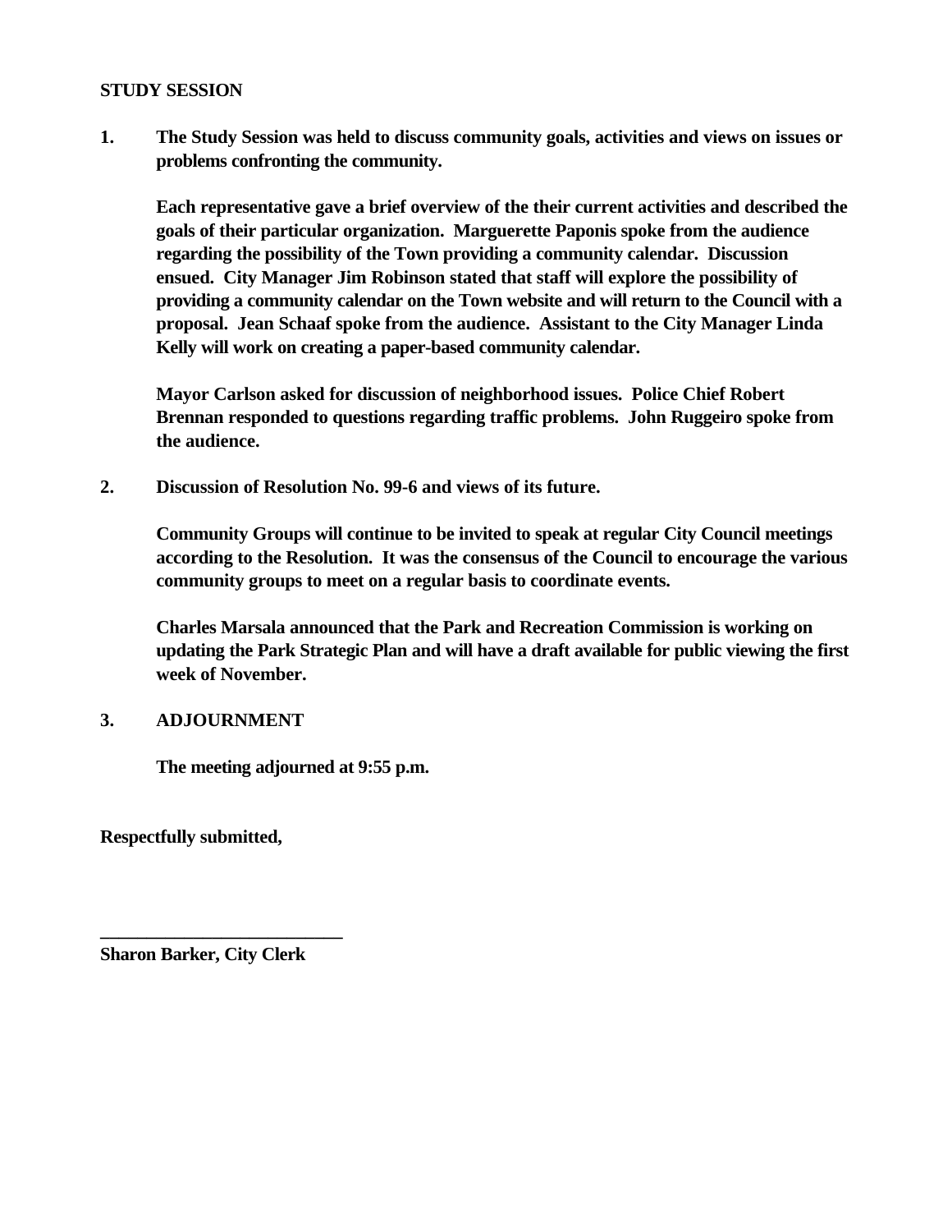**STUDY SESSION**

**1. The Study Session was held to discuss community goals, activities and views on issues or problems confronting the community.**

**Each representative gave a brief overview of the their current activities and described the goals of their particular organization. Marguerette Paponis spoke from the audience regarding the possibility of the Town providing a community calendar. Discussion ensued. City Manager Jim Robinson stated that staff will explore the possibility of providing a community calendar on the Town website and will return to the Council with a proposal. Jean Schaaf spoke from the audience. Assistant to the City Manager Linda Kelly will work on creating a paper-based community calendar.**

**Mayor Carlson asked for discussion of neighborhood issues. Police Chief Robert Brennan responded to questions regarding traffic problems. John Ruggeiro spoke from the audience.**

**2. Discussion of Resolution No. 99-6 and views of its future.**

**Community Groups will continue to be invited to speak at regular City Council meetings according to the Resolution. It was the consensus of the Council to encourage the various community groups to meet on a regular basis to coordinate events.**

**Charles Marsala announced that the Park and Recreation Commission is working on updating the Park Strategic Plan and will have a draft available for public viewing the first week of November.**

**3. ADJOURNMENT**

**The meeting adjourned at 9:55 p.m.**

**Respectfully submitted,**

**___________________________**
**Sharon Barker, City Clerk**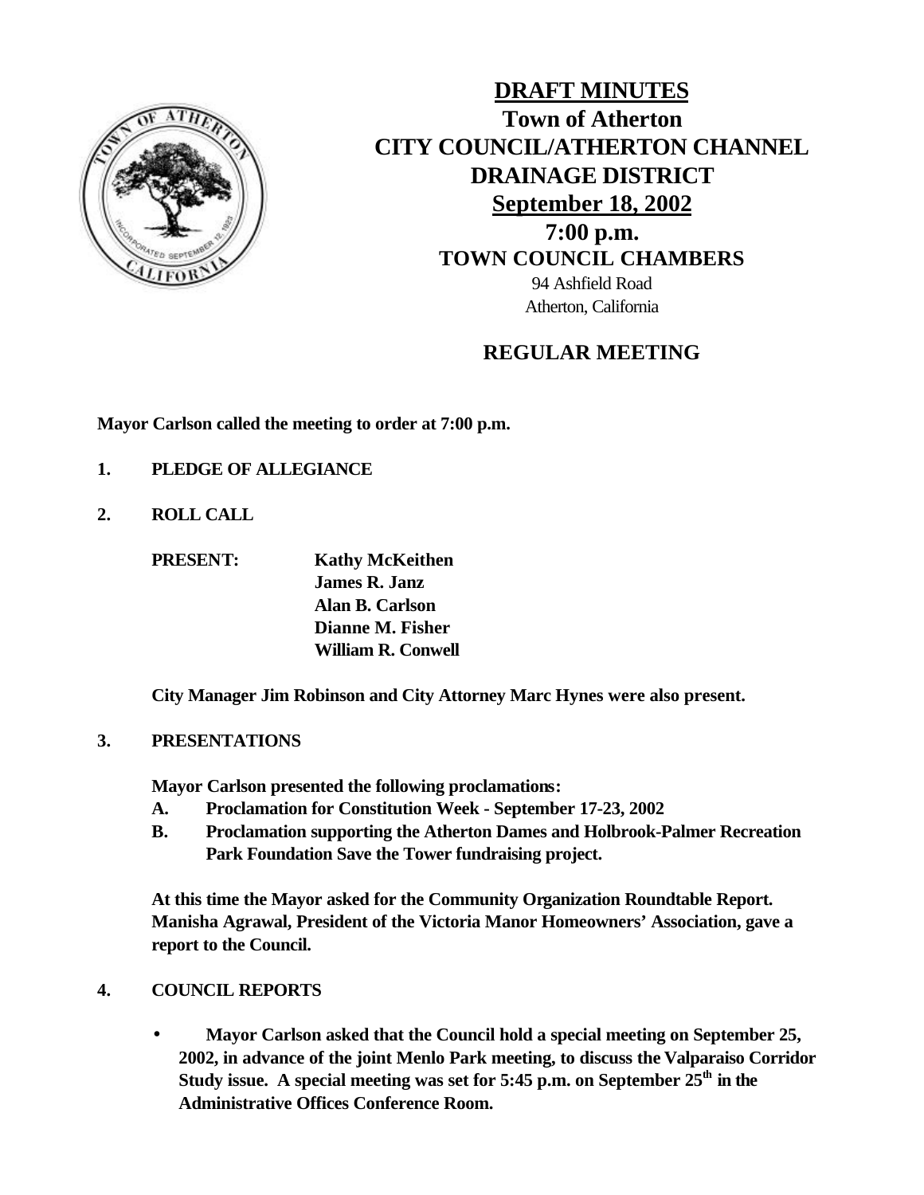# DRAFT MINUTES

## Town of Atherton

## CITY COUNCIL/ATHERTON CHANNEL DRAINAGE DISTRICT

## September 18, 2002

## 7:00 p.m.

### TOWN COUNCIL CHAMBERS

94 Ashfield Road
Atherton, California

## REGULAR MEETING

**Mayor Carlson called the meeting to order at 7:00 p.m.**

**1. PLEDGE OF ALLEGIANCE**

**2. ROLL CALL**

**PRESENT:** **Kathy McKeithen**
**James R. Janz**
**Alan B. Carlson**
**Dianne M. Fisher**
**William R. Conwell**

**City Manager Jim Robinson and City Attorney Marc Hynes were also present.**

**3. PRESENTATIONS**

**Mayor Carlson presented the following proclamations:**

**A. Proclamation for Constitution Week - September 17-23, 2002**

**B. Proclamation supporting the Atherton Dames and Holbrook-Palmer Recreation Park Foundation Save the Tower fundraising project.**

**At this time the Mayor asked for the Community Organization Roundtable Report. Manisha Agrawal, President of the Victoria Manor Homeowners' Association, gave a report to the Council.**

**4. COUNCIL REPORTS**

- **Mayor Carlson asked that the Council hold a special meeting on September 25, 2002, in advance of the joint Menlo Park meeting, to discuss the Valparaiso Corridor Study issue. A special meeting was set for 5:45 p.m. on September 25th in the Administrative Offices Conference Room.**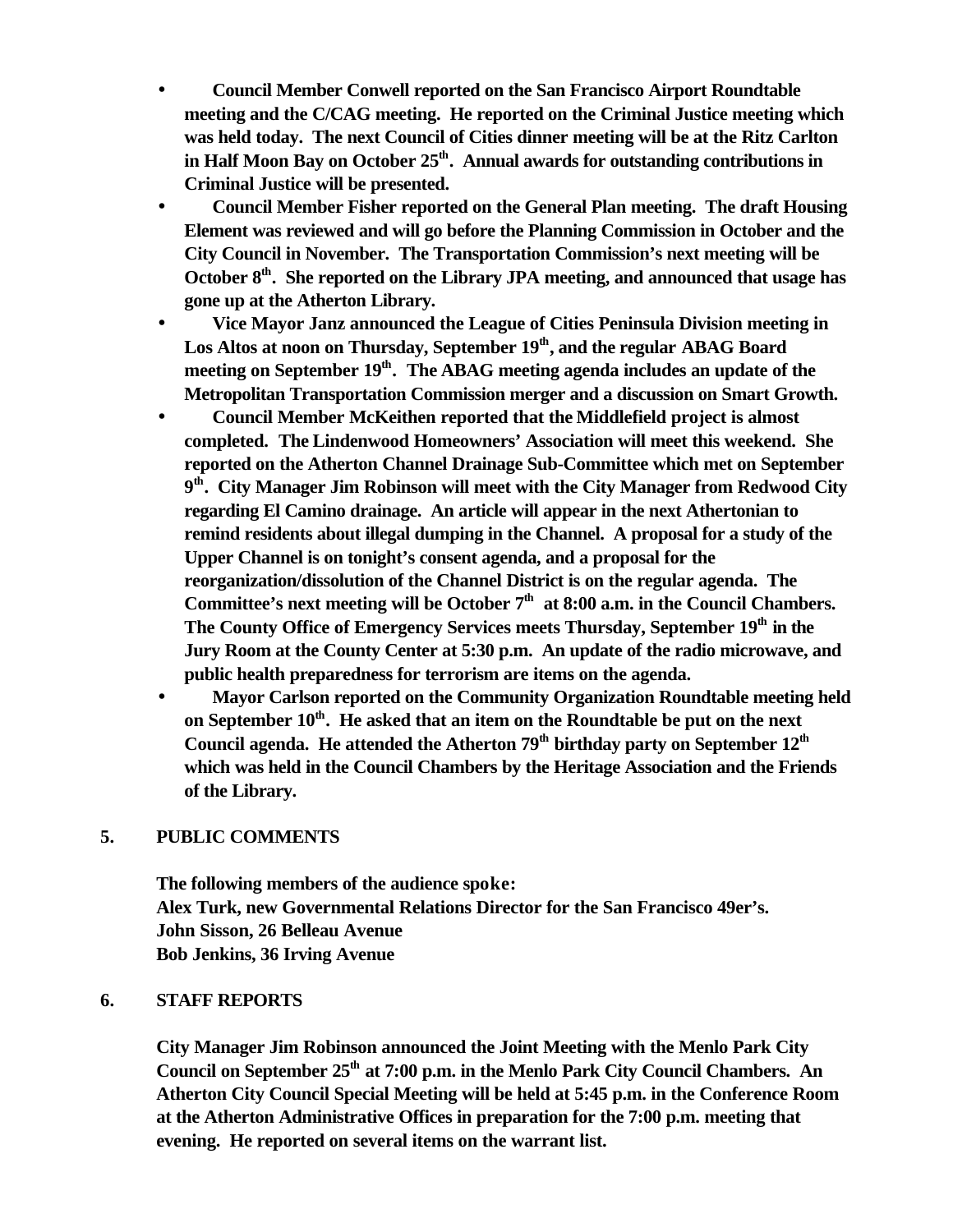- **Council Member Conwell reported on the San Francisco Airport Roundtable meeting and the C/CAG meeting. He reported on the Criminal Justice meeting which was held today. The next Council of Cities dinner meeting will be at the Ritz Carlton in Half Moon Bay on October 25th. Annual awards for outstanding contributions in Criminal Justice will be presented.**
- **Council Member Fisher reported on the General Plan meeting. The draft Housing Element was reviewed and will go before the Planning Commission in October and the City Council in November. The Transportation Commission's next meeting will be October 8th. She reported on the Library JPA meeting, and announced that usage has gone up at the Atherton Library.**
- **Vice Mayor Janz announced the League of Cities Peninsula Division meeting in Los Altos at noon on Thursday, September 19th, and the regular ABAG Board meeting on September 19th. The ABAG meeting agenda includes an update of the Metropolitan Transportation Commission merger and a discussion on Smart Growth.**
- **Council Member McKeithen reported that the Middlefield project is almost completed. The Lindenwood Homeowners' Association will meet this weekend. She reported on the Atherton Channel Drainage Sub-Committee which met on September 9th. City Manager Jim Robinson will meet with the City Manager from Redwood City regarding El Camino drainage. An article will appear in the next Athertonian to remind residents about illegal dumping in the Channel. A proposal for a study of the Upper Channel is on tonight's consent agenda, and a proposal for the reorganization/dissolution of the Channel District is on the regular agenda. The Committee's next meeting will be October 7th at 8:00 a.m. in the Council Chambers. The County Office of Emergency Services meets Thursday, September 19th in the Jury Room at the County Center at 5:30 p.m. An update of the radio microwave, and public health preparedness for terrorism are items on the agenda.**
- **Mayor Carlson reported on the Community Organization Roundtable meeting held on September 10th. He asked that an item on the Roundtable be put on the next Council agenda. He attended the Atherton 79th birthday party on September 12th which was held in the Council Chambers by the Heritage Association and the Friends of the Library.**

## 5. PUBLIC COMMENTS

**The following members of the audience spoke:**
**Alex Turk, new Governmental Relations Director for the San Francisco 49er's.**
**John Sisson, 26 Belleau Avenue**
**Bob Jenkins, 36 Irving Avenue**

## 6. STAFF REPORTS

**City Manager Jim Robinson announced the Joint Meeting with the Menlo Park City Council on September 25th at 7:00 p.m. in the Menlo Park City Council Chambers. An Atherton City Council Special Meeting will be held at 5:45 p.m. in the Conference Room at the Atherton Administrative Offices in preparation for the 7:00 p.m. meeting that evening. He reported on several items on the warrant list.**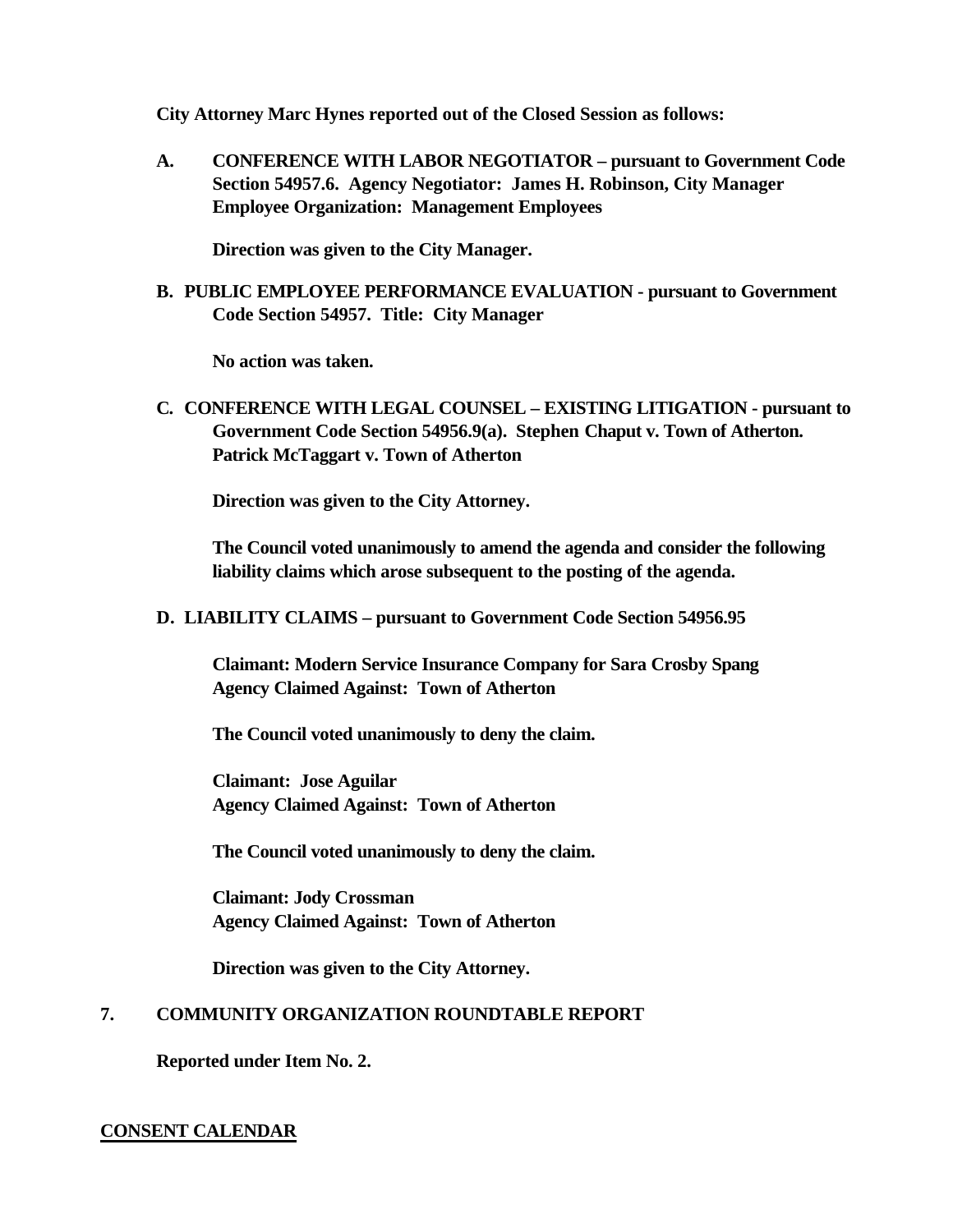**City Attorney Marc Hynes reported out of the Closed Session as follows:**

**A. CONFERENCE WITH LABOR NEGOTIATOR – pursuant to Government Code Section 54957.6. Agency Negotiator: James H. Robinson, City Manager Employee Organization: Management Employees**

**Direction was given to the City Manager.**

**B. PUBLIC EMPLOYEE PERFORMANCE EVALUATION - pursuant to Government Code Section 54957. Title: City Manager**

**No action was taken.**

**C. CONFERENCE WITH LEGAL COUNSEL – EXISTING LITIGATION - pursuant to Government Code Section 54956.9(a). Stephen Chaput v. Town of Atherton. Patrick McTaggart v. Town of Atherton**

**Direction was given to the City Attorney.**

**The Council voted unanimously to amend the agenda and consider the following liability claims which arose subsequent to the posting of the agenda.**

**D. LIABILITY CLAIMS – pursuant to Government Code Section 54956.95**

**Claimant: Modern Service Insurance Company for Sara Crosby Spang**
**Agency Claimed Against: Town of Atherton**

**The Council voted unanimously to deny the claim.**

**Claimant: Jose Aguilar**
**Agency Claimed Against: Town of Atherton**

**The Council voted unanimously to deny the claim.**

**Claimant: Jody Crossman**
**Agency Claimed Against: Town of Atherton**

**Direction was given to the City Attorney.**

**7. COMMUNITY ORGANIZATION ROUNDTABLE REPORT**

**Reported under Item No. 2.**

**CONSENT CALENDAR**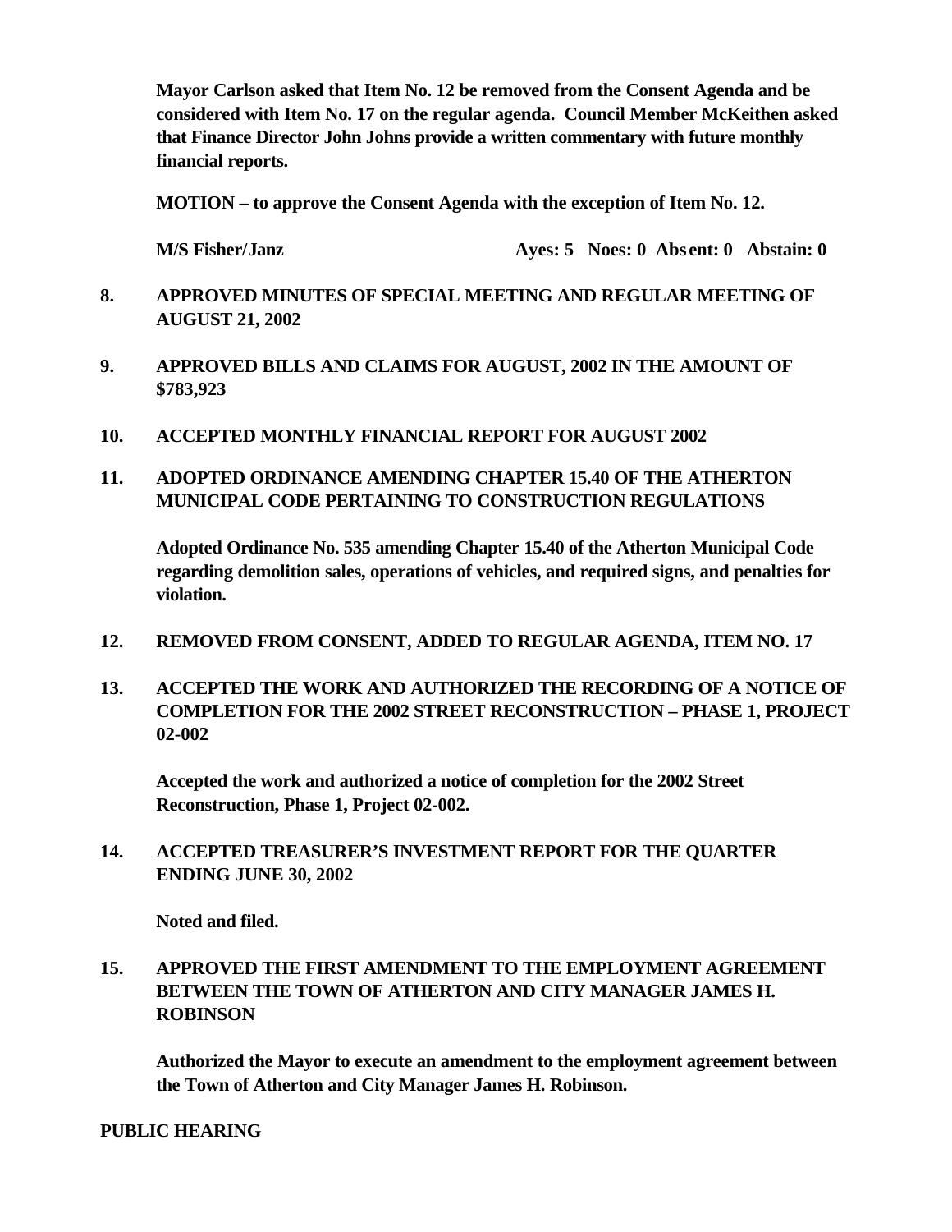**Mayor Carlson asked that Item No. 12 be removed from the Consent Agenda and be considered with Item No. 17 on the regular agenda. Council Member McKeithen asked that Finance Director John Johns provide a written commentary with future monthly financial reports.**

**MOTION – to approve the Consent Agenda with the exception of Item No. 12.**

**M/S Fisher/Janz Ayes: 5 Noes: 0 Absent: 0 Abstain: 0**

**8. APPROVED MINUTES OF SPECIAL MEETING AND REGULAR MEETING OF AUGUST 21, 2002**

**9. APPROVED BILLS AND CLAIMS FOR AUGUST, 2002 IN THE AMOUNT OF $783,923**

**10. ACCEPTED MONTHLY FINANCIAL REPORT FOR AUGUST 2002**

**11. ADOPTED ORDINANCE AMENDING CHAPTER 15.40 OF THE ATHERTON MUNICIPAL CODE PERTAINING TO CONSTRUCTION REGULATIONS**

**Adopted Ordinance No. 535 amending Chapter 15.40 of the Atherton Municipal Code regarding demolition sales, operations of vehicles, and required signs, and penalties for violation.**

**12. REMOVED FROM CONSENT, ADDED TO REGULAR AGENDA, ITEM NO. 17**

**13. ACCEPTED THE WORK AND AUTHORIZED THE RECORDING OF A NOTICE OF COMPLETION FOR THE 2002 STREET RECONSTRUCTION – PHASE 1, PROJECT 02-002**

**Accepted the work and authorized a notice of completion for the 2002 Street Reconstruction, Phase 1, Project 02-002.**

**14. ACCEPTED TREASURER'S INVESTMENT REPORT FOR THE QUARTER ENDING JUNE 30, 2002**

**Noted and filed.**

**15. APPROVED THE FIRST AMENDMENT TO THE EMPLOYMENT AGREEMENT BETWEEN THE TOWN OF ATHERTON AND CITY MANAGER JAMES H. ROBINSON**

**Authorized the Mayor to execute an amendment to the employment agreement between the Town of Atherton and City Manager James H. Robinson.**

**PUBLIC HEARING**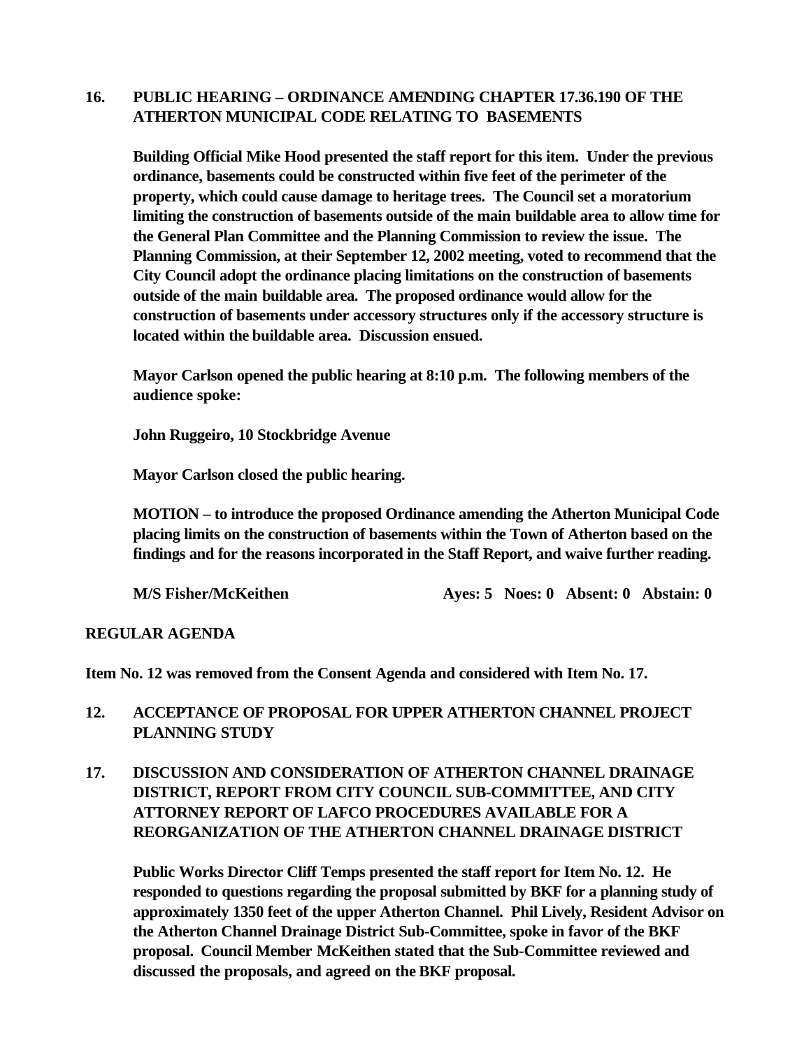**16. PUBLIC HEARING – ORDINANCE AMENDING CHAPTER 17.36.190 OF THE ATHERTON MUNICIPAL CODE RELATING TO BASEMENTS**

**Building Official Mike Hood presented the staff report for this item. Under the previous ordinance, basements could be constructed within five feet of the perimeter of the property, which could cause damage to heritage trees. The Council set a moratorium limiting the construction of basements outside of the main buildable area to allow time for the General Plan Committee and the Planning Commission to review the issue. The Planning Commission, at their September 12, 2002 meeting, voted to recommend that the City Council adopt the ordinance placing limitations on the construction of basements outside of the main buildable area. The proposed ordinance would allow for the construction of basements under accessory structures only if the accessory structure is located within the buildable area. Discussion ensued.**

**Mayor Carlson opened the public hearing at 8:10 p.m. The following members of the audience spoke:**

**John Ruggeiro, 10 Stockbridge Avenue**

**Mayor Carlson closed the public hearing.**

**MOTION – to introduce the proposed Ordinance amending the Atherton Municipal Code placing limits on the construction of basements within the Town of Atherton based on the findings and for the reasons incorporated in the Staff Report, and waive further reading.**

**M/S Fisher/McKeithen Ayes: 5 Noes: 0 Absent: 0 Abstain: 0**

**REGULAR AGENDA**

**Item No. 12 was removed from the Consent Agenda and considered with Item No. 17.**

**12. ACCEPTANCE OF PROPOSAL FOR UPPER ATHERTON CHANNEL PROJECT PLANNING STUDY**

**17. DISCUSSION AND CONSIDERATION OF ATHERTON CHANNEL DRAINAGE DISTRICT, REPORT FROM CITY COUNCIL SUB-COMMITTEE, AND CITY ATTORNEY REPORT OF LAFCO PROCEDURES AVAILABLE FOR A REORGANIZATION OF THE ATHERTON CHANNEL DRAINAGE DISTRICT**

**Public Works Director Cliff Temps presented the staff report for Item No. 12. He responded to questions regarding the proposal submitted by BKF for a planning study of approximately 1350 feet of the upper Atherton Channel. Phil Lively, Resident Advisor on the Atherton Channel Drainage District Sub-Committee, spoke in favor of the BKF proposal. Council Member McKeithen stated that the Sub-Committee reviewed and discussed the proposals, and agreed on the BKF proposal.**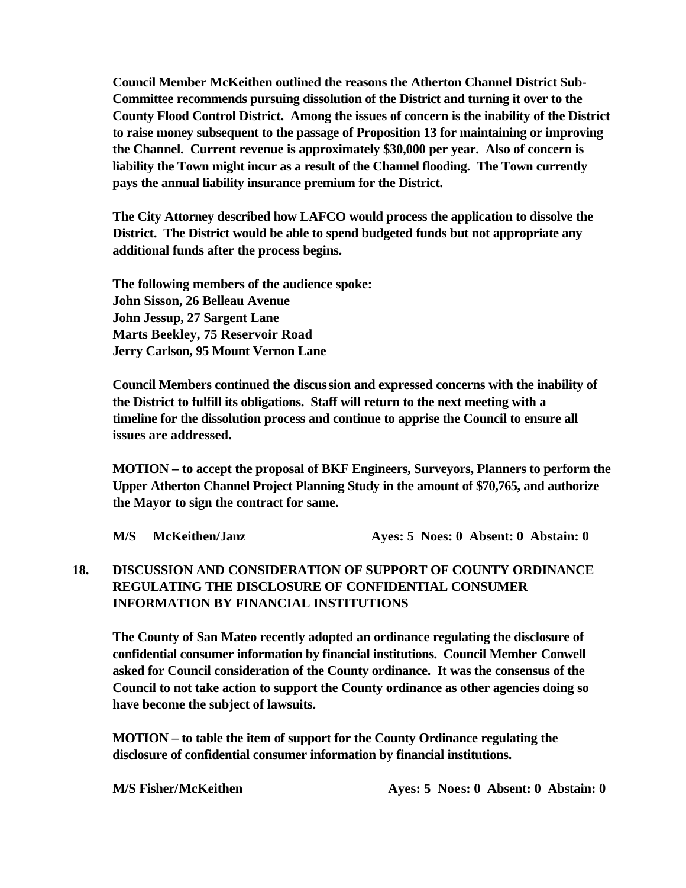**Council Member McKeithen outlined the reasons the Atherton Channel District Sub-Committee recommends pursuing dissolution of the District and turning it over to the County Flood Control District. Among the issues of concern is the inability of the District to raise money subsequent to the passage of Proposition 13 for maintaining or improving the Channel. Current revenue is approximately $30,000 per year. Also of concern is liability the Town might incur as a result of the Channel flooding. The Town currently pays the annual liability insurance premium for the District.**

**The City Attorney described how LAFCO would process the application to dissolve the District. The District would be able to spend budgeted funds but not appropriate any additional funds after the process begins.**

**The following members of the audience spoke:**
**John Sisson, 26 Belleau Avenue**
**John Jessup, 27 Sargent Lane**
**Marts Beekley, 75 Reservoir Road**
**Jerry Carlson, 95 Mount Vernon Lane**

**Council Members continued the discussion and expressed concerns with the inability of the District to fulfill its obligations. Staff will return to the next meeting with a timeline for the dissolution process and continue to apprise the Council to ensure all issues are addressed.**

**MOTION – to accept the proposal of BKF Engineers, Surveyors, Planners to perform the Upper Atherton Channel Project Planning Study in the amount of $70,765, and authorize the Mayor to sign the contract for same.**

**M/S McKeithen/Janz** **Ayes: 5 Noes: 0 Absent: 0 Abstain: 0**

**18. DISCUSSION AND CONSIDERATION OF SUPPORT OF COUNTY ORDINANCE REGULATING THE DISCLOSURE OF CONFIDENTIAL CONSUMER INFORMATION BY FINANCIAL INSTITUTIONS**

**The County of San Mateo recently adopted an ordinance regulating the disclosure of confidential consumer information by financial institutions. Council Member Conwell asked for Council consideration of the County ordinance. It was the consensus of the Council to not take action to support the County ordinance as other agencies doing so have become the subject of lawsuits.**

**MOTION – to table the item of support for the County Ordinance regulating the disclosure of confidential consumer information by financial institutions.**

**M/S Fisher/McKeithen** **Ayes: 5 Noes: 0 Absent: 0 Abstain: 0**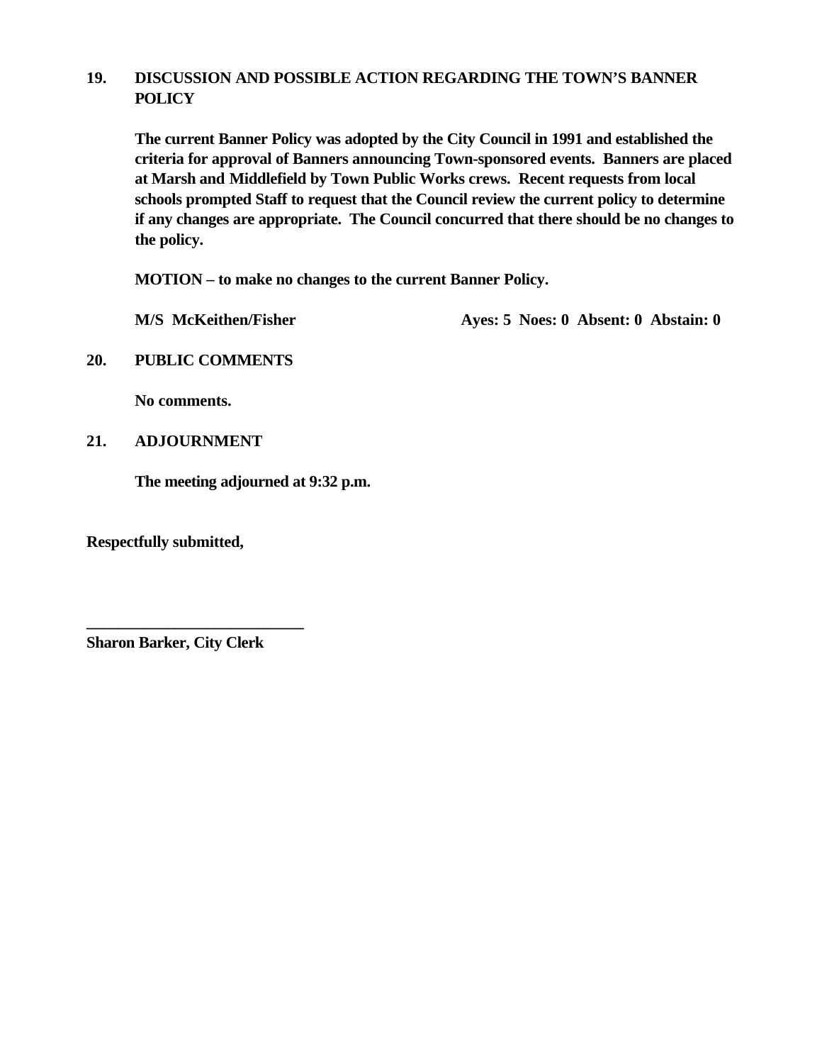## 19. DISCUSSION AND POSSIBLE ACTION REGARDING THE TOWN'S BANNER POLICY

**The current Banner Policy was adopted by the City Council in 1991 and established the criteria for approval of Banners announcing Town-sponsored events. Banners are placed at Marsh and Middlefield by Town Public Works crews. Recent requests from local schools prompted Staff to request that the Council review the current policy to determine if any changes are appropriate. The Council concurred that there should be no changes to the policy.**

**MOTION – to make no changes to the current Banner Policy.**

**M/S McKeithen/Fisher** **Ayes: 5 Noes: 0 Absent: 0 Abstain: 0**

## 20. PUBLIC COMMENTS

**No comments.**

## 21. ADJOURNMENT

**The meeting adjourned at 9:32 p.m.**

**Respectfully submitted,**

**____________________________**
**Sharon Barker, City Clerk**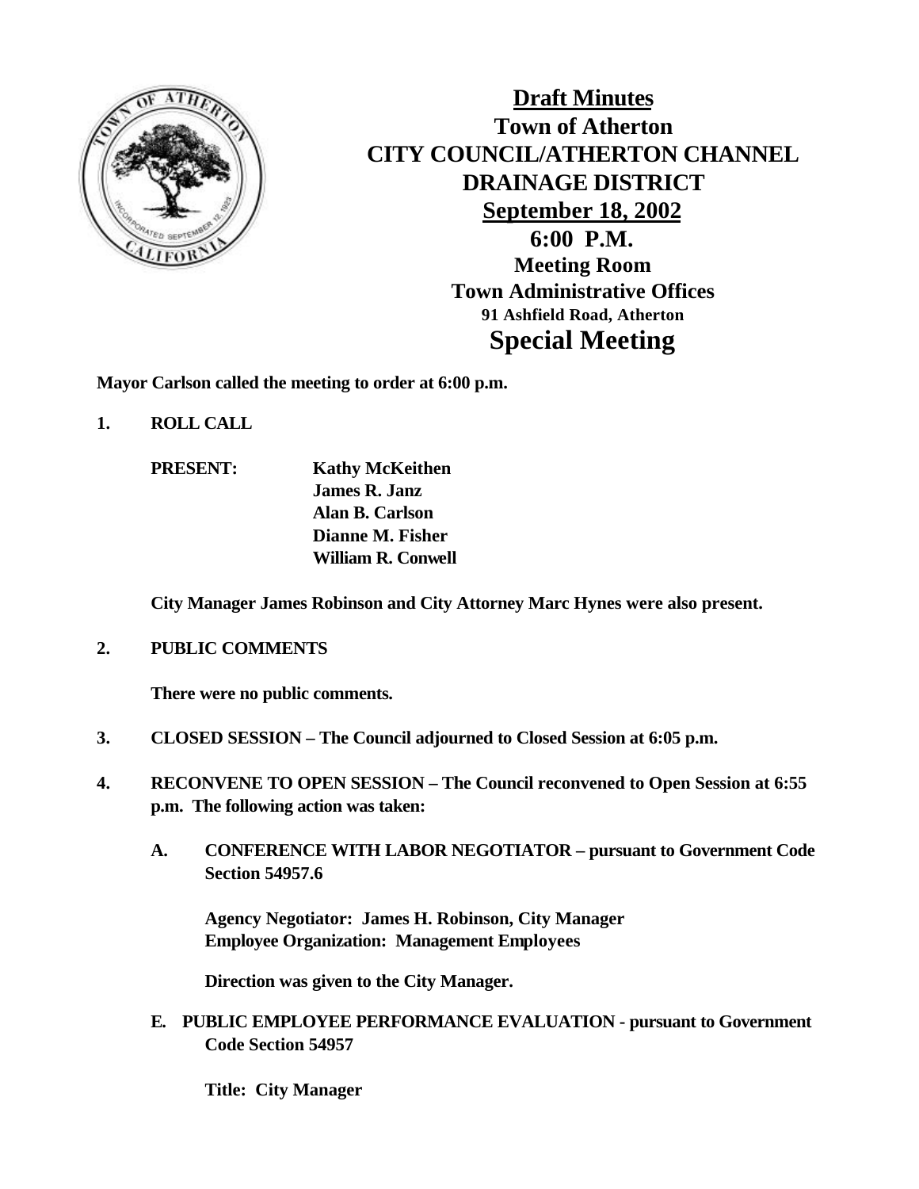**Draft Minutes**
**Town of Atherton**
**CITY COUNCIL/ATHERTON CHANNEL DRAINAGE DISTRICT**
**September 18, 2002**
**6:00 P.M.**
**Meeting Room**
**Town Administrative Offices**
**91 Ashfield Road, Atherton**

# Special Meeting

**Mayor Carlson called the meeting to order at 6:00 p.m.**

**1. ROLL CALL**

**PRESENT:** **Kathy McKeithen**
**James R. Janz**
**Alan B. Carlson**
**Dianne M. Fisher**
**William R. Conwell**

**City Manager James Robinson and City Attorney Marc Hynes were also present.**

**2. PUBLIC COMMENTS**

**There were no public comments.**

**3. CLOSED SESSION – The Council adjourned to Closed Session at 6:05 p.m.**

**4. RECONVENE TO OPEN SESSION – The Council reconvened to Open Session at 6:55 p.m. The following action was taken:**

**A. CONFERENCE WITH LABOR NEGOTIATOR – pursuant to Government Code Section 54957.6**

**Agency Negotiator: James H. Robinson, City Manager**
**Employee Organization: Management Employees**

**Direction was given to the City Manager.**

**E. PUBLIC EMPLOYEE PERFORMANCE EVALUATION - pursuant to Government Code Section 54957**

**Title: City Manager**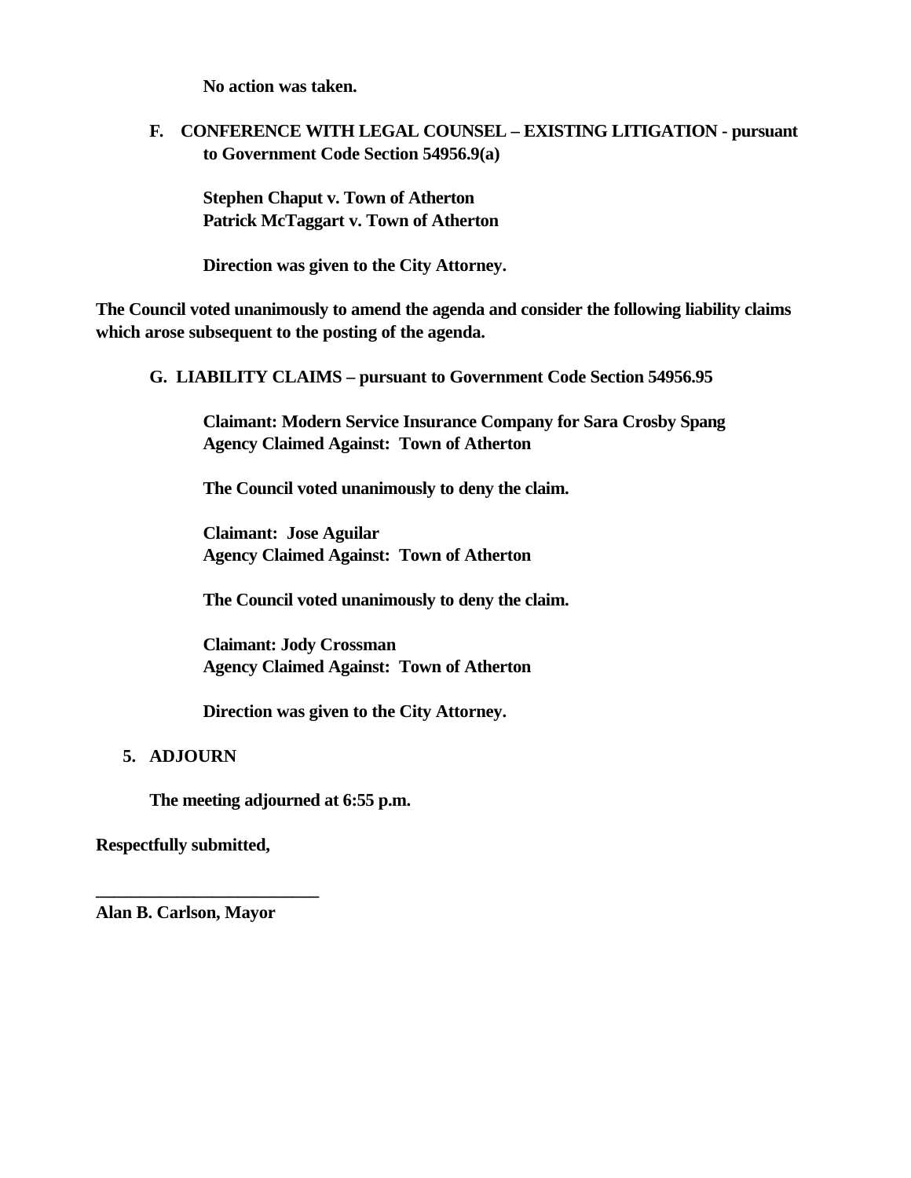**No action was taken.**

**F. CONFERENCE WITH LEGAL COUNSEL – EXISTING LITIGATION - pursuant to Government Code Section 54956.9(a)**

**Stephen Chaput v. Town of Atherton**
**Patrick McTaggart v. Town of Atherton**

**Direction was given to the City Attorney.**

**The Council voted unanimously to amend the agenda and consider the following liability claims which arose subsequent to the posting of the agenda.**

**G. LIABILITY CLAIMS – pursuant to Government Code Section 54956.95**

**Claimant: Modern Service Insurance Company for Sara Crosby Spang**
**Agency Claimed Against: Town of Atherton**

**The Council voted unanimously to deny the claim.**

**Claimant: Jose Aguilar**
**Agency Claimed Against: Town of Atherton**

**The Council voted unanimously to deny the claim.**

**Claimant: Jody Crossman**
**Agency Claimed Against: Town of Atherton**

**Direction was given to the City Attorney.**

**5. ADJOURN**

**The meeting adjourned at 6:55 p.m.**

**Respectfully submitted,**

**________________________**
**Alan B. Carlson, Mayor**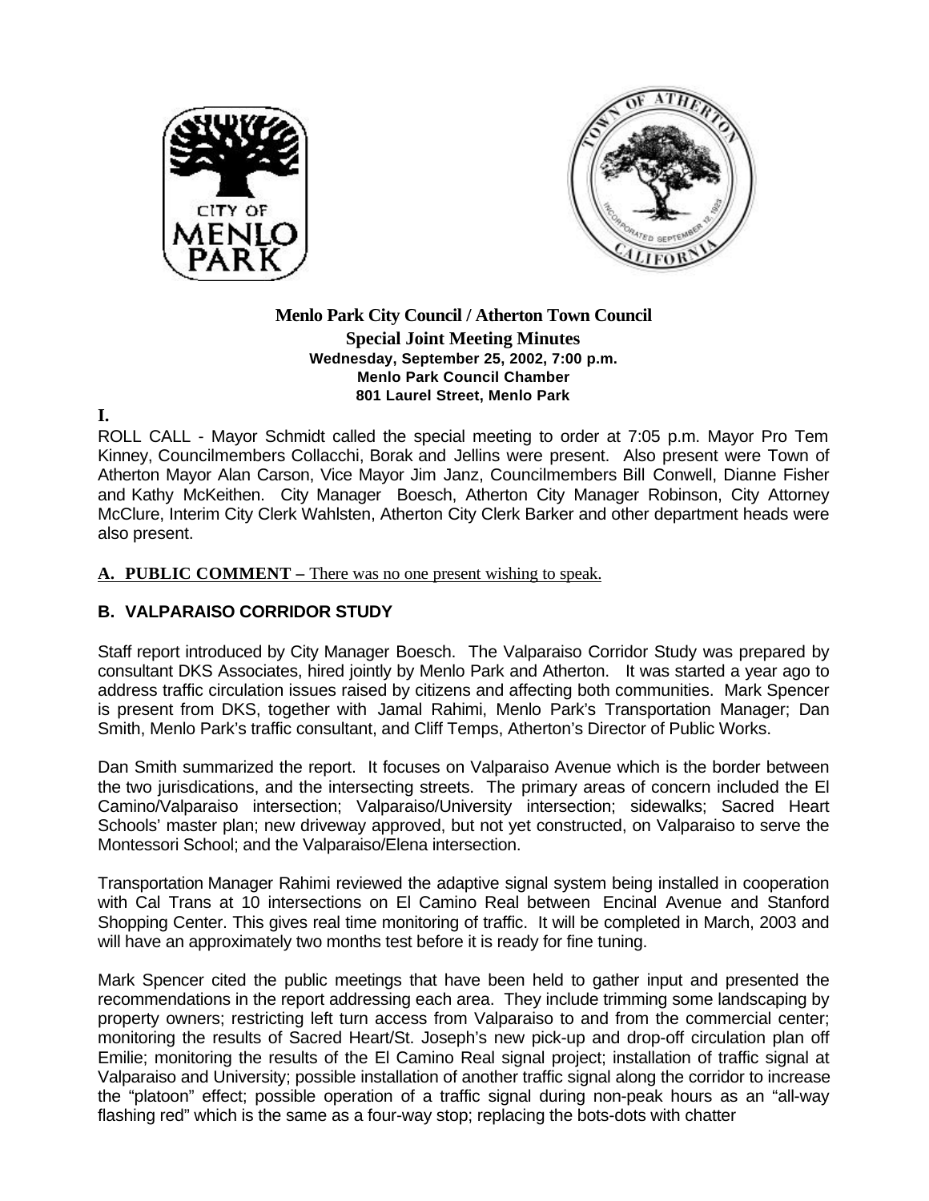**Menlo Park City Council / Atherton Town Council**
**Special Joint Meeting Minutes**
**Wednesday, September 25, 2002, 7:00 p.m.**
**Menlo Park Council Chamber**
**801 Laurel Street, Menlo Park**

**I.**

ROLL CALL - Mayor Schmidt called the special meeting to order at 7:05 p.m. Mayor Pro Tem Kinney, Councilmembers Collacchi, Borak and Jellins were present. Also present were Town of Atherton Mayor Alan Carson, Vice Mayor Jim Janz, Councilmembers Bill Conwell, Dianne Fisher and Kathy McKeithen. City Manager Boesch, Atherton City Manager Robinson, City Attorney McClure, Interim City Clerk Wahlsten, Atherton City Clerk Barker and other department heads were also present.

**A. PUBLIC COMMENT –** There was no one present wishing to speak.

## B. VALPARAISO CORRIDOR STUDY

Staff report introduced by City Manager Boesch. The Valparaiso Corridor Study was prepared by consultant DKS Associates, hired jointly by Menlo Park and Atherton. It was started a year ago to address traffic circulation issues raised by citizens and affecting both communities. Mark Spencer is present from DKS, together with Jamal Rahimi, Menlo Park's Transportation Manager; Dan Smith, Menlo Park's traffic consultant, and Cliff Temps, Atherton's Director of Public Works.

Dan Smith summarized the report. It focuses on Valparaiso Avenue which is the border between the two jurisdications, and the intersecting streets. The primary areas of concern included the El Camino/Valparaiso intersection; Valparaiso/University intersection; sidewalks; Sacred Heart Schools' master plan; new driveway approved, but not yet constructed, on Valparaiso to serve the Montessori School; and the Valparaiso/Elena intersection.

Transportation Manager Rahimi reviewed the adaptive signal system being installed in cooperation with Cal Trans at 10 intersections on El Camino Real between Encinal Avenue and Stanford Shopping Center. This gives real time monitoring of traffic. It will be completed in March, 2003 and will have an approximately two months test before it is ready for fine tuning.

Mark Spencer cited the public meetings that have been held to gather input and presented the recommendations in the report addressing each area. They include trimming some landscaping by property owners; restricting left turn access from Valparaiso to and from the commercial center; monitoring the results of Sacred Heart/St. Joseph's new pick-up and drop-off circulation plan off Emilie; monitoring the results of the El Camino Real signal project; installation of traffic signal at Valparaiso and University; possible installation of another traffic signal along the corridor to increase the "platoon" effect; possible operation of a traffic signal during non-peak hours as an "all-way flashing red" which is the same as a four-way stop; replacing the bots-dots with chatter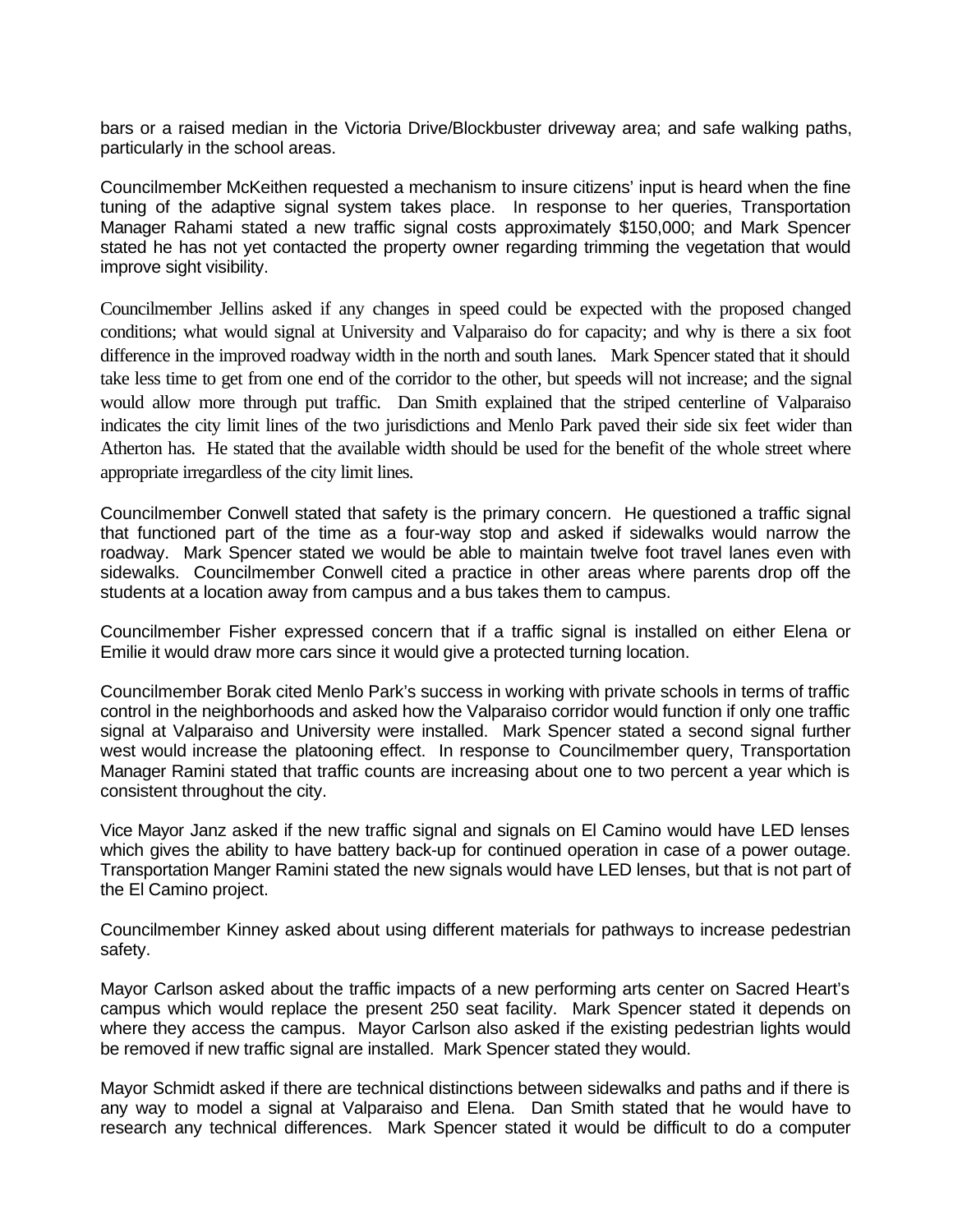bars or a raised median in the Victoria Drive/Blockbuster driveway area; and safe walking paths, particularly in the school areas.

Councilmember McKeithen requested a mechanism to insure citizens' input is heard when the fine tuning of the adaptive signal system takes place. In response to her queries, Transportation Manager Rahami stated a new traffic signal costs approximately $150,000; and Mark Spencer stated he has not yet contacted the property owner regarding trimming the vegetation that would improve sight visibility.

Councilmember Jellins asked if any changes in speed could be expected with the proposed changed conditions; what would signal at University and Valparaiso do for capacity; and why is there a six foot difference in the improved roadway width in the north and south lanes. Mark Spencer stated that it should take less time to get from one end of the corridor to the other, but speeds will not increase; and the signal would allow more through put traffic. Dan Smith explained that the striped centerline of Valparaiso indicates the city limit lines of the two jurisdictions and Menlo Park paved their side six feet wider than Atherton has. He stated that the available width should be used for the benefit of the whole street where appropriate irregardless of the city limit lines.

Councilmember Conwell stated that safety is the primary concern. He questioned a traffic signal that functioned part of the time as a four-way stop and asked if sidewalks would narrow the roadway. Mark Spencer stated we would be able to maintain twelve foot travel lanes even with sidewalks. Councilmember Conwell cited a practice in other areas where parents drop off the students at a location away from campus and a bus takes them to campus.

Councilmember Fisher expressed concern that if a traffic signal is installed on either Elena or Emilie it would draw more cars since it would give a protected turning location.

Councilmember Borak cited Menlo Park's success in working with private schools in terms of traffic control in the neighborhoods and asked how the Valparaiso corridor would function if only one traffic signal at Valparaiso and University were installed. Mark Spencer stated a second signal further west would increase the platooning effect. In response to Councilmember query, Transportation Manager Ramini stated that traffic counts are increasing about one to two percent a year which is consistent throughout the city.

Vice Mayor Janz asked if the new traffic signal and signals on El Camino would have LED lenses which gives the ability to have battery back-up for continued operation in case of a power outage. Transportation Manger Ramini stated the new signals would have LED lenses, but that is not part of the El Camino project.

Councilmember Kinney asked about using different materials for pathways to increase pedestrian safety.

Mayor Carlson asked about the traffic impacts of a new performing arts center on Sacred Heart's campus which would replace the present 250 seat facility. Mark Spencer stated it depends on where they access the campus. Mayor Carlson also asked if the existing pedestrian lights would be removed if new traffic signal are installed. Mark Spencer stated they would.

Mayor Schmidt asked if there are technical distinctions between sidewalks and paths and if there is any way to model a signal at Valparaiso and Elena. Dan Smith stated that he would have to research any technical differences. Mark Spencer stated it would be difficult to do a computer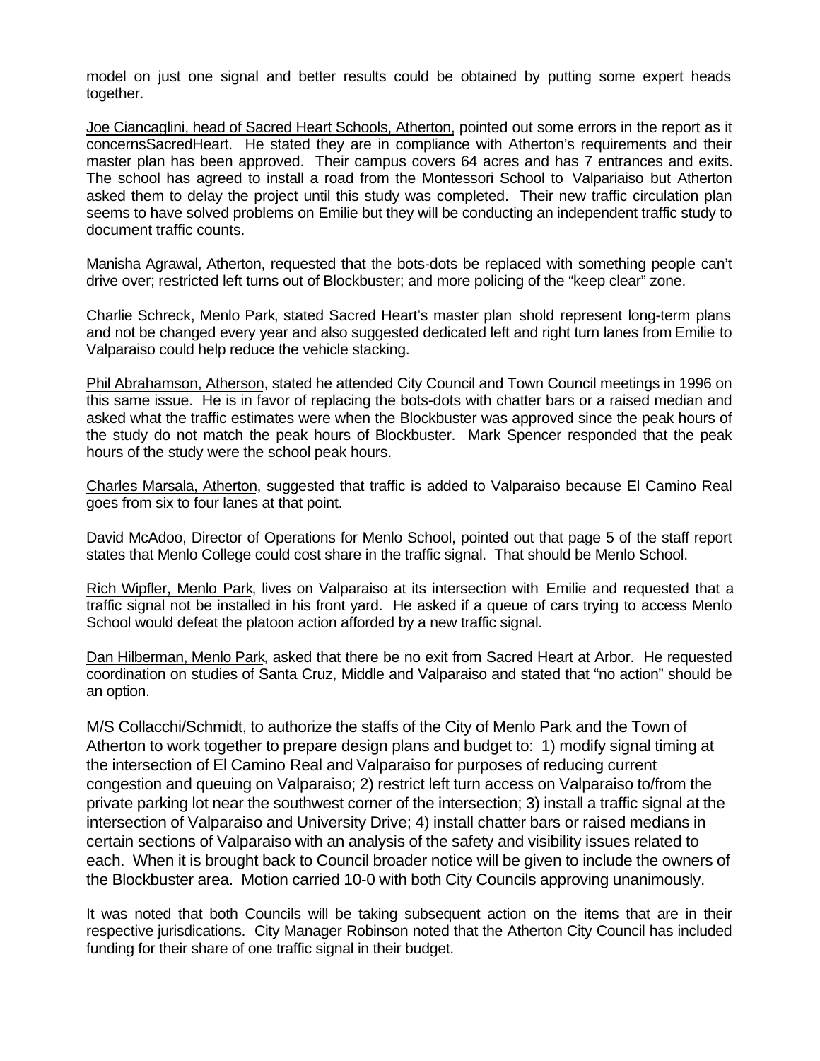model on just one signal and better results could be obtained by putting some expert heads together.

Joe Ciancaglini, head of Sacred Heart Schools, Atherton, pointed out some errors in the report as it concernsSacredHeart. He stated they are in compliance with Atherton's requirements and their master plan has been approved. Their campus covers 64 acres and has 7 entrances and exits. The school has agreed to install a road from the Montessori School to Valpariaiso but Atherton asked them to delay the project until this study was completed. Their new traffic circulation plan seems to have solved problems on Emilie but they will be conducting an independent traffic study to document traffic counts.

Manisha Agrawal, Atherton, requested that the bots-dots be replaced with something people can't drive over; restricted left turns out of Blockbuster; and more policing of the "keep clear" zone.

Charlie Schreck, Menlo Park, stated Sacred Heart's master plan shold represent long-term plans and not be changed every year and also suggested dedicated left and right turn lanes from Emilie to Valparaiso could help reduce the vehicle stacking.

Phil Abrahamson, Atherson, stated he attended City Council and Town Council meetings in 1996 on this same issue. He is in favor of replacing the bots-dots with chatter bars or a raised median and asked what the traffic estimates were when the Blockbuster was approved since the peak hours of the study do not match the peak hours of Blockbuster. Mark Spencer responded that the peak hours of the study were the school peak hours.

Charles Marsala, Atherton, suggested that traffic is added to Valparaiso because El Camino Real goes from six to four lanes at that point.

David McAdoo, Director of Operations for Menlo School, pointed out that page 5 of the staff report states that Menlo College could cost share in the traffic signal. That should be Menlo School.

Rich Wipfler, Menlo Park, lives on Valparaiso at its intersection with Emilie and requested that a traffic signal not be installed in his front yard. He asked if a queue of cars trying to access Menlo School would defeat the platoon action afforded by a new traffic signal.

Dan Hilberman, Menlo Park, asked that there be no exit from Sacred Heart at Arbor. He requested coordination on studies of Santa Cruz, Middle and Valparaiso and stated that "no action" should be an option.

M/S Collacchi/Schmidt, to authorize the staffs of the City of Menlo Park and the Town of Atherton to work together to prepare design plans and budget to: 1) modify signal timing at the intersection of El Camino Real and Valparaiso for purposes of reducing current congestion and queuing on Valparaiso; 2) restrict left turn access on Valparaiso to/from the private parking lot near the southwest corner of the intersection; 3) install a traffic signal at the intersection of Valparaiso and University Drive; 4) install chatter bars or raised medians in certain sections of Valparaiso with an analysis of the safety and visibility issues related to each. When it is brought back to Council broader notice will be given to include the owners of the Blockbuster area. Motion carried 10-0 with both City Councils approving unanimously.

It was noted that both Councils will be taking subsequent action on the items that are in their respective jurisdications. City Manager Robinson noted that the Atherton City Council has included funding for their share of one traffic signal in their budget.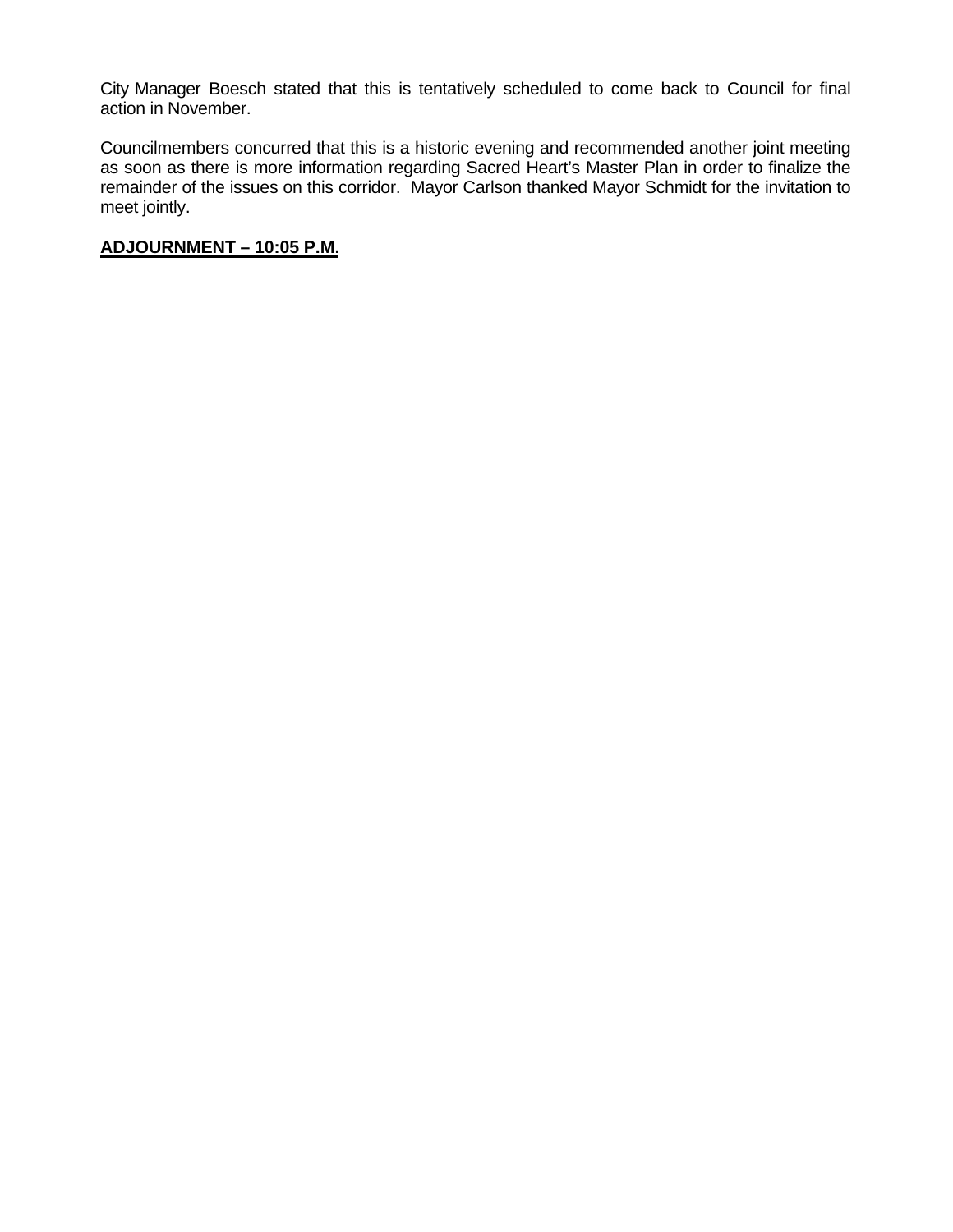City Manager Boesch stated that this is tentatively scheduled to come back to Council for final action in November.

Councilmembers concurred that this is a historic evening and recommended another joint meeting as soon as there is more information regarding Sacred Heart's Master Plan in order to finalize the remainder of the issues on this corridor. Mayor Carlson thanked Mayor Schmidt for the invitation to meet jointly.

**ADJOURNMENT – 10:05 P.M.**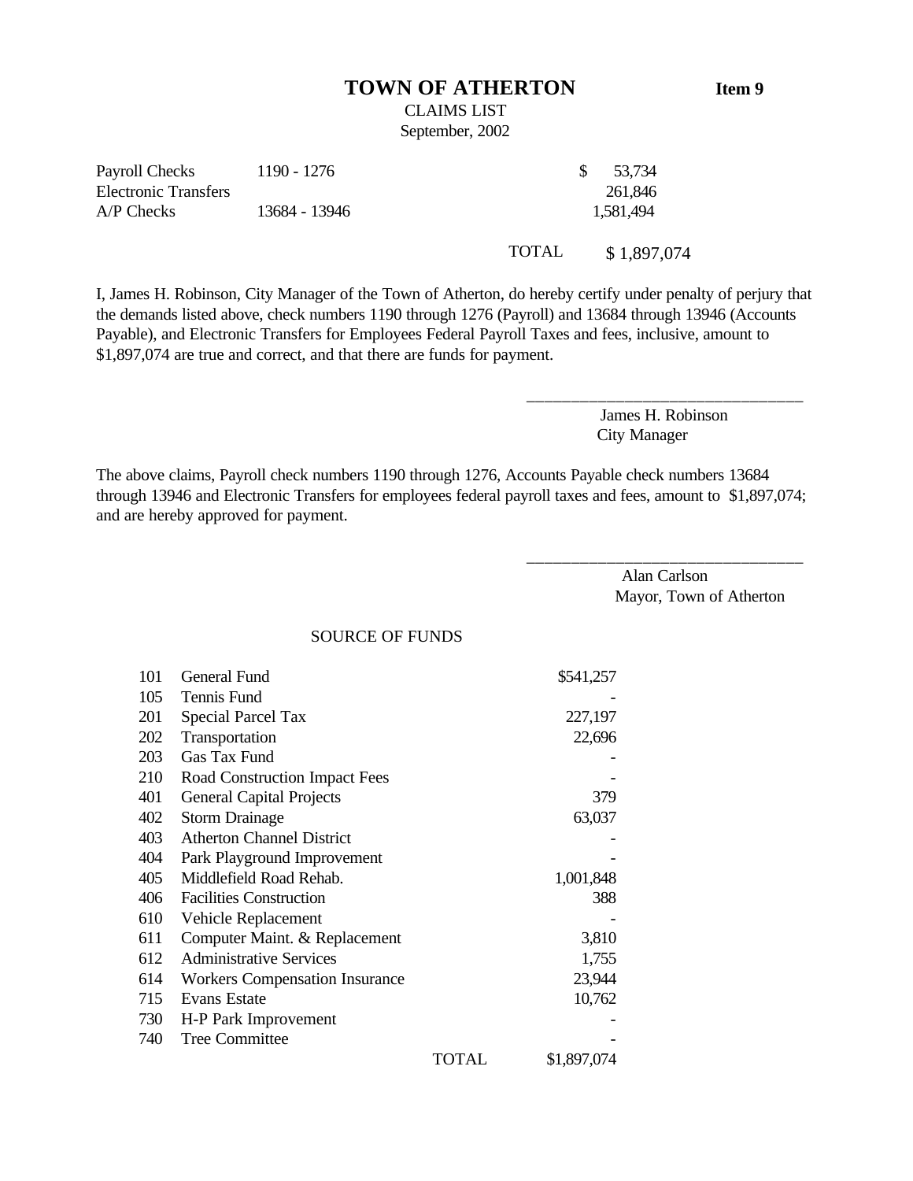# TOWN OF ATHERTON

**Item 9**

CLAIMS LIST
September, 2002

| | | |
|---|---|---|
| Payroll Checks | 1190 - 1276 | $ 53,734 |
| Electronic Transfers | | 261,846 |
| A/P Checks | 13684 - 13946 | 1,581,494 |
| | TOTAL | $ 1,897,074 |

I, James H. Robinson, City Manager of the Town of Atherton, do hereby certify under penalty of perjury that the demands listed above, check numbers 1190 through 1276 (Payroll) and 13684 through 13946 (Accounts Payable), and Electronic Transfers for Employees Federal Payroll Taxes and fees, inclusive, amount to $1,897,074 are true and correct, and that there are funds for payment.

_______________________________
James H. Robinson
City Manager

The above claims, Payroll check numbers 1190 through 1276, Accounts Payable check numbers 13684 through 13946 and Electronic Transfers for employees federal payroll taxes and fees, amount to $1,897,074; and are hereby approved for payment.

_______________________________
Alan Carlson
Mayor, Town of Atherton

SOURCE OF FUNDS

| | | |
|---|---|---|
| 101 | General Fund | $541,257 |
| 105 | Tennis Fund | - |
| 201 | Special Parcel Tax | 227,197 |
| 202 | Transportation | 22,696 |
| 203 | Gas Tax Fund | - |
| 210 | Road Construction Impact Fees | - |
| 401 | General Capital Projects | 379 |
| 402 | Storm Drainage | 63,037 |
| 403 | Atherton Channel District | - |
| 404 | Park Playground Improvement | - |
| 405 | Middlefield Road Rehab. | 1,001,848 |
| 406 | Facilities Construction | 388 |
| 610 | Vehicle Replacement | - |
| 611 | Computer Maint. & Replacement | 3,810 |
| 612 | Administrative Services | 1,755 |
| 614 | Workers Compensation Insurance | 23,944 |
| 715 | Evans Estate | 10,762 |
| 730 | H-P Park Improvement | - |
| 740 | Tree Committee | - |
| | TOTAL | $1,897,074 |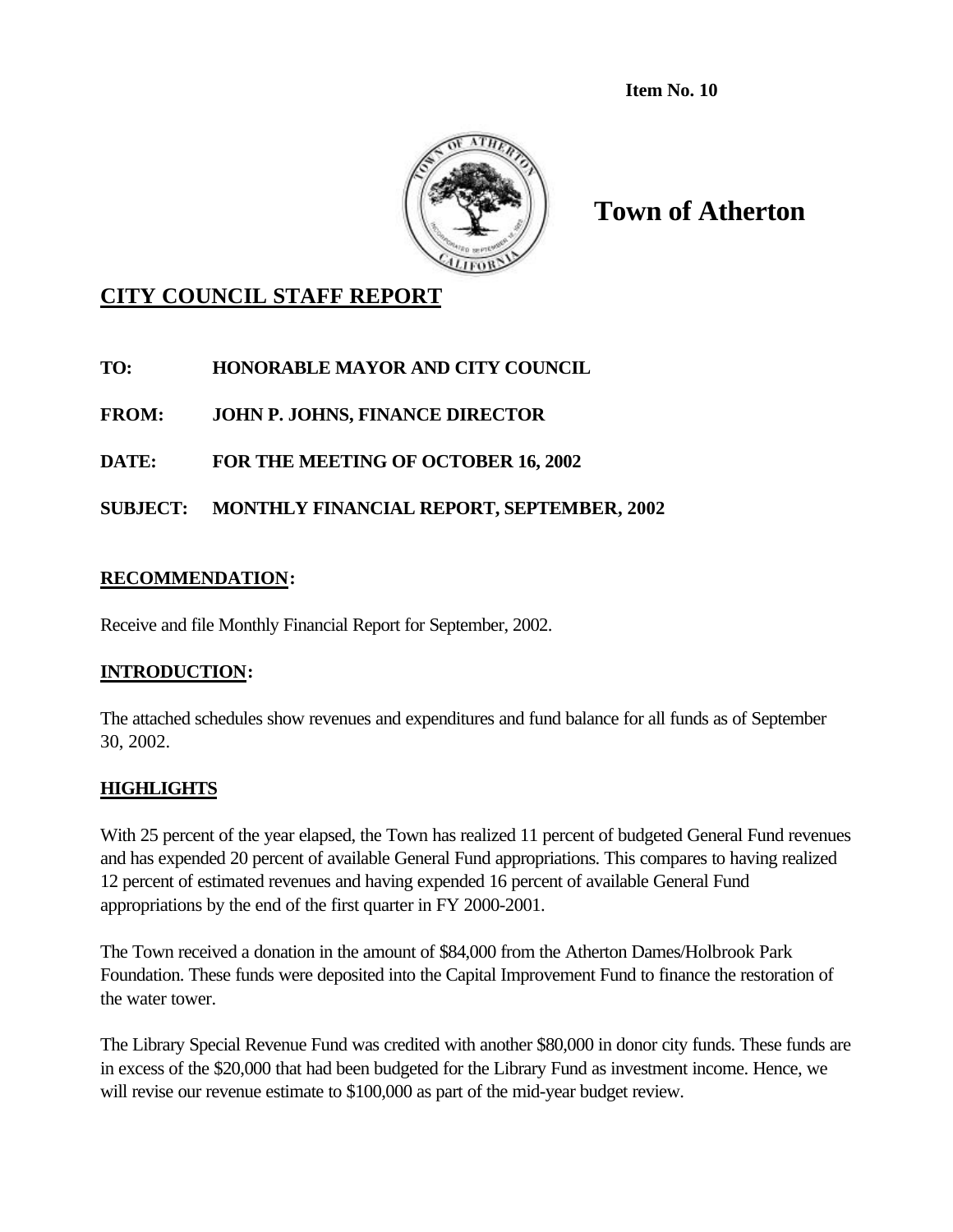**Item No. 10**

# Town of Atherton

## CITY COUNCIL STAFF REPORT

**TO:** HONORABLE MAYOR AND CITY COUNCIL

**FROM:** JOHN P. JOHNS, FINANCE DIRECTOR

**DATE:** FOR THE MEETING OF OCTOBER 16, 2002

**SUBJECT:** MONTHLY FINANCIAL REPORT, SEPTEMBER, 2002

### RECOMMENDATION:

Receive and file Monthly Financial Report for September, 2002.

### INTRODUCTION:

The attached schedules show revenues and expenditures and fund balance for all funds as of September 30, 2002.

### HIGHLIGHTS

With 25 percent of the year elapsed, the Town has realized 11 percent of budgeted General Fund revenues and has expended 20 percent of available General Fund appropriations. This compares to having realized 12 percent of estimated revenues and having expended 16 percent of available General Fund appropriations by the end of the first quarter in FY 2000-2001.

The Town received a donation in the amount of $84,000 from the Atherton Dames/Holbrook Park Foundation. These funds were deposited into the Capital Improvement Fund to finance the restoration of the water tower.

The Library Special Revenue Fund was credited with another $80,000 in donor city funds. These funds are in excess of the $20,000 that had been budgeted for the Library Fund as investment income. Hence, we will revise our revenue estimate to $100,000 as part of the mid-year budget review.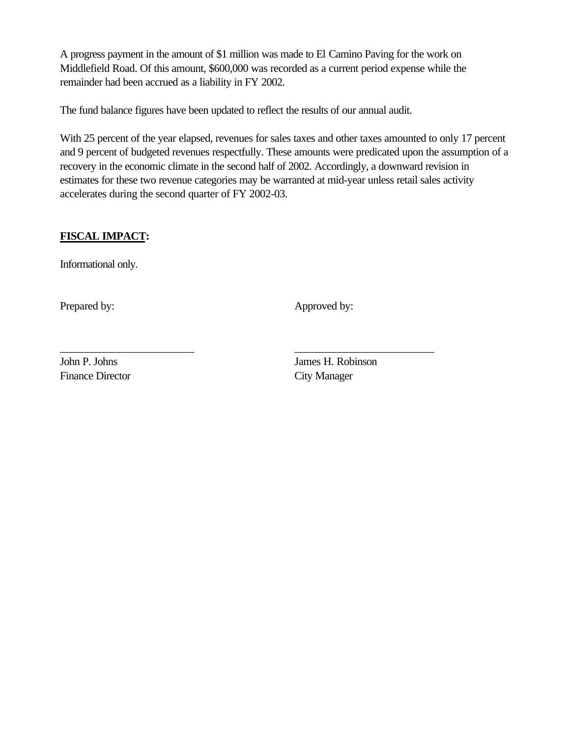A progress payment in the amount of $1 million was made to El Camino Paving for the work on Middlefield Road. Of this amount, $600,000 was recorded as a current period expense while the remainder had been accrued as a liability in FY 2002.

The fund balance figures have been updated to reflect the results of our annual audit.

With 25 percent of the year elapsed, revenues for sales taxes and other taxes amounted to only 17 percent and 9 percent of budgeted revenues respectfully. These amounts were predicated upon the assumption of a recovery in the economic climate in the second half of 2002. Accordingly, a downward revision in estimates for these two revenue categories may be warranted at mid-year unless retail sales activity accelerates during the second quarter of FY 2002-03.

**FISCAL IMPACT:**

Informational only.

Prepared by: Approved by:

\_\_\_\_\_\_\_\_\_\_\_\_\_\_\_\_\_\_\_\_\_\_\_\_ \_\_\_\_\_\_\_\_\_\_\_\_\_\_\_\_\_\_\_\_\_\_\_\_\_\_

John P. Johns  
Finance Director

James H. Robinson  
City Manager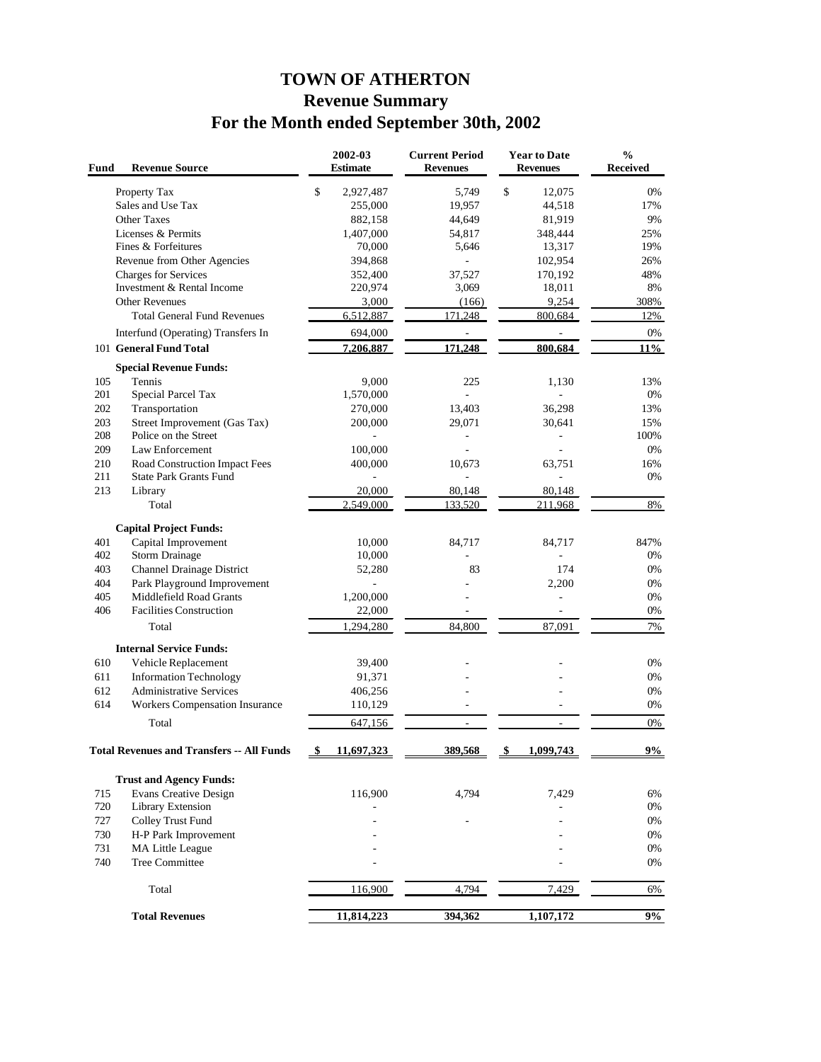# TOWN OF ATHERTON
## Revenue Summary
## For the Month ended September 30th, 2002

| Fund | Revenue Source | 2002-03 Estimate | Current Period Revenues | Year to Date Revenues | % Received |
|---|---|---|---|---|---|
| | Property Tax | $ 2,927,487 | 5,749 | $ 12,075 | 0% |
| | Sales and Use Tax | 255,000 | 19,957 | 44,518 | 17% |
| | Other Taxes | 882,158 | 44,649 | 81,919 | 9% |
| | Licenses & Permits | 1,407,000 | 54,817 | 348,444 | 25% |
| | Fines & Forfeitures | 70,000 | 5,646 | 13,317 | 19% |
| | Revenue from Other Agencies | 394,868 | - | 102,954 | 26% |
| | Charges for Services | 352,400 | 37,527 | 170,192 | 48% |
| | Investment & Rental Income | 220,974 | 3,069 | 18,011 | 8% |
| | Other Revenues | 3,000 | (166) | 9,254 | 308% |
| | Total General Fund Revenues | 6,512,887 | 171,248 | 800,684 | 12% |
| | Interfund (Operating) Transfers In | 694,000 | - | - | 0% |
| 101 | **General Fund Total** | **7,206,887** | **171,248** | **800,684** | **11%** |
| | **Special Revenue Funds:** | | | | |
| 105 | Tennis | 9,000 | 225 | 1,130 | 13% |
| 201 | Special Parcel Tax | 1,570,000 | - | - | 0% |
| 202 | Transportation | 270,000 | 13,403 | 36,298 | 13% |
| 203 | Street Improvement (Gas Tax) | 200,000 | 29,071 | 30,641 | 15% |
| 208 | Police on the Street | - | - | - | 100% |
| 209 | Law Enforcement | 100,000 | - | - | 0% |
| 210 | Road Construction Impact Fees | 400,000 | 10,673 | 63,751 | 16% |
| 211 | State Park Grants Fund | - | - | - | 0% |
| 213 | Library | 20,000 | 80,148 | 80,148 | |
| | Total | 2,549,000 | 133,520 | 211,968 | 8% |
| | **Capital Project Funds:** | | | | |
| 401 | Capital Improvement | 10,000 | 84,717 | 84,717 | 847% |
| 402 | Storm Drainage | 10,000 | - | - | 0% |
| 403 | Channel Drainage District | 52,280 | 83 | 174 | 0% |
| 404 | Park Playground Improvement | - | - | 2,200 | 0% |
| 405 | Middlefield Road Grants | 1,200,000 | - | - | 0% |
| 406 | Facilities Construction | 22,000 | - | - | 0% |
| | Total | 1,294,280 | 84,800 | 87,091 | 7% |
| | **Internal Service Funds:** | | | | |
| 610 | Vehicle Replacement | 39,400 | - | - | 0% |
| 611 | Information Technology | 91,371 | - | - | 0% |
| 612 | Administrative Services | 406,256 | - | - | 0% |
| 614 | Workers Compensation Insurance | 110,129 | - | - | 0% |
| | Total | 647,156 | - | - | 0% |
| | **Total Revenues and Transfers -- All Funds** | **$ 11,697,323** | **389,568** | **$ 1,099,743** | **9%** |
| | **Trust and Agency Funds:** | | | | |
| 715 | Evans Creative Design | 116,900 | 4,794 | 7,429 | 6% |
| 720 | Library Extension | - | | - | 0% |
| 727 | Colley Trust Fund | - | - | - | 0% |
| 730 | H-P Park Improvement | - | | - | 0% |
| 731 | MA Little League | - | | - | 0% |
| 740 | Tree Committee | - | | - | 0% |
| | Total | 116,900 | 4,794 | 7,429 | 6% |
| | **Total Revenues** | **11,814,223** | **394,362** | **1,107,172** | **9%** |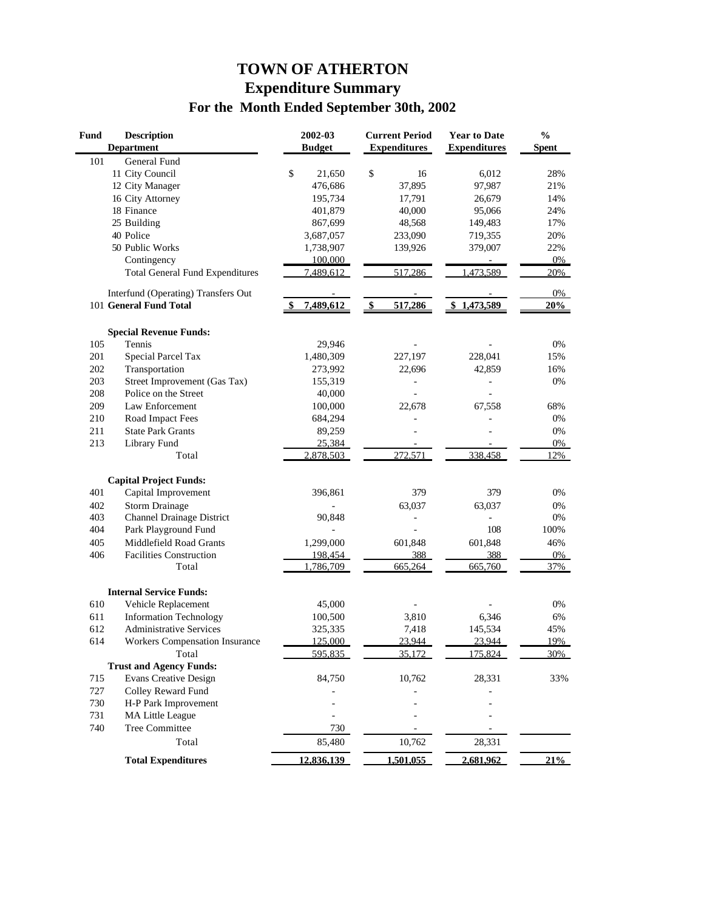# TOWN OF ATHERTON
## Expenditure Summary
### For the Month Ended September 30th, 2002

| Fund | Description / Department | 2002-03 Budget | Current Period Expenditures | Year to Date Expenditures | % Spent |
|---|---|---|---|---|---|
| 101 | General Fund | | | | |
| | 11 City Council | $ 21,650 | $ 16 | 6,012 | 28% |
| | 12 City Manager | 476,686 | 37,895 | 97,987 | 21% |
| | 16 City Attorney | 195,734 | 17,791 | 26,679 | 14% |
| | 18 Finance | 401,879 | 40,000 | 95,066 | 24% |
| | 25 Building | 867,699 | 48,568 | 149,483 | 17% |
| | 40 Police | 3,687,057 | 233,090 | 719,355 | 20% |
| | 50 Public Works | 1,738,907 | 139,926 | 379,007 | 22% |
| | Contingency | 100,000 | | - | 0% |
| | Total General Fund Expenditures | 7,489,612 | 517,286 | 1,473,589 | 20% |
| | Interfund (Operating) Transfers Out | - | - | - | 0% |
| 101 | **General Fund Total** | **$ 7,489,612** | **$ 517,286** | **$ 1,473,589** | **20%** |
| | **Special Revenue Funds:** | | | | |
| 105 | Tennis | 29,946 | - | - | 0% |
| 201 | Special Parcel Tax | 1,480,309 | 227,197 | 228,041 | 15% |
| 202 | Transportation | 273,992 | 22,696 | 42,859 | 16% |
| 203 | Street Improvement (Gas Tax) | 155,319 | - | - | 0% |
| 208 | Police on the Street | 40,000 | - | - | |
| 209 | Law Enforcement | 100,000 | 22,678 | 67,558 | 68% |
| 210 | Road Impact Fees | 684,294 | - | - | 0% |
| 211 | State Park Grants | 89,259 | - | - | 0% |
| 213 | Library Fund | 25,384 | - | - | 0% |
| | Total | 2,878,503 | 272,571 | 338,458 | 12% |
| | **Capital Project Funds:** | | | | |
| 401 | Capital Improvement | 396,861 | 379 | 379 | 0% |
| 402 | Storm Drainage | - | 63,037 | 63,037 | 0% |
| 403 | Channel Drainage District | 90,848 | - | - | 0% |
| 404 | Park Playground Fund | - | - | 108 | 100% |
| 405 | Middlefield Road Grants | 1,299,000 | 601,848 | 601,848 | 46% |
| 406 | Facilities Construction | 198,454 | 388 | 388 | 0% |
| | Total | 1,786,709 | 665,264 | 665,760 | 37% |
| | **Internal Service Funds:** | | | | |
| 610 | Vehicle Replacement | 45,000 | - | - | 0% |
| 611 | Information Technology | 100,500 | 3,810 | 6,346 | 6% |
| 612 | Administrative Services | 325,335 | 7,418 | 145,534 | 45% |
| 614 | Workers Compensation Insurance | 125,000 | 23,944 | 23,944 | 19% |
| | Total | 595,835 | 35,172 | 175,824 | 30% |
| | **Trust and Agency Funds:** | | | | |
| 715 | Evans Creative Design | 84,750 | 10,762 | 28,331 | 33% |
| 727 | Colley Reward Fund | - | - | - | |
| 730 | H-P Park Improvement | - | - | - | |
| 731 | MA Little League | - | - | - | |
| 740 | Tree Committee | 730 | - | - | |
| | Total | 85,480 | 10,762 | 28,331 | |
| | **Total Expenditures** | **12,836,139** | **1,501,055** | **2,681,962** | **21%** |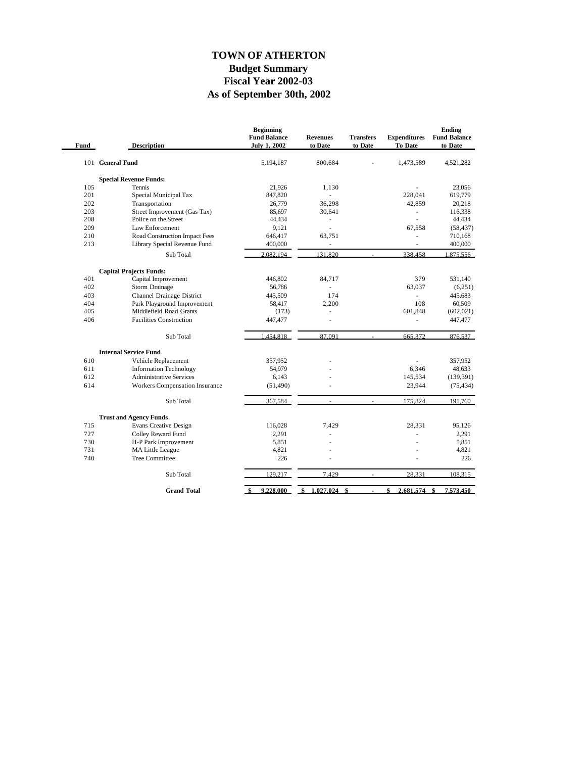# TOWN OF ATHERTON
## Budget Summary
## Fiscal Year 2002-03
## As of September 30th, 2002

| Fund | Description | Beginning Fund Balance July 1, 2002 | Revenues to Date | Transfers to Date | Expenditures To Date | Ending Fund Balance to Date |
|---|---|---|---|---|---|---|
| 101 | **General Fund** | 5,194,187 | 800,684 | - | 1,473,589 | 4,521,282 |
| | **Special Revenue Funds:** | | | | | |
| 105 | Tennis | 21,926 | 1,130 | | - | 23,056 |
| 201 | Special Municipal Tax | 847,820 | - | | 228,041 | 619,779 |
| 202 | Transportation | 26,779 | 36,298 | | 42,859 | 20,218 |
| 203 | Street Improvement (Gas Tax) | 85,697 | 30,641 | | - | 116,338 |
| 208 | Police on the Street | 44,434 | - | | - | 44,434 |
| 209 | Law Enforcement | 9,121 | - | | 67,558 | (58,437) |
| 210 | Road Construction Impact Fees | 646,417 | 63,751 | | - | 710,168 |
| 213 | Library Special Revenue Fund | 400,000 | - | | - | 400,000 |
| | Sub Total | 2,082,194 | 131,820 | - | 338,458 | 1,875,556 |
| | **Capital Projects Funds:** | | | | | |
| 401 | Capital Improvement | 446,802 | 84,717 | | 379 | 531,140 |
| 402 | Storm Drainage | 56,786 | - | | 63,037 | (6,251) |
| 403 | Channel Drainage District | 445,509 | 174 | | - | 445,683 |
| 404 | Park Playground Improvement | 58,417 | 2,200 | | 108 | 60,509 |
| 405 | Middlefield Road Grants | (173) | - | | 601,848 | (602,021) |
| 406 | Facilities Construction | 447,477 | - | | - | 447,477 |
| | Sub Total | 1,454,818 | 87,091 | - | 665,372 | 876,537 |
| | **Internal Service Fund** | | | | | |
| 610 | Vehicle Replacement | 357,952 | - | | - | 357,952 |
| 611 | Information Technology | 54,979 | - | | 6,346 | 48,633 |
| 612 | Administrative Services | 6,143 | - | | 145,534 | (139,391) |
| 614 | Workers Compensation Insurance | (51,490) | - | | 23,944 | (75,434) |
| | Sub Total | 367,584 | - | - | 175,824 | 191,760 |
| | **Trust and Agency Funds** | | | | | |
| 715 | Evans Creative Design | 116,028 | 7,429 | | 28,331 | 95,126 |
| 727 | Colley Reward Fund | 2,291 | - | | - | 2,291 |
| 730 | H-P Park Improvement | 5,851 | - | | - | 5,851 |
| 731 | MA Little League | 4,821 | - | | - | 4,821 |
| 740 | Tree Committee | 226 | - | | - | 226 |
| | Sub Total | 129,217 | 7,429 | - | 28,331 | 108,315 |
| | **Grand Total** | **$ 9,228,000** | **$ 1,027,024** | **$ -** | **$ 2,681,574** | **$ 7,573,450** |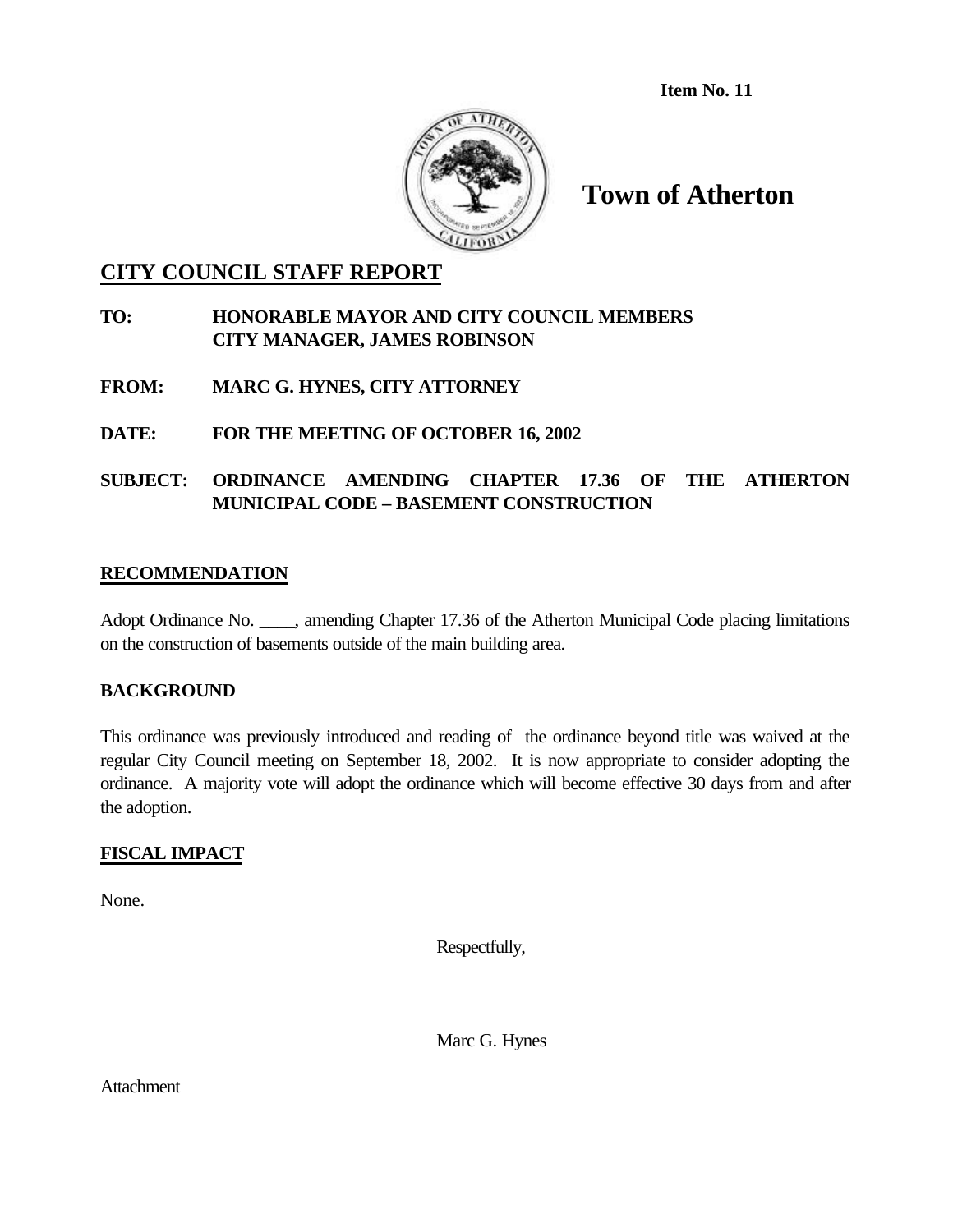**Item No. 11**

# Town of Atherton

## CITY COUNCIL STAFF REPORT

**TO:** **HONORABLE MAYOR AND CITY COUNCIL MEMBERS**
**CITY MANAGER, JAMES ROBINSON**

**FROM:** **MARC G. HYNES, CITY ATTORNEY**

**DATE:** **FOR THE MEETING OF OCTOBER 16, 2002**

**SUBJECT:** **ORDINANCE AMENDING CHAPTER 17.36 OF THE ATHERTON MUNICIPAL CODE – BASEMENT CONSTRUCTION**

### RECOMMENDATION

Adopt Ordinance No. ____, amending Chapter 17.36 of the Atherton Municipal Code placing limitations on the construction of basements outside of the main building area.

### BACKGROUND

This ordinance was previously introduced and reading of the ordinance beyond title was waived at the regular City Council meeting on September 18, 2002. It is now appropriate to consider adopting the ordinance. A majority vote will adopt the ordinance which will become effective 30 days from and after the adoption.

### FISCAL IMPACT

None.

Respectfully,

Marc G. Hynes

Attachment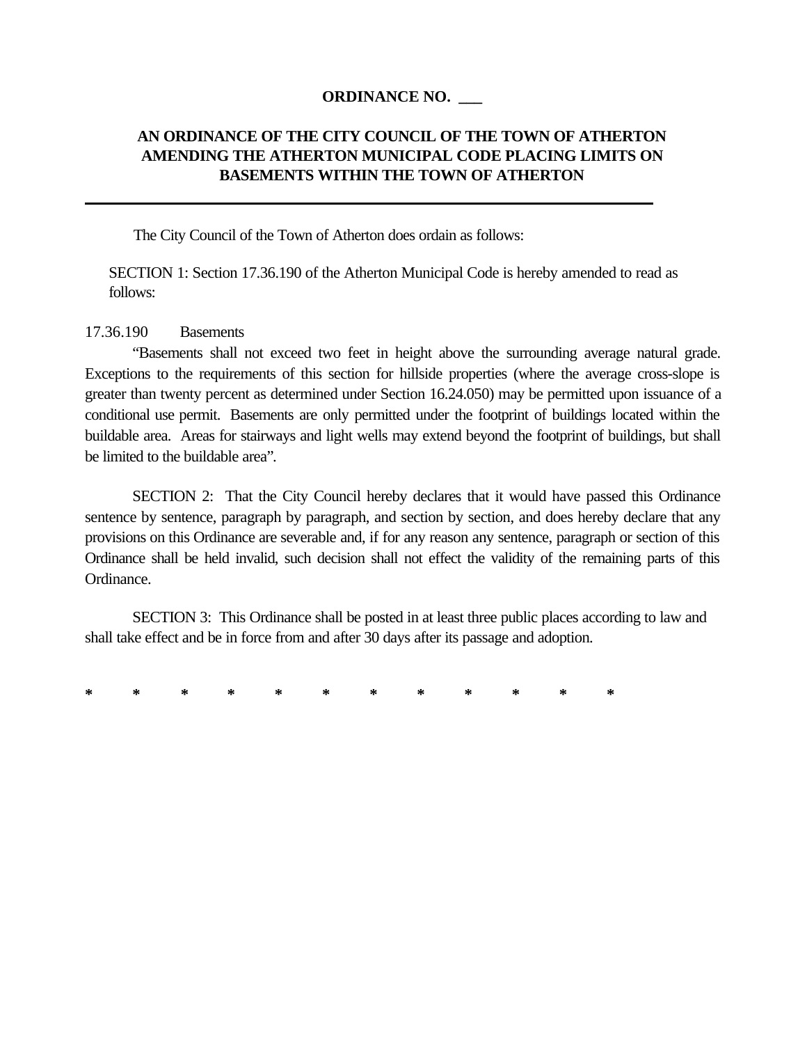**ORDINANCE NO. \_\_\_**

**AN ORDINANCE OF THE CITY COUNCIL OF THE TOWN OF ATHERTON AMENDING THE ATHERTON MUNICIPAL CODE PLACING LIMITS ON BASEMENTS WITHIN THE TOWN OF ATHERTON**

---

The City Council of the Town of Atherton does ordain as follows:

SECTION 1: Section 17.36.190 of the Atherton Municipal Code is hereby amended to read as follows:

17.36.190 Basements

"Basements shall not exceed two feet in height above the surrounding average natural grade. Exceptions to the requirements of this section for hillside properties (where the average cross-slope is greater than twenty percent as determined under Section 16.24.050) may be permitted upon issuance of a conditional use permit. Basements are only permitted under the footprint of buildings located within the buildable area. Areas for stairways and light wells may extend beyond the footprint of buildings, but shall be limited to the buildable area".

SECTION 2: That the City Council hereby declares that it would have passed this Ordinance sentence by sentence, paragraph by paragraph, and section by section, and does hereby declare that any provisions on this Ordinance are severable and, if for any reason any sentence, paragraph or section of this Ordinance shall be held invalid, such decision shall not effect the validity of the remaining parts of this Ordinance.

SECTION 3: This Ordinance shall be posted in at least three public places according to law and shall take effect and be in force from and after 30 days after its passage and adoption.

\* \* \* \* \* \* \* \* \* \* \* \*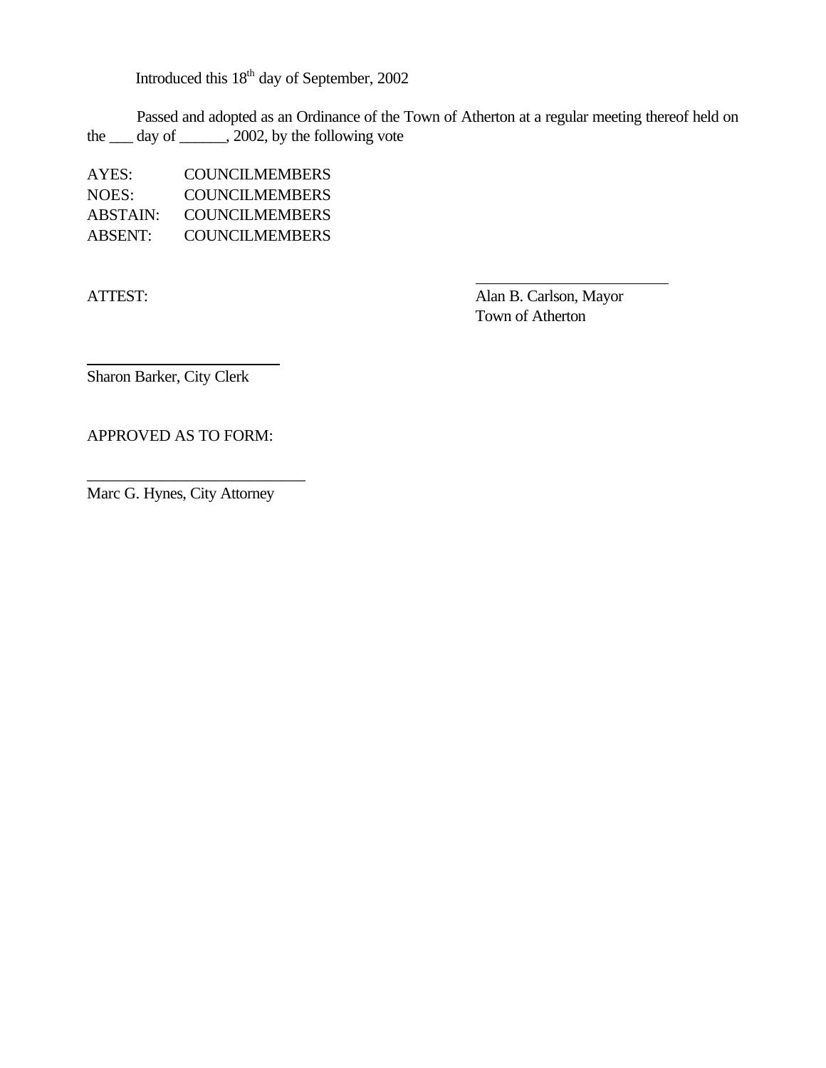Introduced this 18th day of September, 2002

Passed and adopted as an Ordinance of the Town of Atherton at a regular meeting thereof held on the ___ day of ______, 2002, by the following vote

AYES: COUNCILMEMBERS
NOES: COUNCILMEMBERS
ABSTAIN: COUNCILMEMBERS
ABSENT: COUNCILMEMBERS

ATTEST:

_________________________
Alan B. Carlson, Mayor
Town of Atherton

_________________________
Sharon Barker, City Clerk

APPROVED AS TO FORM:

_________________________
Marc G. Hynes, City Attorney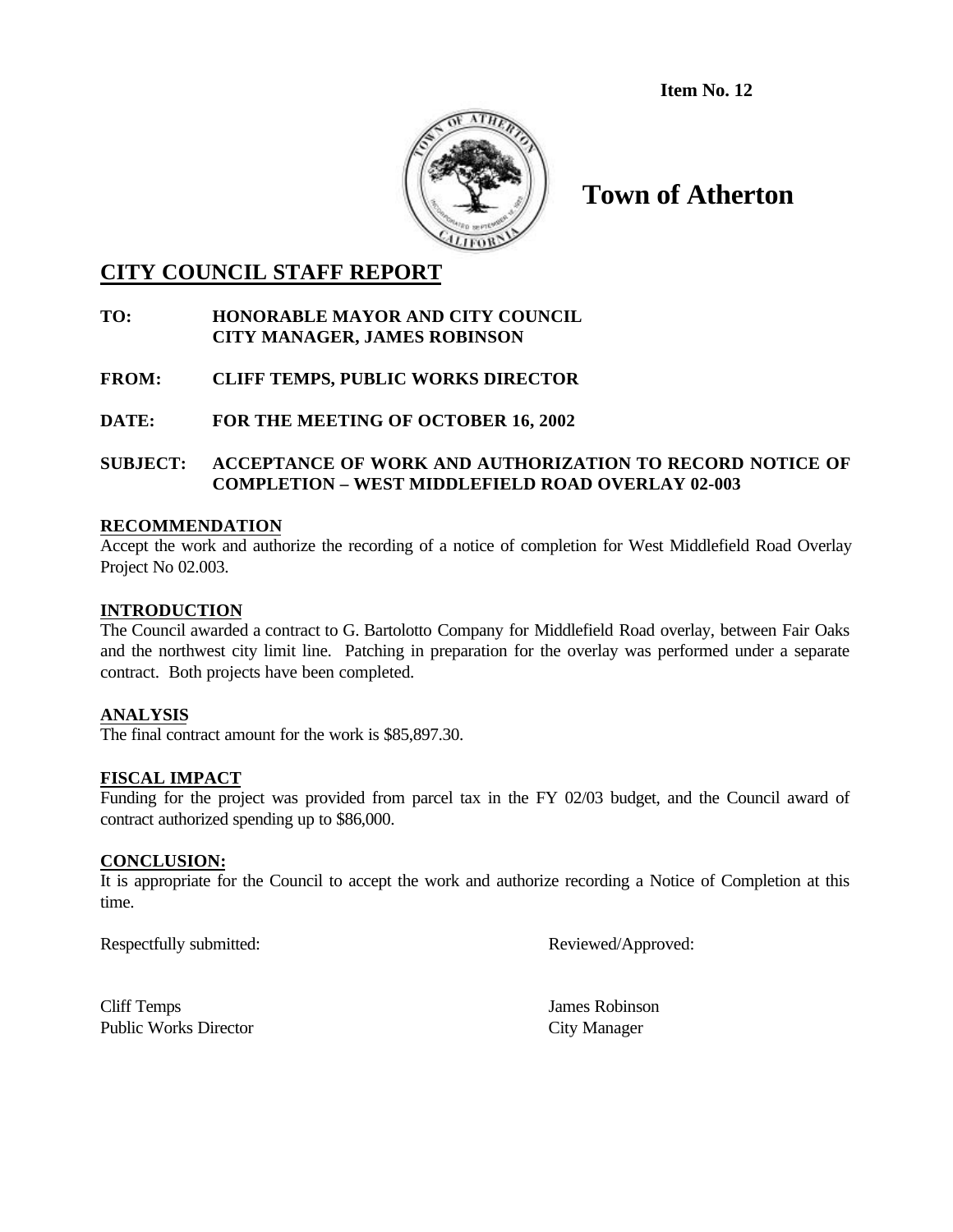**Item No. 12**

# Town of Atherton

## CITY COUNCIL STAFF REPORT

**TO:** HONORABLE MAYOR AND CITY COUNCIL
CITY MANAGER, JAMES ROBINSON

**FROM:** CLIFF TEMPS, PUBLIC WORKS DIRECTOR

**DATE:** FOR THE MEETING OF OCTOBER 16, 2002

**SUBJECT:** ACCEPTANCE OF WORK AND AUTHORIZATION TO RECORD NOTICE OF COMPLETION – WEST MIDDLEFIELD ROAD OVERLAY 02-003

### RECOMMENDATION

Accept the work and authorize the recording of a notice of completion for West Middlefield Road Overlay Project No 02.003.

### INTRODUCTION

The Council awarded a contract to G. Bartolotto Company for Middlefield Road overlay, between Fair Oaks and the northwest city limit line. Patching in preparation for the overlay was performed under a separate contract. Both projects have been completed.

### ANALYSIS

The final contract amount for the work is $85,897.30.

### FISCAL IMPACT

Funding for the project was provided from parcel tax in the FY 02/03 budget, and the Council award of contract authorized spending up to $86,000.

### CONCLUSION:

It is appropriate for the Council to accept the work and authorize recording a Notice of Completion at this time.

Respectfully submitted:

Cliff Temps
Public Works Director

Reviewed/Approved:

James Robinson
City Manager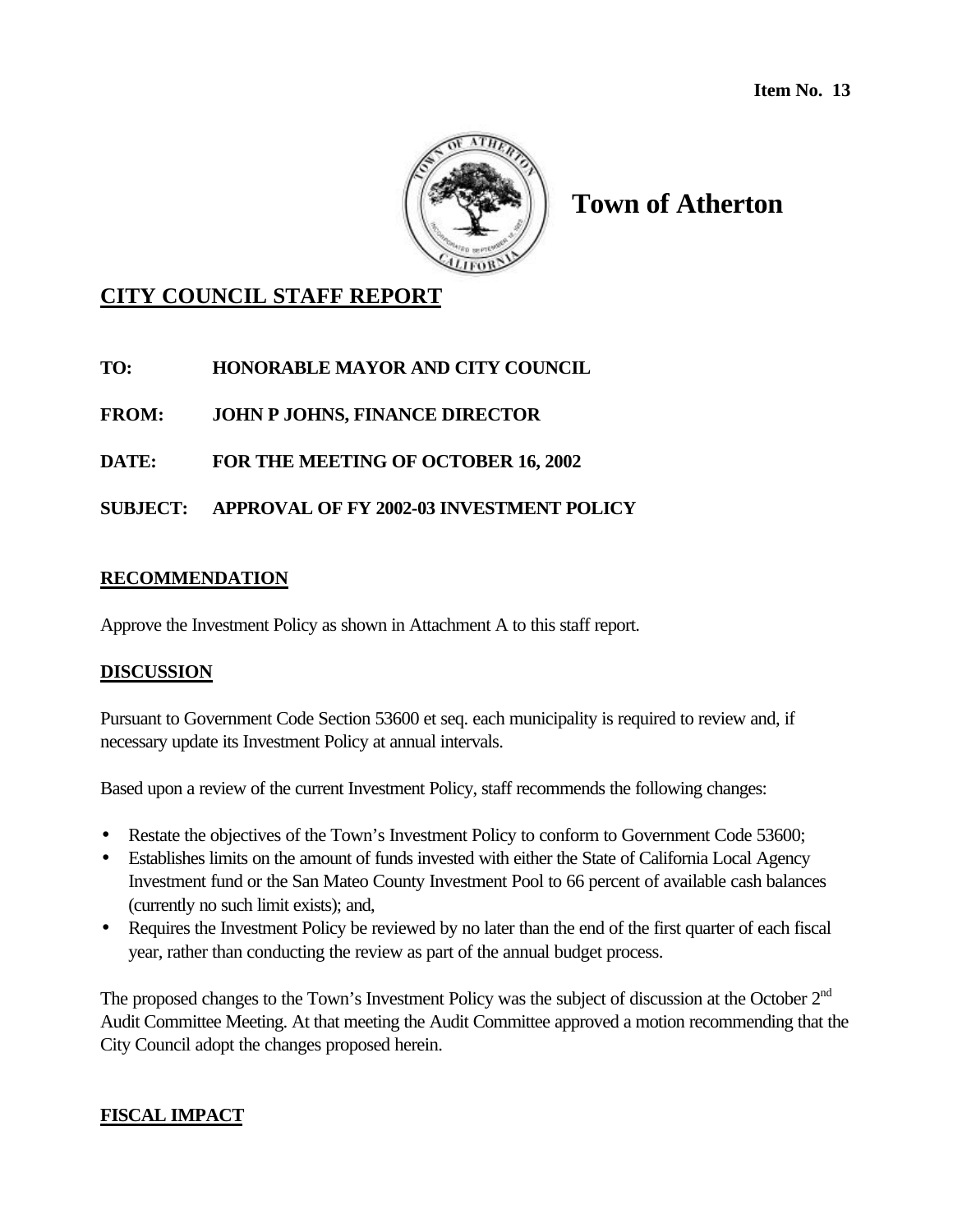**Item No. 13**

# Town of Atherton

## CITY COUNCIL STAFF REPORT

**TO:** HONORABLE MAYOR AND CITY COUNCIL

**FROM:** JOHN P JOHNS, FINANCE DIRECTOR

**DATE:** FOR THE MEETING OF OCTOBER 16, 2002

**SUBJECT:** APPROVAL OF FY 2002-03 INVESTMENT POLICY

### RECOMMENDATION

Approve the Investment Policy as shown in Attachment A to this staff report.

### DISCUSSION

Pursuant to Government Code Section 53600 et seq. each municipality is required to review and, if necessary update its Investment Policy at annual intervals.

Based upon a review of the current Investment Policy, staff recommends the following changes:

- Restate the objectives of the Town's Investment Policy to conform to Government Code 53600;
- Establishes limits on the amount of funds invested with either the State of California Local Agency Investment fund or the San Mateo County Investment Pool to 66 percent of available cash balances (currently no such limit exists); and,
- Requires the Investment Policy be reviewed by no later than the end of the first quarter of each fiscal year, rather than conducting the review as part of the annual budget process.

The proposed changes to the Town's Investment Policy was the subject of discussion at the October 2nd Audit Committee Meeting. At that meeting the Audit Committee approved a motion recommending that the City Council adopt the changes proposed herein.

### FISCAL IMPACT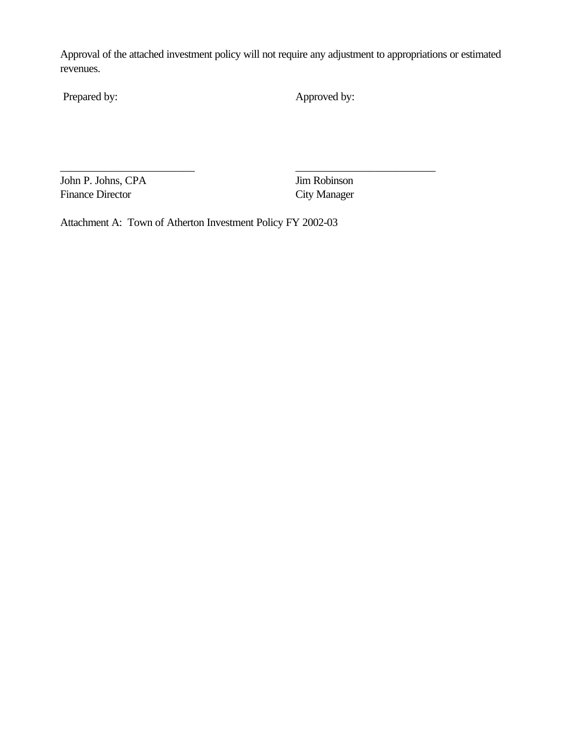Approval of the attached investment policy will not require any adjustment to appropriations or estimated revenues.

| Prepared by: | Approved by: |
|---|---|
| _________________________ | _________________________ |
| John P. Johns, CPA | Jim Robinson |
| Finance Director | City Manager |

Attachment A: Town of Atherton Investment Policy FY 2002-03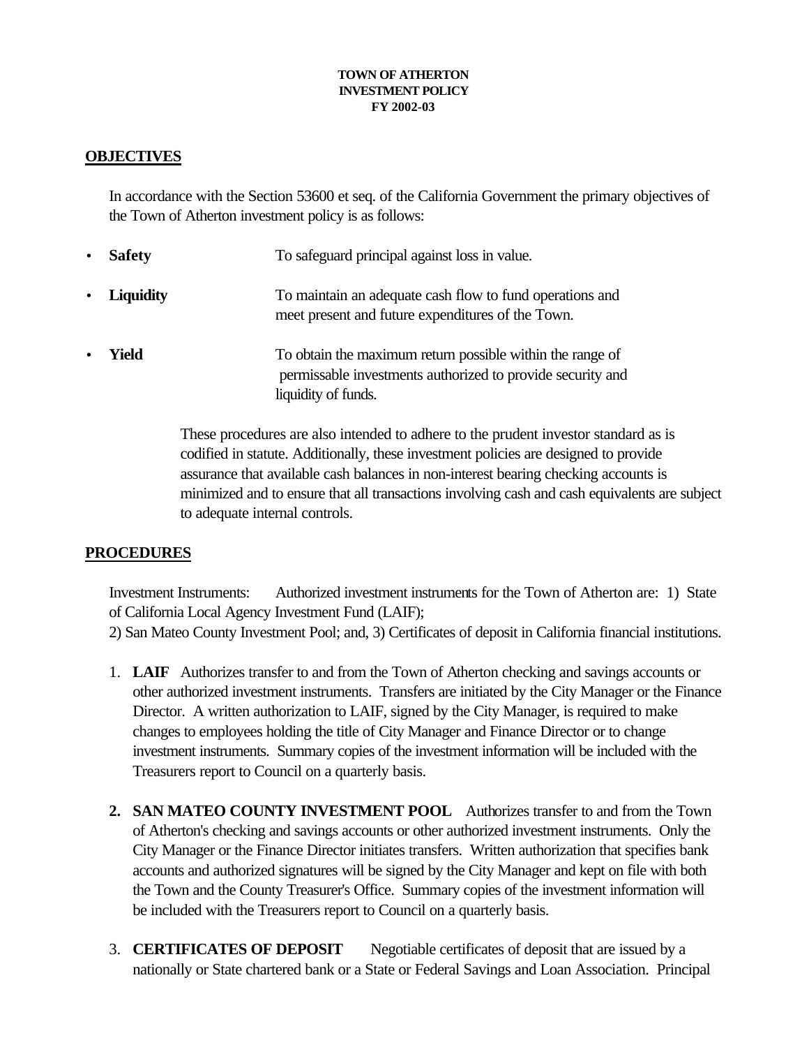**TOWN OF ATHERTON**
**INVESTMENT POLICY**
**FY 2002-03**

## OBJECTIVES

In accordance with the Section 53600 et seq. of the California Government the primary objectives of the Town of Atherton investment policy is as follows:

- **Safety** To safeguard principal against loss in value.
- **Liquidity** To maintain an adequate cash flow to fund operations and meet present and future expenditures of the Town.
- **Yield** To obtain the maximum return possible within the range of permissable investments authorized to provide security and liquidity of funds.

These procedures are also intended to adhere to the prudent investor standard as is codified in statute. Additionally, these investment policies are designed to provide assurance that available cash balances in non-interest bearing checking accounts is minimized and to ensure that all transactions involving cash and cash equivalents are subject to adequate internal controls.

## PROCEDURES

Investment Instruments: Authorized investment instruments for the Town of Atherton are: 1) State of California Local Agency Investment Fund (LAIF);
2) San Mateo County Investment Pool; and, 3) Certificates of deposit in California financial institutions.

1. **LAIF** Authorizes transfer to and from the Town of Atherton checking and savings accounts or other authorized investment instruments. Transfers are initiated by the City Manager or the Finance Director. A written authorization to LAIF, signed by the City Manager, is required to make changes to employees holding the title of City Manager and Finance Director or to change investment instruments. Summary copies of the investment information will be included with the Treasurers report to Council on a quarterly basis.

2. **SAN MATEO COUNTY INVESTMENT POOL** Authorizes transfer to and from the Town of Atherton's checking and savings accounts or other authorized investment instruments. Only the City Manager or the Finance Director initiates transfers. Written authorization that specifies bank accounts and authorized signatures will be signed by the City Manager and kept on file with both the Town and the County Treasurer's Office. Summary copies of the investment information will be included with the Treasurers report to Council on a quarterly basis.

3. **CERTIFICATES OF DEPOSIT** Negotiable certificates of deposit that are issued by a nationally or State chartered bank or a State or Federal Savings and Loan Association. Principal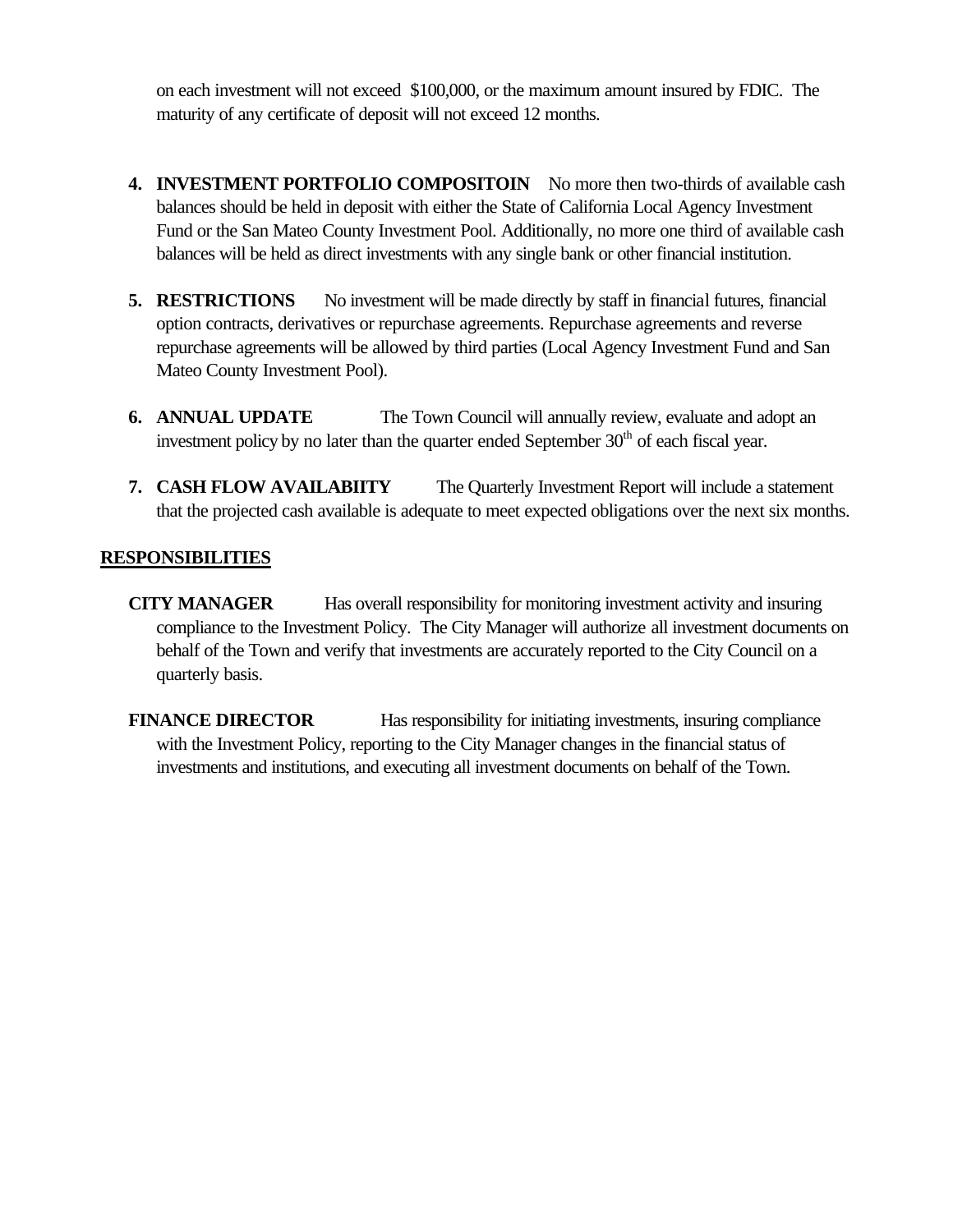on each investment will not exceed  $100,000, or the maximum amount insured by FDIC.  The maturity of any certificate of deposit will not exceed 12 months.

4. **INVESTMENT PORTFOLIO COMPOSITOIN** No more then two-thirds of available cash balances should be held in deposit with either the State of California Local Agency Investment Fund or the San Mateo County Investment Pool. Additionally, no more one third of available cash balances will be held as direct investments with any single bank or other financial institution.

5. **RESTRICTIONS** No investment will be made directly by staff in financial futures, financial option contracts, derivatives or repurchase agreements. Repurchase agreements and reverse repurchase agreements will be allowed by third parties (Local Agency Investment Fund and San Mateo County Investment Pool).

6. **ANNUAL UPDATE** The Town Council will annually review, evaluate and adopt an investment policy by no later than the quarter ended September 30th of each fiscal year.

7. **CASH FLOW AVAILABIITY** The Quarterly Investment Report will include a statement that the projected cash available is adequate to meet expected obligations over the next six months.

## RESPONSIBILITIES

**CITY MANAGER** Has overall responsibility for monitoring investment activity and insuring compliance to the Investment Policy. The City Manager will authorize all investment documents on behalf of the Town and verify that investments are accurately reported to the City Council on a quarterly basis.

**FINANCE DIRECTOR** Has responsibility for initiating investments, insuring compliance with the Investment Policy, reporting to the City Manager changes in the financial status of investments and institutions, and executing all investment documents on behalf of the Town.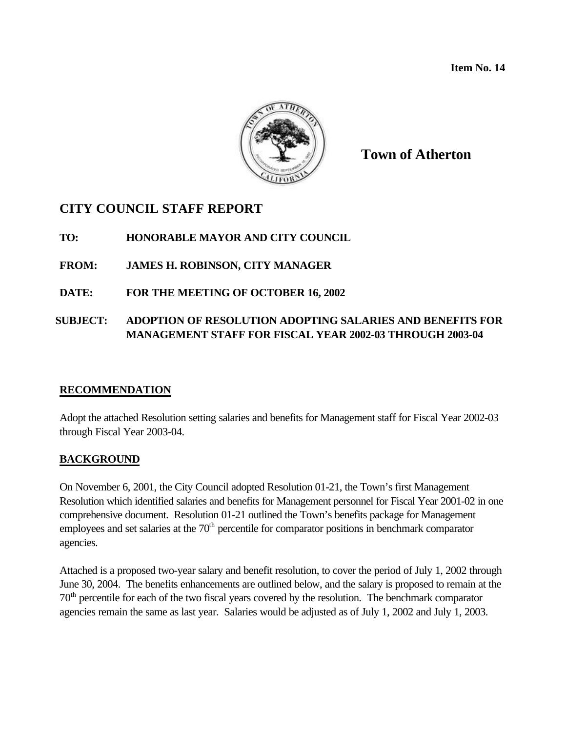**Item No. 14**

**Town of Atherton**

## CITY COUNCIL STAFF REPORT

**TO:** **HONORABLE MAYOR AND CITY COUNCIL**

**FROM:** **JAMES H. ROBINSON, CITY MANAGER**

**DATE:** **FOR THE MEETING OF OCTOBER 16, 2002**

**SUBJECT:** **ADOPTION OF RESOLUTION ADOPTING SALARIES AND BENEFITS FOR MANAGEMENT STAFF FOR FISCAL YEAR 2002-03 THROUGH 2003-04**

### RECOMMENDATION

Adopt the attached Resolution setting salaries and benefits for Management staff for Fiscal Year 2002-03 through Fiscal Year 2003-04.

### BACKGROUND

On November 6, 2001, the City Council adopted Resolution 01-21, the Town's first Management Resolution which identified salaries and benefits for Management personnel for Fiscal Year 2001-02 in one comprehensive document. Resolution 01-21 outlined the Town's benefits package for Management employees and set salaries at the 70th percentile for comparator positions in benchmark comparator agencies.

Attached is a proposed two-year salary and benefit resolution, to cover the period of July 1, 2002 through June 30, 2004. The benefits enhancements are outlined below, and the salary is proposed to remain at the 70th percentile for each of the two fiscal years covered by the resolution. The benchmark comparator agencies remain the same as last year. Salaries would be adjusted as of July 1, 2002 and July 1, 2003.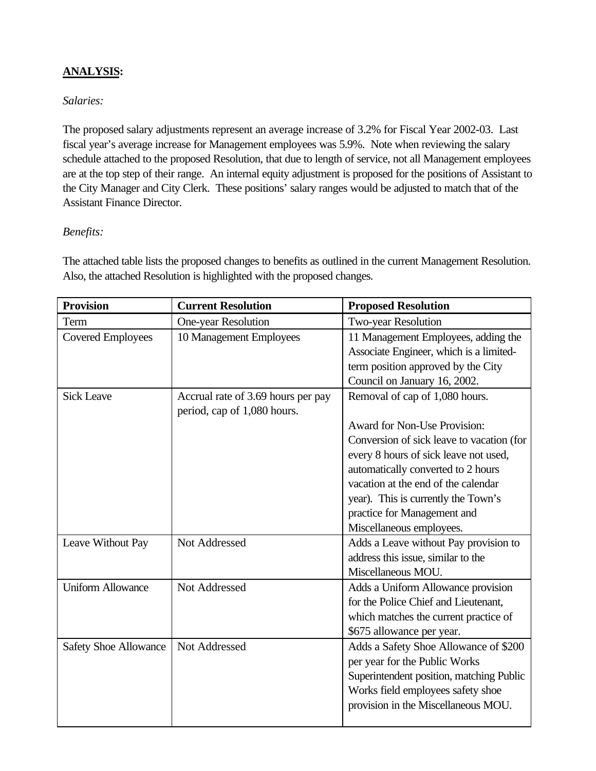**<u>ANALYSIS</u>:**

*Salaries:*

The proposed salary adjustments represent an average increase of 3.2% for Fiscal Year 2002-03. Last fiscal year's average increase for Management employees was 5.9%. Note when reviewing the salary schedule attached to the proposed Resolution, that due to length of service, not all Management employees are at the top step of their range. An internal equity adjustment is proposed for the positions of Assistant to the City Manager and City Clerk. These positions' salary ranges would be adjusted to match that of the Assistant Finance Director.

*Benefits:*

The attached table lists the proposed changes to benefits as outlined in the current Management Resolution. Also, the attached Resolution is highlighted with the proposed changes.

| **Provision** | **Current Resolution** | **Proposed Resolution** |
|---|---|---|
| Term | One-year Resolution | Two-year Resolution |
| Covered Employees | 10 Management Employees | 11 Management Employees, adding the Associate Engineer, which is a limited-term position approved by the City Council on January 16, 2002. |
| Sick Leave | Accrual rate of 3.69 hours per pay period, cap of 1,080 hours. | Removal of cap of 1,080 hours.<br><br>Award for Non-Use Provision: Conversion of sick leave to vacation (for every 8 hours of sick leave not used, automatically converted to 2 hours vacation at the end of the calendar year). This is currently the Town's practice for Management and Miscellaneous employees. |
| Leave Without Pay | Not Addressed | Adds a Leave without Pay provision to address this issue, similar to the Miscellaneous MOU. |
| Uniform Allowance | Not Addressed | Adds a Uniform Allowance provision for the Police Chief and Lieutenant, which matches the current practice of $675 allowance per year. |
| Safety Shoe Allowance | Not Addressed | Adds a Safety Shoe Allowance of $200 per year for the Public Works Superintendent position, matching Public Works field employees safety shoe provision in the Miscellaneous MOU. |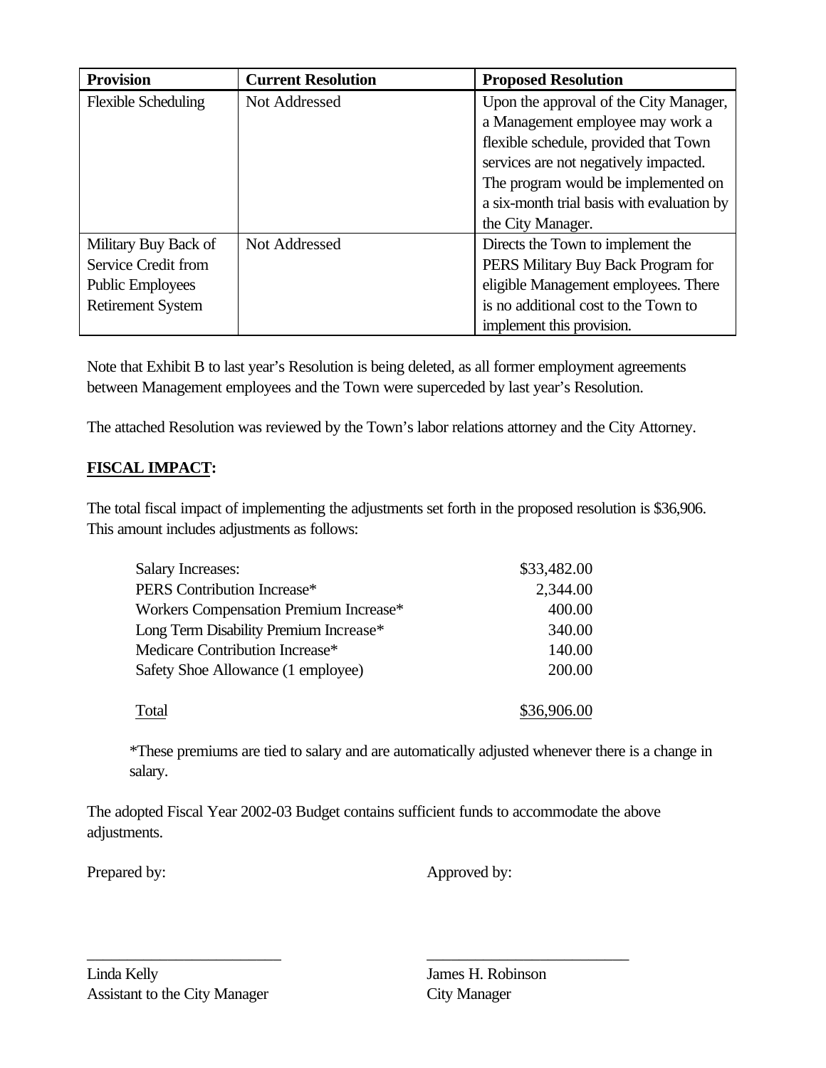| Provision | Current Resolution | Proposed Resolution |
|---|---|---|
| Flexible Scheduling | Not Addressed | Upon the approval of the City Manager, a Management employee may work a flexible schedule, provided that Town services are not negatively impacted. The program would be implemented on a six-month trial basis with evaluation by the City Manager. |
| Military Buy Back of Service Credit from Public Employees Retirement System | Not Addressed | Directs the Town to implement the PERS Military Buy Back Program for eligible Management employees. There is no additional cost to the Town to implement this provision. |

Note that Exhibit B to last year's Resolution is being deleted, as all former employment agreements between Management employees and the Town were superceded by last year's Resolution.

The attached Resolution was reviewed by the Town's labor relations attorney and the City Attorney.

**FISCAL IMPACT:**

The total fiscal impact of implementing the adjustments set forth in the proposed resolution is $36,906. This amount includes adjustments as follows:

| | |
|---|---|
| Salary Increases: | $33,482.00 |
| PERS Contribution Increase* | 2,344.00 |
| Workers Compensation Premium Increase* | 400.00 |
| Long Term Disability Premium Increase* | 340.00 |
| Medicare Contribution Increase* | 140.00 |
| Safety Shoe Allowance (1 employee) | 200.00 |
| Total | $36,906.00 |

*These premiums are tied to salary and are automatically adjusted whenever there is a change in salary.

The adopted Fiscal Year 2002-03 Budget contains sufficient funds to accommodate the above adjustments.

Prepared by: Approved by:

\_\_\_\_\_\_\_\_\_\_\_\_\_\_\_\_\_\_\_\_\_\_\_\_\_ \_\_\_\_\_\_\_\_\_\_\_\_\_\_\_\_\_\_\_\_\_\_\_\_\_\_

Linda Kelly
Assistant to the City Manager

James H. Robinson
City Manager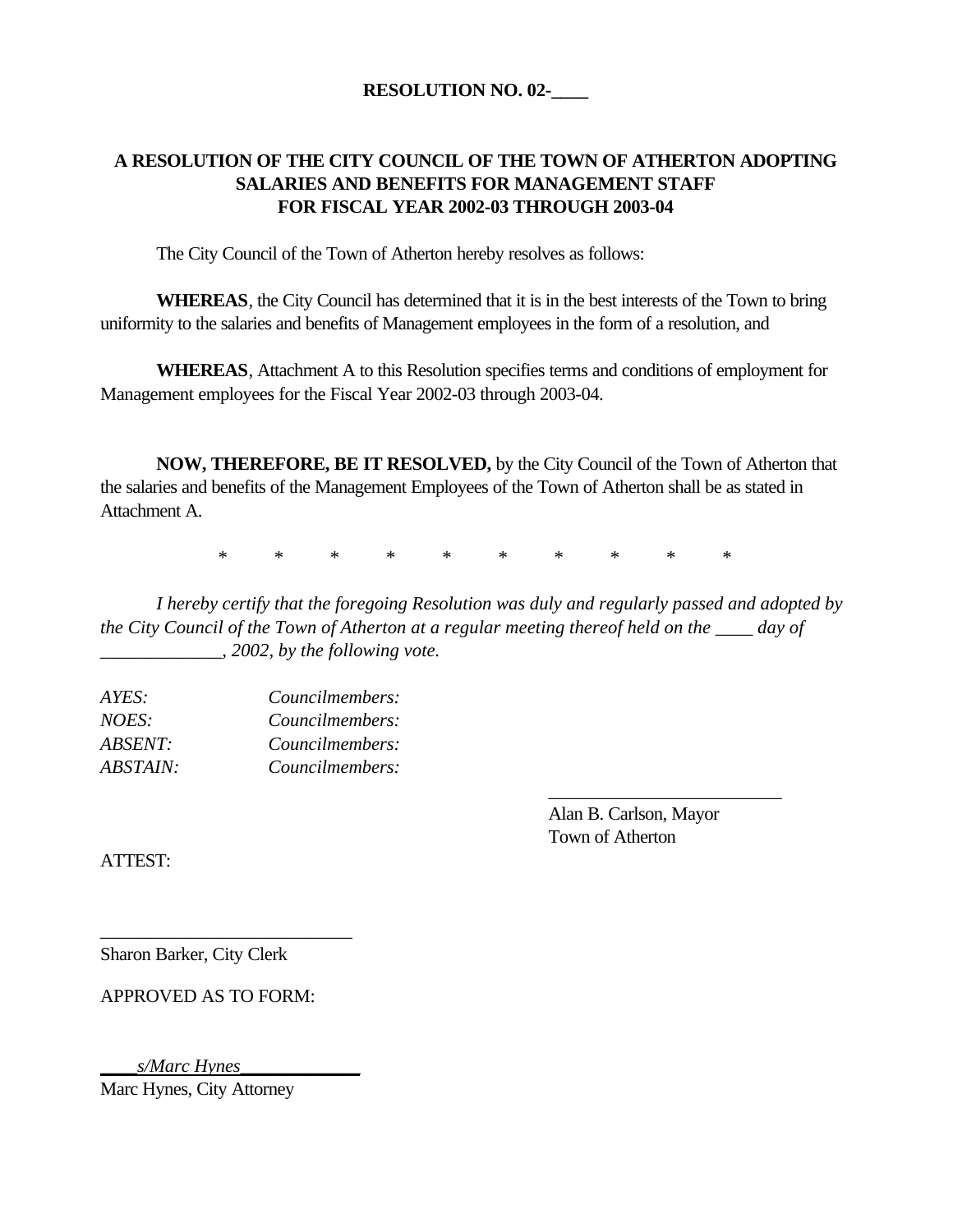**RESOLUTION NO. 02-____**

**A RESOLUTION OF THE CITY COUNCIL OF THE TOWN OF ATHERTON ADOPTING SALARIES AND BENEFITS FOR MANAGEMENT STAFF FOR FISCAL YEAR 2002-03 THROUGH 2003-04**

The City Council of the Town of Atherton hereby resolves as follows:

**WHEREAS**, the City Council has determined that it is in the best interests of the Town to bring uniformity to the salaries and benefits of Management employees in the form of a resolution, and

**WHEREAS**, Attachment A to this Resolution specifies terms and conditions of employment for Management employees for the Fiscal Year 2002-03 through 2003-04.

**NOW, THEREFORE, BE IT RESOLVED,** by the City Council of the Town of Atherton that the salaries and benefits of the Management Employees of the Town of Atherton shall be as stated in Attachment A.

\* \* \* \* \* \* \* \* \* \*

*I hereby certify that the foregoing Resolution was duly and regularly passed and adopted by the City Council of the Town of Atherton at a regular meeting thereof held on the ____ day of _____________, 2002, by the following vote.*

*AYES:* *Councilmembers:*
*NOES:* *Councilmembers:*
*ABSENT:* *Councilmembers:*
*ABSTAIN:* *Councilmembers:*

__________________________
Alan B. Carlson, Mayor
Town of Atherton

ATTEST:

__________________________
Sharon Barker, City Clerk

APPROVED AS TO FORM:

____*s/Marc Hynes*_____________
Marc Hynes, City Attorney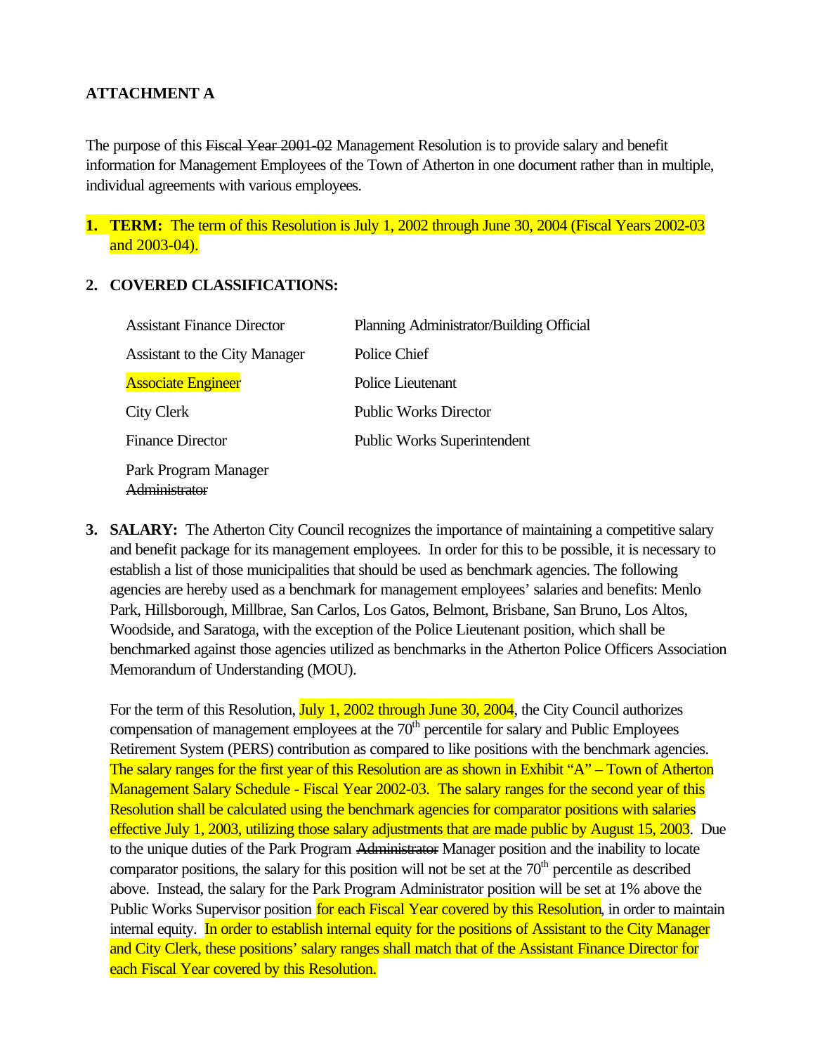**ATTACHMENT A**

The purpose of this ~~Fiscal Year 2001-02~~ Management Resolution is to provide salary and benefit information for Management Employees of the Town of Atherton in one document rather than in multiple, individual agreements with various employees.

1. **TERM:** The term of this Resolution is July 1, 2002 through June 30, 2004 (Fiscal Years 2002-03 and 2003-04).

2. **COVERED CLASSIFICATIONS:**

| | |
|---|---|
| Assistant Finance Director | Planning Administrator/Building Official |
| Assistant to the City Manager | Police Chief |
| Associate Engineer | Police Lieutenant |
| City Clerk | Public Works Director |
| Finance Director | Public Works Superintendent |
| Park Program Manager ~~Administrator~~ | |

3. **SALARY:** The Atherton City Council recognizes the importance of maintaining a competitive salary and benefit package for its management employees. In order for this to be possible, it is necessary to establish a list of those municipalities that should be used as benchmark agencies. The following agencies are hereby used as a benchmark for management employees' salaries and benefits: Menlo Park, Hillsborough, Millbrae, San Carlos, Los Gatos, Belmont, Brisbane, San Bruno, Los Altos, Woodside, and Saratoga, with the exception of the Police Lieutenant position, which shall be benchmarked against those agencies utilized as benchmarks in the Atherton Police Officers Association Memorandum of Understanding (MOU).

   For the term of this Resolution, July 1, 2002 through June 30, 2004, the City Council authorizes compensation of management employees at the 70th percentile for salary and Public Employees Retirement System (PERS) contribution as compared to like positions with the benchmark agencies. The salary ranges for the first year of this Resolution are as shown in Exhibit "A" – Town of Atherton Management Salary Schedule - Fiscal Year 2002-03. The salary ranges for the second year of this Resolution shall be calculated using the benchmark agencies for comparator positions with salaries effective July 1, 2003, utilizing those salary adjustments that are made public by August 15, 2003. Due to the unique duties of the Park Program ~~Administrator~~ Manager position and the inability to locate comparator positions, the salary for this position will not be set at the 70th percentile as described above. Instead, the salary for the Park Program Administrator position will be set at 1% above the Public Works Supervisor position for each Fiscal Year covered by this Resolution, in order to maintain internal equity. In order to establish internal equity for the positions of Assistant to the City Manager and City Clerk, these positions' salary ranges shall match that of the Assistant Finance Director for each Fiscal Year covered by this Resolution.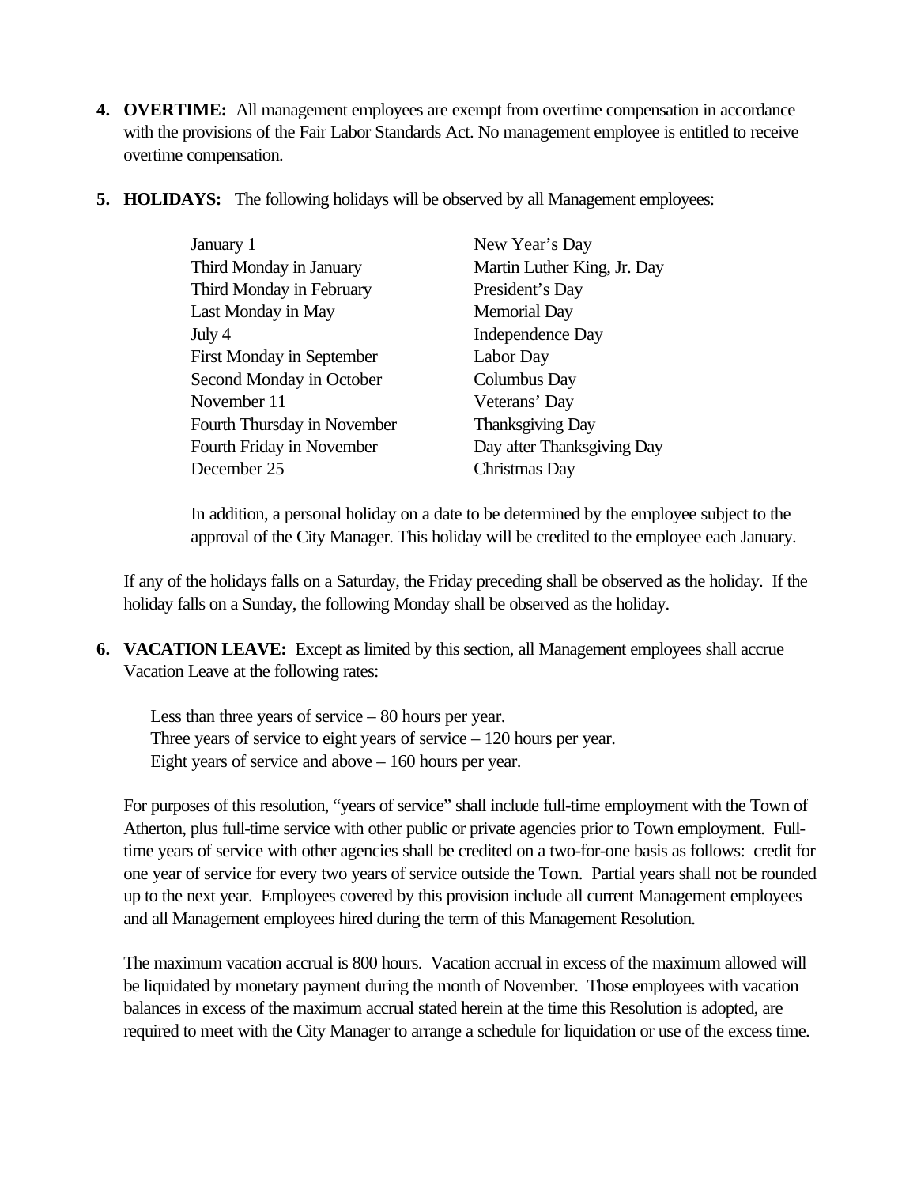4. **OVERTIME:** All management employees are exempt from overtime compensation in accordance with the provisions of the Fair Labor Standards Act. No management employee is entitled to receive overtime compensation.

5. **HOLIDAYS:** The following holidays will be observed by all Management employees:

| | |
|---|---|
| January 1 | New Year's Day |
| Third Monday in January | Martin Luther King, Jr. Day |
| Third Monday in February | President's Day |
| Last Monday in May | Memorial Day |
| July 4 | Independence Day |
| First Monday in September | Labor Day |
| Second Monday in October | Columbus Day |
| November 11 | Veterans' Day |
| Fourth Thursday in November | Thanksgiving Day |
| Fourth Friday in November | Day after Thanksgiving Day |
| December 25 | Christmas Day |

In addition, a personal holiday on a date to be determined by the employee subject to the approval of the City Manager. This holiday will be credited to the employee each January.

If any of the holidays falls on a Saturday, the Friday preceding shall be observed as the holiday. If the holiday falls on a Sunday, the following Monday shall be observed as the holiday.

6. **VACATION LEAVE:** Except as limited by this section, all Management employees shall accrue Vacation Leave at the following rates:

   Less than three years of service – 80 hours per year.
   Three years of service to eight years of service – 120 hours per year.
   Eight years of service and above – 160 hours per year.

For purposes of this resolution, "years of service" shall include full-time employment with the Town of Atherton, plus full-time service with other public or private agencies prior to Town employment. Full-time years of service with other agencies shall be credited on a two-for-one basis as follows: credit for one year of service for every two years of service outside the Town. Partial years shall not be rounded up to the next year. Employees covered by this provision include all current Management employees and all Management employees hired during the term of this Management Resolution.

The maximum vacation accrual is 800 hours. Vacation accrual in excess of the maximum allowed will be liquidated by monetary payment during the month of November. Those employees with vacation balances in excess of the maximum accrual stated herein at the time this Resolution is adopted, are required to meet with the City Manager to arrange a schedule for liquidation or use of the excess time.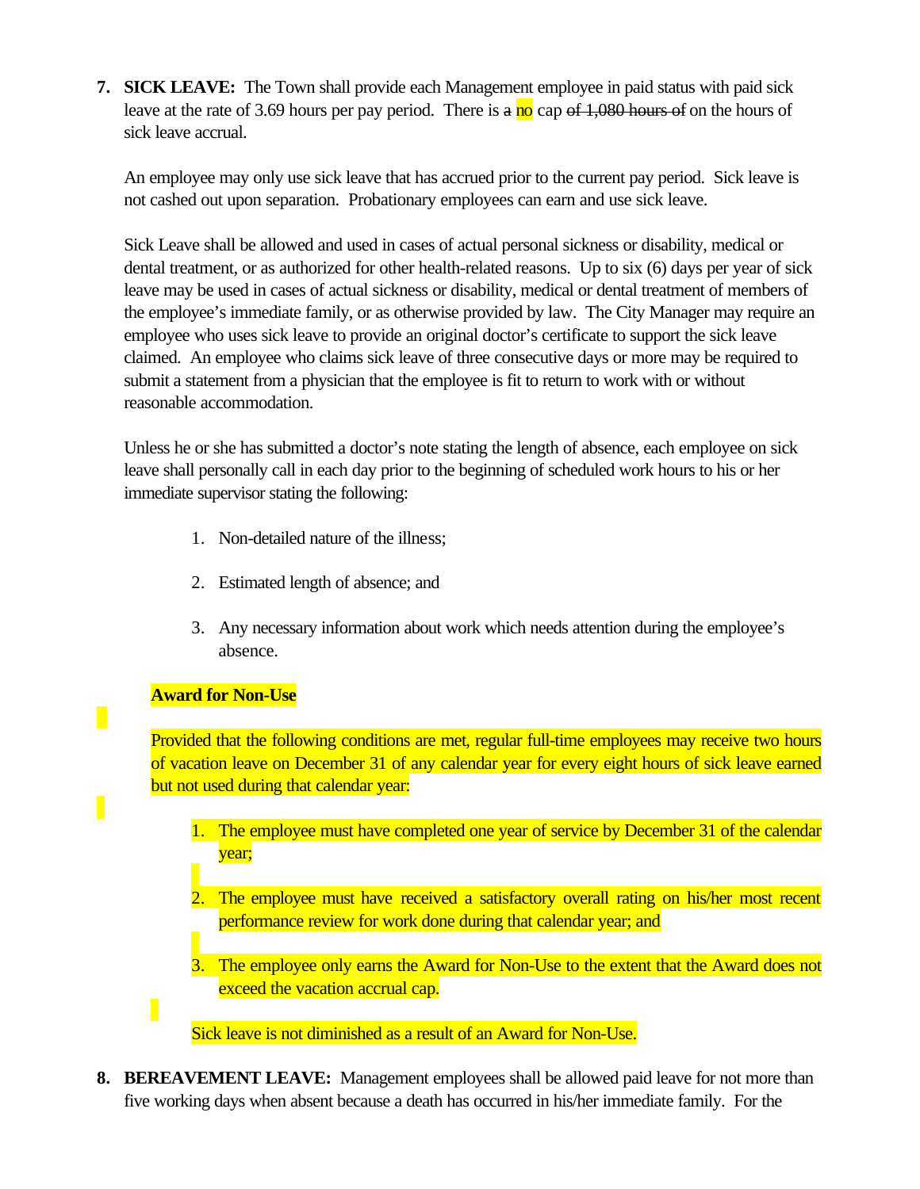7. **SICK LEAVE:** The Town shall provide each Management employee in paid status with paid sick leave at the rate of 3.69 hours per pay period. There is ~~a~~ no cap ~~of 1,080 hours of~~ on the hours of sick leave accrual.

   An employee may only use sick leave that has accrued prior to the current pay period. Sick leave is not cashed out upon separation. Probationary employees can earn and use sick leave.

   Sick Leave shall be allowed and used in cases of actual personal sickness or disability, medical or dental treatment, or as authorized for other health-related reasons. Up to six (6) days per year of sick leave may be used in cases of actual sickness or disability, medical or dental treatment of members of the employee's immediate family, or as otherwise provided by law. The City Manager may require an employee who uses sick leave to provide an original doctor's certificate to support the sick leave claimed. An employee who claims sick leave of three consecutive days or more may be required to submit a statement from a physician that the employee is fit to return to work with or without reasonable accommodation.

   Unless he or she has submitted a doctor's note stating the length of absence, each employee on sick leave shall personally call in each day prior to the beginning of scheduled work hours to his or her immediate supervisor stating the following:

   1. Non-detailed nature of the illness;
   2. Estimated length of absence; and
   3. Any necessary information about work which needs attention during the employee's absence.

   **Award for Non-Use**

   Provided that the following conditions are met, regular full-time employees may receive two hours of vacation leave on December 31 of any calendar year for every eight hours of sick leave earned but not used during that calendar year:

   1. The employee must have completed one year of service by December 31 of the calendar year;
   2. The employee must have received a satisfactory overall rating on his/her most recent performance review for work done during that calendar year; and
   3. The employee only earns the Award for Non-Use to the extent that the Award does not exceed the vacation accrual cap.

   Sick leave is not diminished as a result of an Award for Non-Use.

8. **BEREAVEMENT LEAVE:** Management employees shall be allowed paid leave for not more than five working days when absent because a death has occurred in his/her immediate family. For the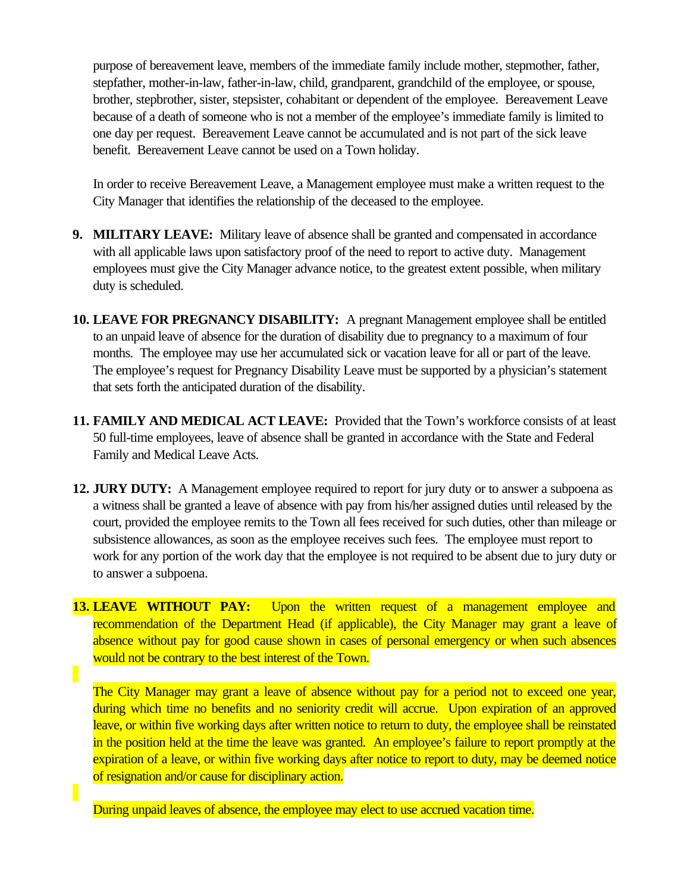purpose of bereavement leave, members of the immediate family include mother, stepmother, father, stepfather, mother-in-law, father-in-law, child, grandparent, grandchild of the employee, or spouse, brother, stepbrother, sister, stepsister, cohabitant or dependent of the employee. Bereavement Leave because of a death of someone who is not a member of the employee's immediate family is limited to one day per request. Bereavement Leave cannot be accumulated and is not part of the sick leave benefit. Bereavement Leave cannot be used on a Town holiday.

In order to receive Bereavement Leave, a Management employee must make a written request to the City Manager that identifies the relationship of the deceased to the employee.

9. **MILITARY LEAVE:** Military leave of absence shall be granted and compensated in accordance with all applicable laws upon satisfactory proof of the need to report to active duty. Management employees must give the City Manager advance notice, to the greatest extent possible, when military duty is scheduled.

10. **LEAVE FOR PREGNANCY DISABILITY:** A pregnant Management employee shall be entitled to an unpaid leave of absence for the duration of disability due to pregnancy to a maximum of four months. The employee may use her accumulated sick or vacation leave for all or part of the leave. The employee's request for Pregnancy Disability Leave must be supported by a physician's statement that sets forth the anticipated duration of the disability.

11. **FAMILY AND MEDICAL ACT LEAVE:** Provided that the Town's workforce consists of at least 50 full-time employees, leave of absence shall be granted in accordance with the State and Federal Family and Medical Leave Acts.

12. **JURY DUTY:** A Management employee required to report for jury duty or to answer a subpoena as a witness shall be granted a leave of absence with pay from his/her assigned duties until released by the court, provided the employee remits to the Town all fees received for such duties, other than mileage or subsistence allowances, as soon as the employee receives such fees. The employee must report to work for any portion of the work day that the employee is not required to be absent due to jury duty or to answer a subpoena.

13. **LEAVE WITHOUT PAY:** Upon the written request of a management employee and recommendation of the Department Head (if applicable), the City Manager may grant a leave of absence without pay for good cause shown in cases of personal emergency or when such absences would not be contrary to the best interest of the Town.

    The City Manager may grant a leave of absence without pay for a period not to exceed one year, during which time no benefits and no seniority credit will accrue. Upon expiration of an approved leave, or within five working days after written notice to return to duty, the employee shall be reinstated in the position held at the time the leave was granted. An employee's failure to report promptly at the expiration of a leave, or within five working days after notice to report to duty, may be deemed notice of resignation and/or cause for disciplinary action.

    During unpaid leaves of absence, the employee may elect to use accrued vacation time.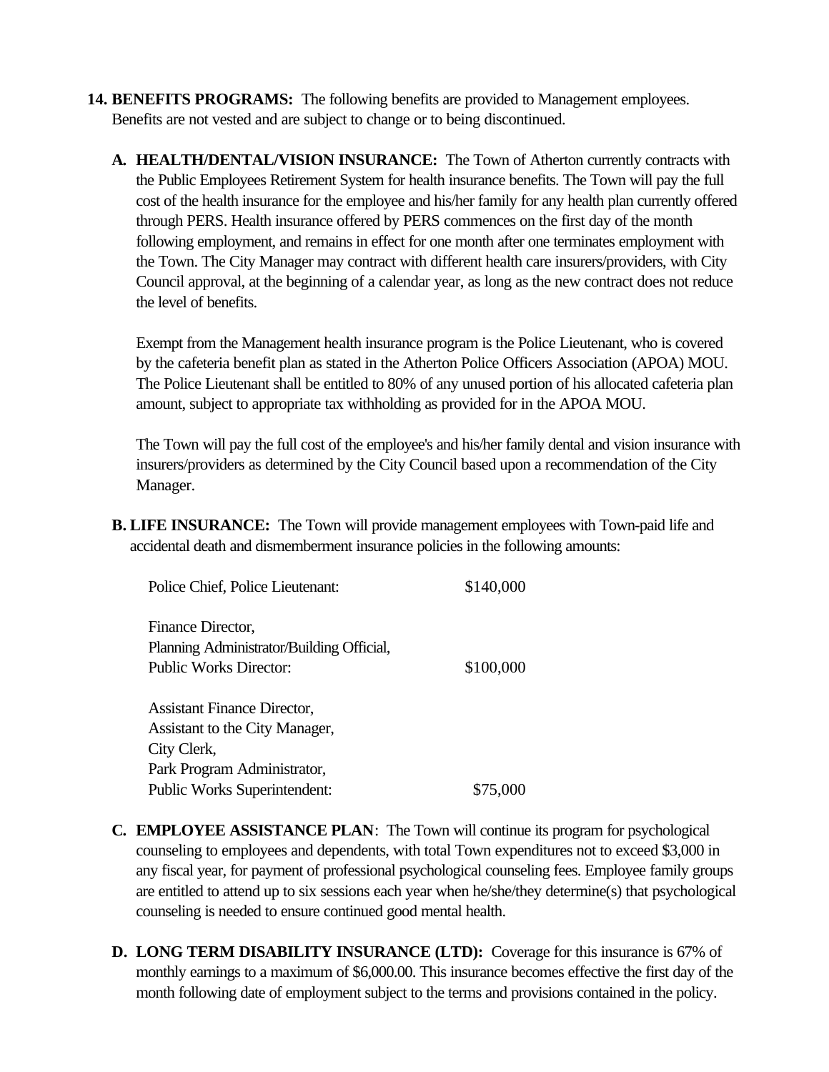**14. BENEFITS PROGRAMS:** The following benefits are provided to Management employees. Benefits are not vested and are subject to change or to being discontinued.

**A. HEALTH/DENTAL/VISION INSURANCE:** The Town of Atherton currently contracts with the Public Employees Retirement System for health insurance benefits. The Town will pay the full cost of the health insurance for the employee and his/her family for any health plan currently offered through PERS. Health insurance offered by PERS commences on the first day of the month following employment, and remains in effect for one month after one terminates employment with the Town. The City Manager may contract with different health care insurers/providers, with City Council approval, at the beginning of a calendar year, as long as the new contract does not reduce the level of benefits.

Exempt from the Management health insurance program is the Police Lieutenant, who is covered by the cafeteria benefit plan as stated in the Atherton Police Officers Association (APOA) MOU. The Police Lieutenant shall be entitled to 80% of any unused portion of his allocated cafeteria plan amount, subject to appropriate tax withholding as provided for in the APOA MOU.

The Town will pay the full cost of the employee's and his/her family dental and vision insurance with insurers/providers as determined by the City Council based upon a recommendation of the City Manager.

**B. LIFE INSURANCE:** The Town will provide management employees with Town-paid life and accidental death and dismemberment insurance policies in the following amounts:

| Position | Amount |
|---|---|
| Police Chief, Police Lieutenant: | $140,000 |
| Finance Director, Planning Administrator/Building Official, Public Works Director: | $100,000 |
| Assistant Finance Director, Assistant to the City Manager, City Clerk, Park Program Administrator, Public Works Superintendent: | $75,000 |

**C. EMPLOYEE ASSISTANCE PLAN**: The Town will continue its program for psychological counseling to employees and dependents, with total Town expenditures not to exceed $3,000 in any fiscal year, for payment of professional psychological counseling fees. Employee family groups are entitled to attend up to six sessions each year when he/she/they determine(s) that psychological counseling is needed to ensure continued good mental health.

**D. LONG TERM DISABILITY INSURANCE (LTD):** Coverage for this insurance is 67% of monthly earnings to a maximum of $6,000.00. This insurance becomes effective the first day of the month following date of employment subject to the terms and provisions contained in the policy.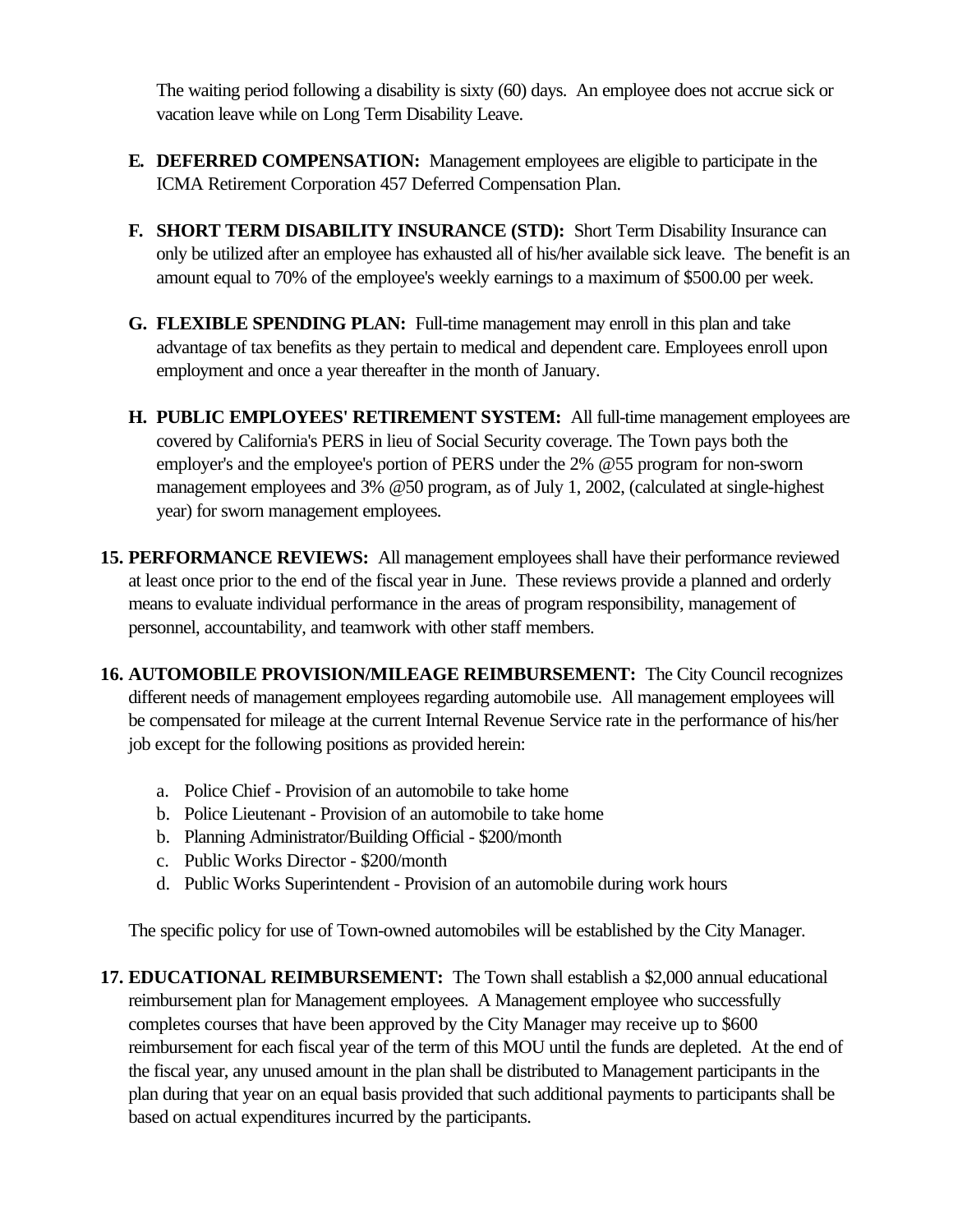The waiting period following a disability is sixty (60) days. An employee does not accrue sick or vacation leave while on Long Term Disability Leave.

E. **DEFERRED COMPENSATION:** Management employees are eligible to participate in the ICMA Retirement Corporation 457 Deferred Compensation Plan.

F. **SHORT TERM DISABILITY INSURANCE (STD):** Short Term Disability Insurance can only be utilized after an employee has exhausted all of his/her available sick leave. The benefit is an amount equal to 70% of the employee's weekly earnings to a maximum of $500.00 per week.

G. **FLEXIBLE SPENDING PLAN:** Full-time management may enroll in this plan and take advantage of tax benefits as they pertain to medical and dependent care. Employees enroll upon employment and once a year thereafter in the month of January.

H. **PUBLIC EMPLOYEES' RETIREMENT SYSTEM:** All full-time management employees are covered by California's PERS in lieu of Social Security coverage. The Town pays both the employer's and the employee's portion of PERS under the 2% @55 program for non-sworn management employees and 3% @50 program, as of July 1, 2002, (calculated at single-highest year) for sworn management employees.

15. **PERFORMANCE REVIEWS:** All management employees shall have their performance reviewed at least once prior to the end of the fiscal year in June. These reviews provide a planned and orderly means to evaluate individual performance in the areas of program responsibility, management of personnel, accountability, and teamwork with other staff members.

16. **AUTOMOBILE PROVISION/MILEAGE REIMBURSEMENT:** The City Council recognizes different needs of management employees regarding automobile use. All management employees will be compensated for mileage at the current Internal Revenue Service rate in the performance of his/her job except for the following positions as provided herein:

    a. Police Chief - Provision of an automobile to take home
    b. Police Lieutenant - Provision of an automobile to take home
    b. Planning Administrator/Building Official - $200/month
    c. Public Works Director - $200/month
    d. Public Works Superintendent - Provision of an automobile during work hours

    The specific policy for use of Town-owned automobiles will be established by the City Manager.

17. **EDUCATIONAL REIMBURSEMENT:** The Town shall establish a $2,000 annual educational reimbursement plan for Management employees. A Management employee who successfully completes courses that have been approved by the City Manager may receive up to $600 reimbursement for each fiscal year of the term of this MOU until the funds are depleted. At the end of the fiscal year, any unused amount in the plan shall be distributed to Management participants in the plan during that year on an equal basis provided that such additional payments to participants shall be based on actual expenditures incurred by the participants.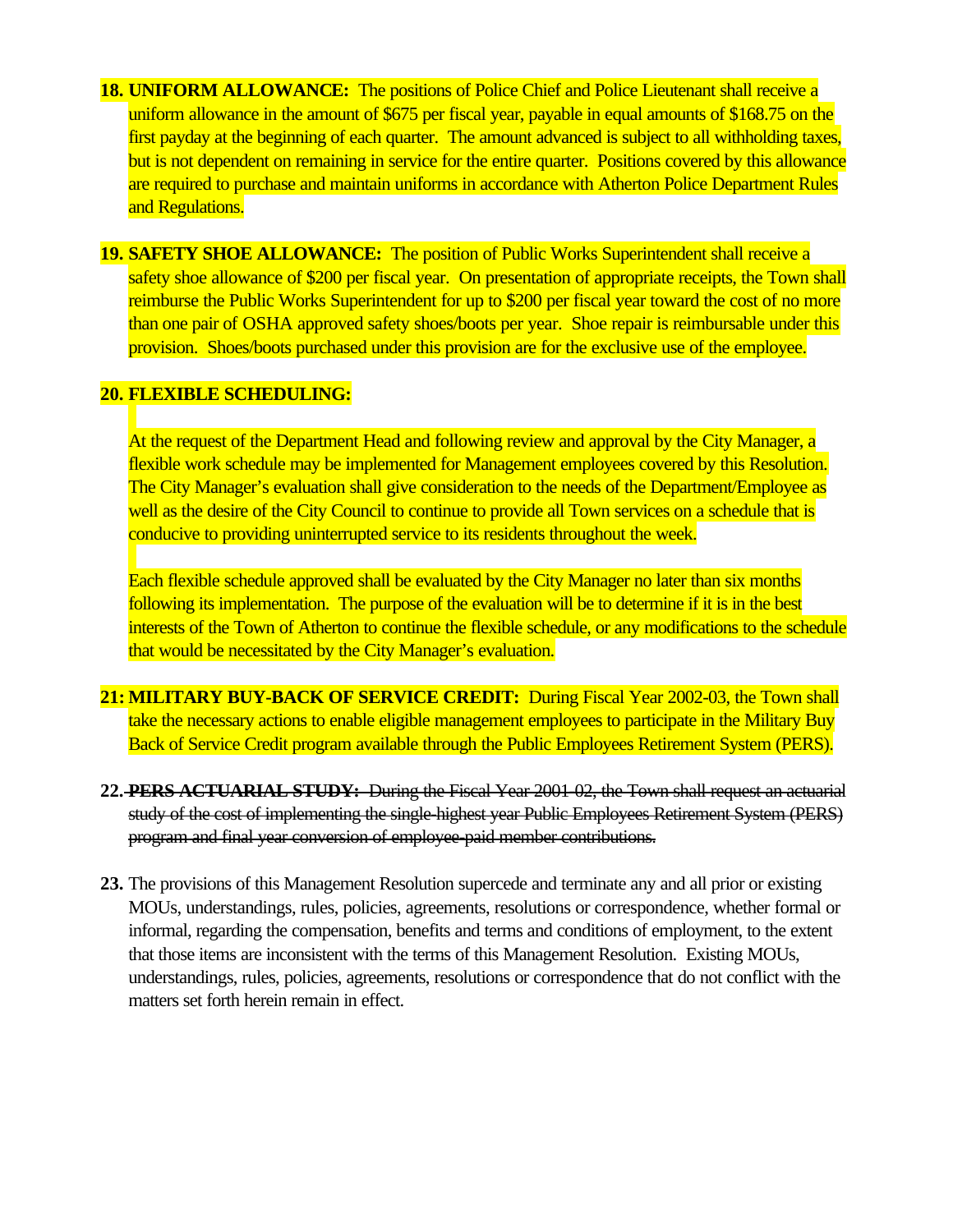**18. UNIFORM ALLOWANCE:** The positions of Police Chief and Police Lieutenant shall receive a uniform allowance in the amount of $675 per fiscal year, payable in equal amounts of $168.75 on the first payday at the beginning of each quarter. The amount advanced is subject to all withholding taxes, but is not dependent on remaining in service for the entire quarter. Positions covered by this allowance are required to purchase and maintain uniforms in accordance with Atherton Police Department Rules and Regulations.

**19. SAFETY SHOE ALLOWANCE:** The position of Public Works Superintendent shall receive a safety shoe allowance of $200 per fiscal year. On presentation of appropriate receipts, the Town shall reimburse the Public Works Superintendent for up to $200 per fiscal year toward the cost of no more than one pair of OSHA approved safety shoes/boots per year. Shoe repair is reimbursable under this provision. Shoes/boots purchased under this provision are for the exclusive use of the employee.

**20. FLEXIBLE SCHEDULING:**

At the request of the Department Head and following review and approval by the City Manager, a flexible work schedule may be implemented for Management employees covered by this Resolution. The City Manager's evaluation shall give consideration to the needs of the Department/Employee as well as the desire of the City Council to continue to provide all Town services on a schedule that is conducive to providing uninterrupted service to its residents throughout the week.

Each flexible schedule approved shall be evaluated by the City Manager no later than six months following its implementation. The purpose of the evaluation will be to determine if it is in the best interests of the Town of Atherton to continue the flexible schedule, or any modifications to the schedule that would be necessitated by the City Manager's evaluation.

**21: MILITARY BUY-BACK OF SERVICE CREDIT:** During Fiscal Year 2002-03, the Town shall take the necessary actions to enable eligible management employees to participate in the Military Buy Back of Service Credit program available through the Public Employees Retirement System (PERS).

**22.** ~~**PERS ACTUARIAL STUDY:** During the Fiscal Year 2001-02, the Town shall request an actuarial study of the cost of implementing the single-highest year Public Employees Retirement System (PERS) program and final year conversion of employee-paid member contributions.~~

**23.** The provisions of this Management Resolution supercede and terminate any and all prior or existing MOUs, understandings, rules, policies, agreements, resolutions or correspondence, whether formal or informal, regarding the compensation, benefits and terms and conditions of employment, to the extent that those items are inconsistent with the terms of this Management Resolution. Existing MOUs, understandings, rules, policies, agreements, resolutions or correspondence that do not conflict with the matters set forth herein remain in effect.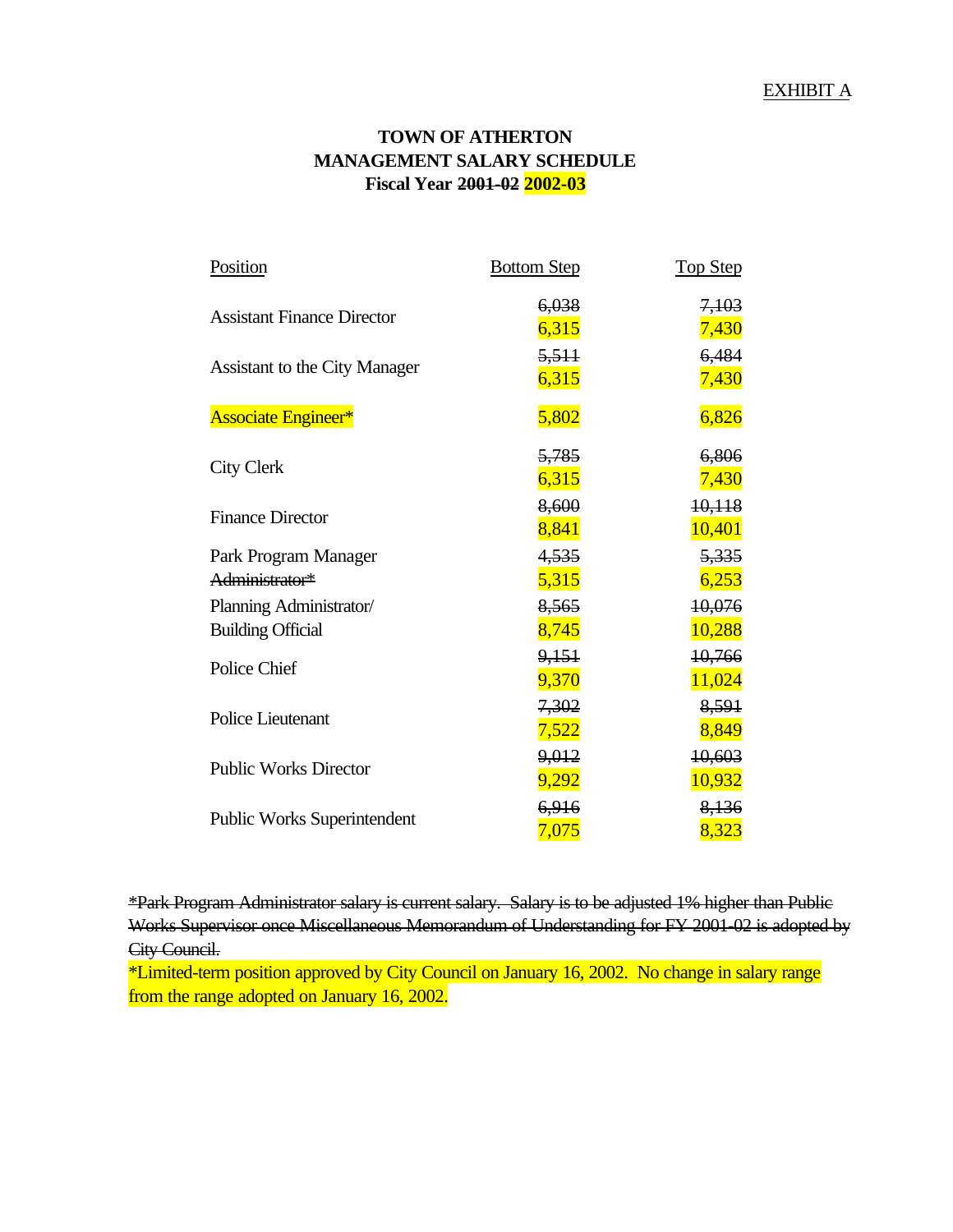EXHIBIT A

# TOWN OF ATHERTON
## MANAGEMENT SALARY SCHEDULE
### Fiscal Year ~~2001-02~~ 2002-03

| Position | Bottom Step | Top Step |
|---|---|---|
| Assistant Finance Director | ~~6,038~~ 6,315 | ~~7,103~~ 7,430 |
| Assistant to the City Manager | ~~5,511~~ 6,315 | ~~6,484~~ 7,430 |
| Associate Engineer* | 5,802 | 6,826 |
| City Clerk | ~~5,785~~ 6,315 | ~~6,806~~ 7,430 |
| Finance Director | ~~8,600~~ 8,841 | ~~10,118~~ 10,401 |
| Park Program Manager ~~Administrator*~~ | ~~4,535~~ 5,315 | ~~5,335~~ 6,253 |
| Planning Administrator/ Building Official | ~~8,565~~ 8,745 | ~~10,076~~ 10,288 |
| Police Chief | ~~9,151~~ 9,370 | ~~10,766~~ 11,024 |
| Police Lieutenant | ~~7,302~~ 7,522 | ~~8,591~~ 8,849 |
| Public Works Director | ~~9,012~~ 9,292 | ~~10,603~~ 10,932 |
| Public Works Superintendent | ~~6,916~~ 7,075 | ~~8,136~~ 8,323 |

~~*Park Program Administrator salary is current salary. Salary is to be adjusted 1% higher than Public Works Supervisor once Miscellaneous Memorandum of Understanding for FY 2001-02 is adopted by City Council.~~

*Limited-term position approved by City Council on January 16, 2002. No change in salary range from the range adopted on January 16, 2002.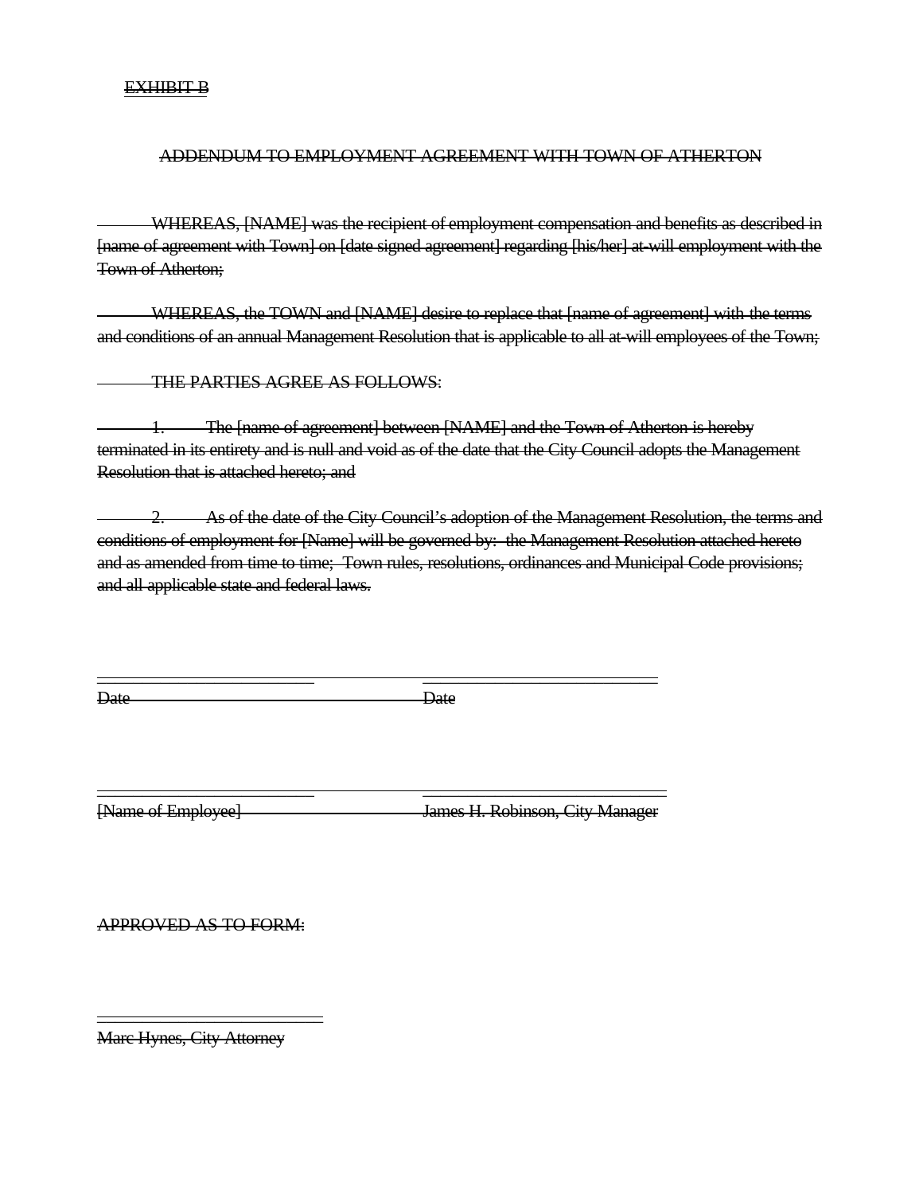~~EXHIBIT B~~

~~ADDENDUM TO EMPLOYMENT AGREEMENT WITH TOWN OF ATHERTON~~

~~WHEREAS, [NAME] was the recipient of employment compensation and benefits as described in [name of agreement with Town] on [date signed agreement] regarding [his/her] at-will employment with the Town of Atherton;~~

~~WHEREAS, the TOWN and [NAME] desire to replace that [name of agreement] with the terms and conditions of an annual Management Resolution that is applicable to all at-will employees of the Town;~~

~~THE PARTIES AGREE AS FOLLOWS:~~

~~1. The [name of agreement] between [NAME] and the Town of Atherton is hereby terminated in its entirety and is null and void as of the date that the City Council adopts the Management Resolution that is attached hereto; and~~

~~2. As of the date of the City Council's adoption of the Management Resolution, the terms and conditions of employment for [Name] will be governed by: the Management Resolution attached hereto and as amended from time to time; Town rules, resolutions, ordinances and Municipal Code provisions; and all applicable state and federal laws.~~

| | |
|---|---|
| ~~Date~~ | ~~Date~~ |
| ~~[Name of Employee]~~ | ~~James H. Robinson, City Manager~~ |

~~APPROVED AS TO FORM:~~

~~Marc Hynes, City Attorney~~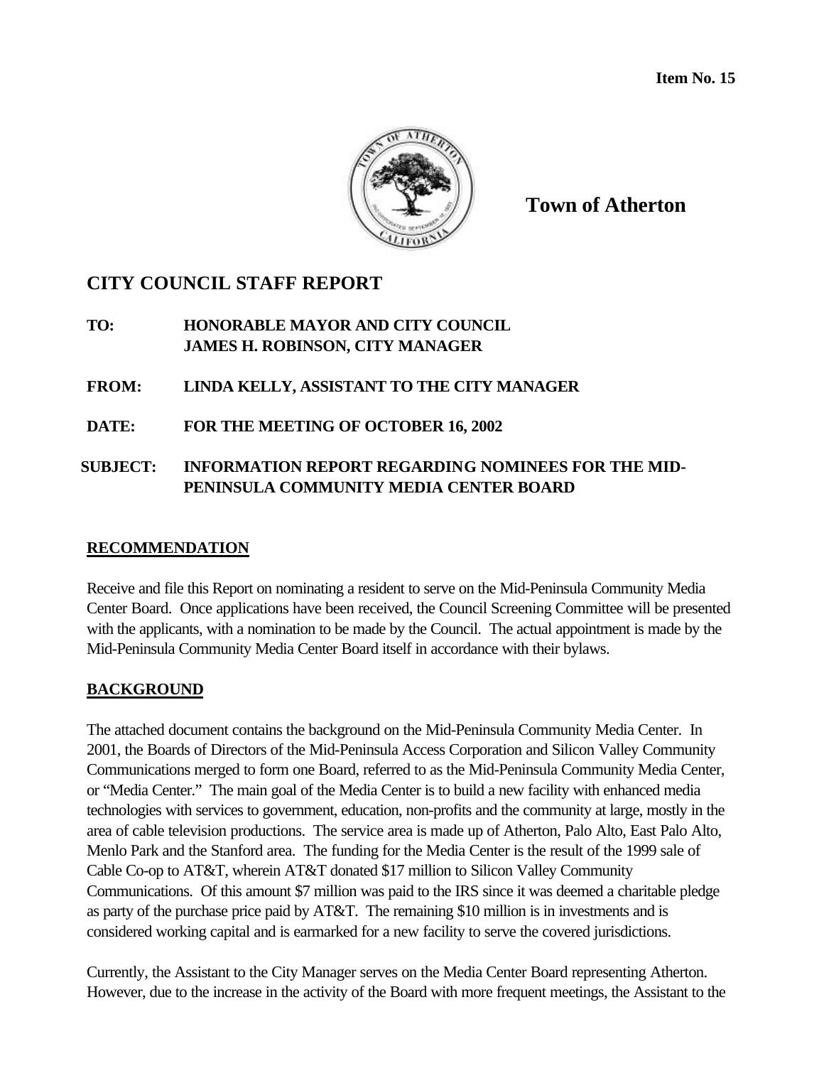**Item No. 15**

**Town of Atherton**

# CITY COUNCIL STAFF REPORT

**TO:** **HONORABLE MAYOR AND CITY COUNCIL**
**JAMES H. ROBINSON, CITY MANAGER**

**FROM:** **LINDA KELLY, ASSISTANT TO THE CITY MANAGER**

**DATE:** **FOR THE MEETING OF OCTOBER 16, 2002**

**SUBJECT:** **INFORMATION REPORT REGARDING NOMINEES FOR THE MID-PENINSULA COMMUNITY MEDIA CENTER BOARD**

## RECOMMENDATION

Receive and file this Report on nominating a resident to serve on the Mid-Peninsula Community Media Center Board. Once applications have been received, the Council Screening Committee will be presented with the applicants, with a nomination to be made by the Council. The actual appointment is made by the Mid-Peninsula Community Media Center Board itself in accordance with their bylaws.

## BACKGROUND

The attached document contains the background on the Mid-Peninsula Community Media Center. In 2001, the Boards of Directors of the Mid-Peninsula Access Corporation and Silicon Valley Community Communications merged to form one Board, referred to as the Mid-Peninsula Community Media Center, or "Media Center." The main goal of the Media Center is to build a new facility with enhanced media technologies with services to government, education, non-profits and the community at large, mostly in the area of cable television productions. The service area is made up of Atherton, Palo Alto, East Palo Alto, Menlo Park and the Stanford area. The funding for the Media Center is the result of the 1999 sale of Cable Co-op to AT&T, wherein AT&T donated $17 million to Silicon Valley Community Communications. Of this amount $7 million was paid to the IRS since it was deemed a charitable pledge as party of the purchase price paid by AT&T. The remaining $10 million is in investments and is considered working capital and is earmarked for a new facility to serve the covered jurisdictions.

Currently, the Assistant to the City Manager serves on the Media Center Board representing Atherton. However, due to the increase in the activity of the Board with more frequent meetings, the Assistant to the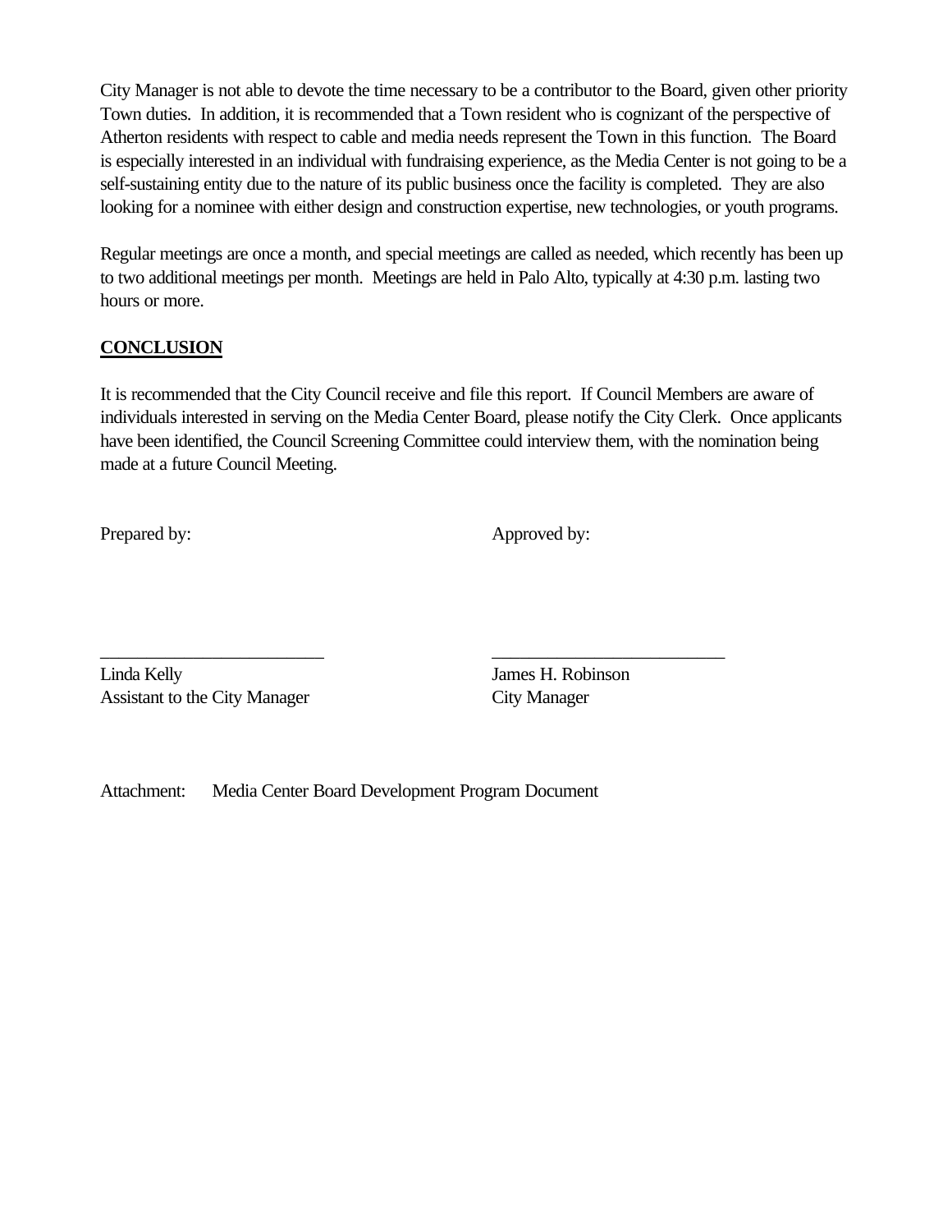City Manager is not able to devote the time necessary to be a contributor to the Board, given other priority Town duties. In addition, it is recommended that a Town resident who is cognizant of the perspective of Atherton residents with respect to cable and media needs represent the Town in this function. The Board is especially interested in an individual with fundraising experience, as the Media Center is not going to be a self-sustaining entity due to the nature of its public business once the facility is completed. They are also looking for a nominee with either design and construction expertise, new technologies, or youth programs.

Regular meetings are once a month, and special meetings are called as needed, which recently has been up to two additional meetings per month. Meetings are held in Palo Alto, typically at 4:30 p.m. lasting two hours or more.

## CONCLUSION

It is recommended that the City Council receive and file this report. If Council Members are aware of individuals interested in serving on the Media Center Board, please notify the City Clerk. Once applicants have been identified, the Council Screening Committee could interview them, with the nomination being made at a future Council Meeting.

Prepared by: Approved by:

_________________________ _________________________

Linda Kelly
Assistant to the City Manager

James H. Robinson
City Manager

Attachment: Media Center Board Development Program Document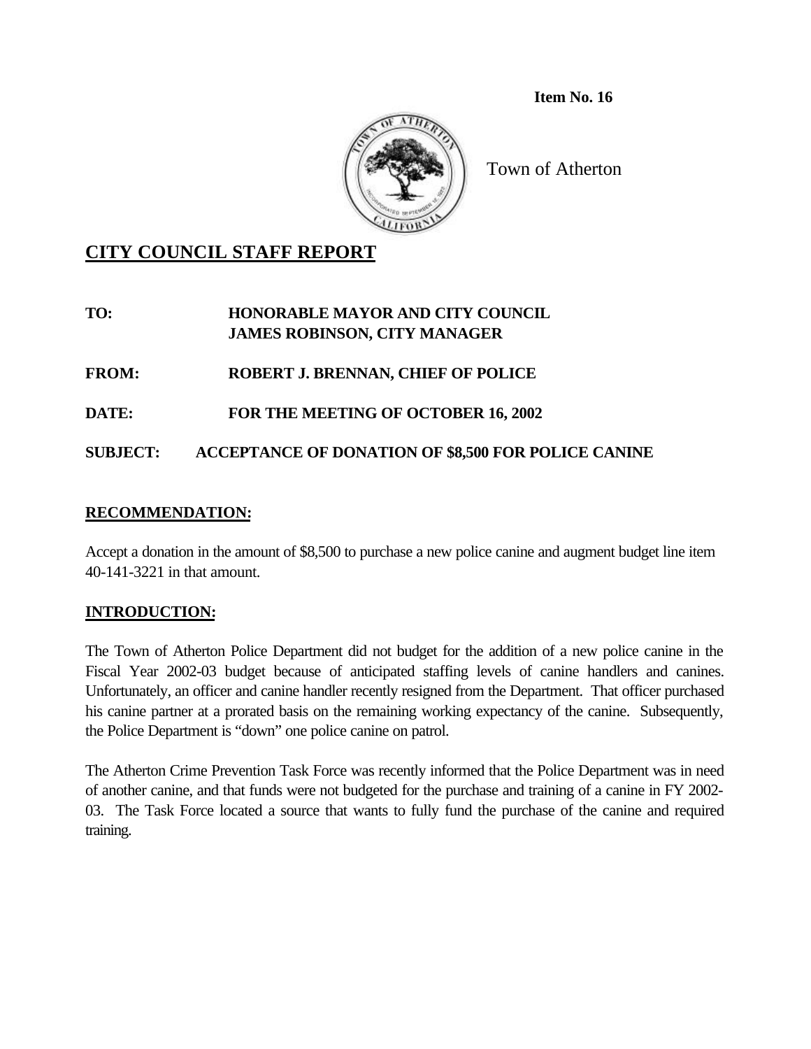**Item No. 16**

Town of Atherton

## CITY COUNCIL STAFF REPORT

**TO:** HONORABLE MAYOR AND CITY COUNCIL
JAMES ROBINSON, CITY MANAGER

**FROM:** ROBERT J. BRENNAN, CHIEF OF POLICE

**DATE:** FOR THE MEETING OF OCTOBER 16, 2002

**SUBJECT:** ACCEPTANCE OF DONATION OF $8,500 FOR POLICE CANINE

### RECOMMENDATION:

Accept a donation in the amount of $8,500 to purchase a new police canine and augment budget line item 40-141-3221 in that amount.

### INTRODUCTION:

The Town of Atherton Police Department did not budget for the addition of a new police canine in the Fiscal Year 2002-03 budget because of anticipated staffing levels of canine handlers and canines. Unfortunately, an officer and canine handler recently resigned from the Department. That officer purchased his canine partner at a prorated basis on the remaining working expectancy of the canine. Subsequently, the Police Department is "down" one police canine on patrol.

The Atherton Crime Prevention Task Force was recently informed that the Police Department was in need of another canine, and that funds were not budgeted for the purchase and training of a canine in FY 2002-03. The Task Force located a source that wants to fully fund the purchase of the canine and required training.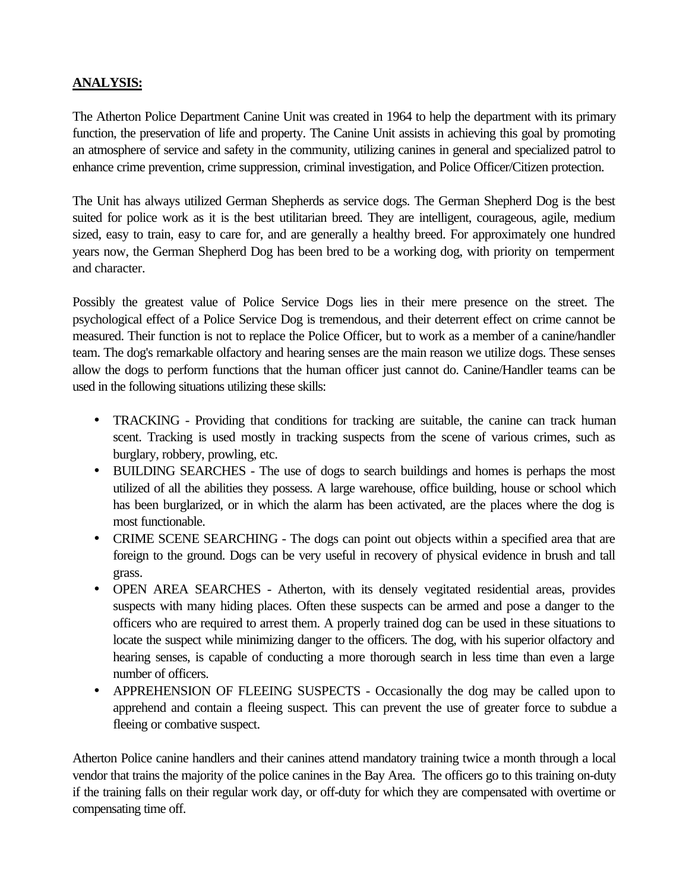**ANALYSIS:**

The Atherton Police Department Canine Unit was created in 1964 to help the department with its primary function, the preservation of life and property. The Canine Unit assists in achieving this goal by promoting an atmosphere of service and safety in the community, utilizing canines in general and specialized patrol to enhance crime prevention, crime suppression, criminal investigation, and Police Officer/Citizen protection.

The Unit has always utilized German Shepherds as service dogs. The German Shepherd Dog is the best suited for police work as it is the best utilitarian breed. They are intelligent, courageous, agile, medium sized, easy to train, easy to care for, and are generally a healthy breed. For approximately one hundred years now, the German Shepherd Dog has been bred to be a working dog, with priority on temperment and character.

Possibly the greatest value of Police Service Dogs lies in their mere presence on the street. The psychological effect of a Police Service Dog is tremendous, and their deterrent effect on crime cannot be measured. Their function is not to replace the Police Officer, but to work as a member of a canine/handler team. The dog's remarkable olfactory and hearing senses are the main reason we utilize dogs. These senses allow the dogs to perform functions that the human officer just cannot do. Canine/Handler teams can be used in the following situations utilizing these skills:

- TRACKING - Providing that conditions for tracking are suitable, the canine can track human scent. Tracking is used mostly in tracking suspects from the scene of various crimes, such as burglary, robbery, prowling, etc.
- BUILDING SEARCHES - The use of dogs to search buildings and homes is perhaps the most utilized of all the abilities they possess. A large warehouse, office building, house or school which has been burglarized, or in which the alarm has been activated, are the places where the dog is most functionable.
- CRIME SCENE SEARCHING - The dogs can point out objects within a specified area that are foreign to the ground. Dogs can be very useful in recovery of physical evidence in brush and tall grass.
- OPEN AREA SEARCHES - Atherton, with its densely vegitated residential areas, provides suspects with many hiding places. Often these suspects can be armed and pose a danger to the officers who are required to arrest them. A properly trained dog can be used in these situations to locate the suspect while minimizing danger to the officers. The dog, with his superior olfactory and hearing senses, is capable of conducting a more thorough search in less time than even a large number of officers.
- APPREHENSION OF FLEEING SUSPECTS - Occasionally the dog may be called upon to apprehend and contain a fleeing suspect. This can prevent the use of greater force to subdue a fleeing or combative suspect.

Atherton Police canine handlers and their canines attend mandatory training twice a month through a local vendor that trains the majority of the police canines in the Bay Area. The officers go to this training on-duty if the training falls on their regular work day, or off-duty for which they are compensated with overtime or compensating time off.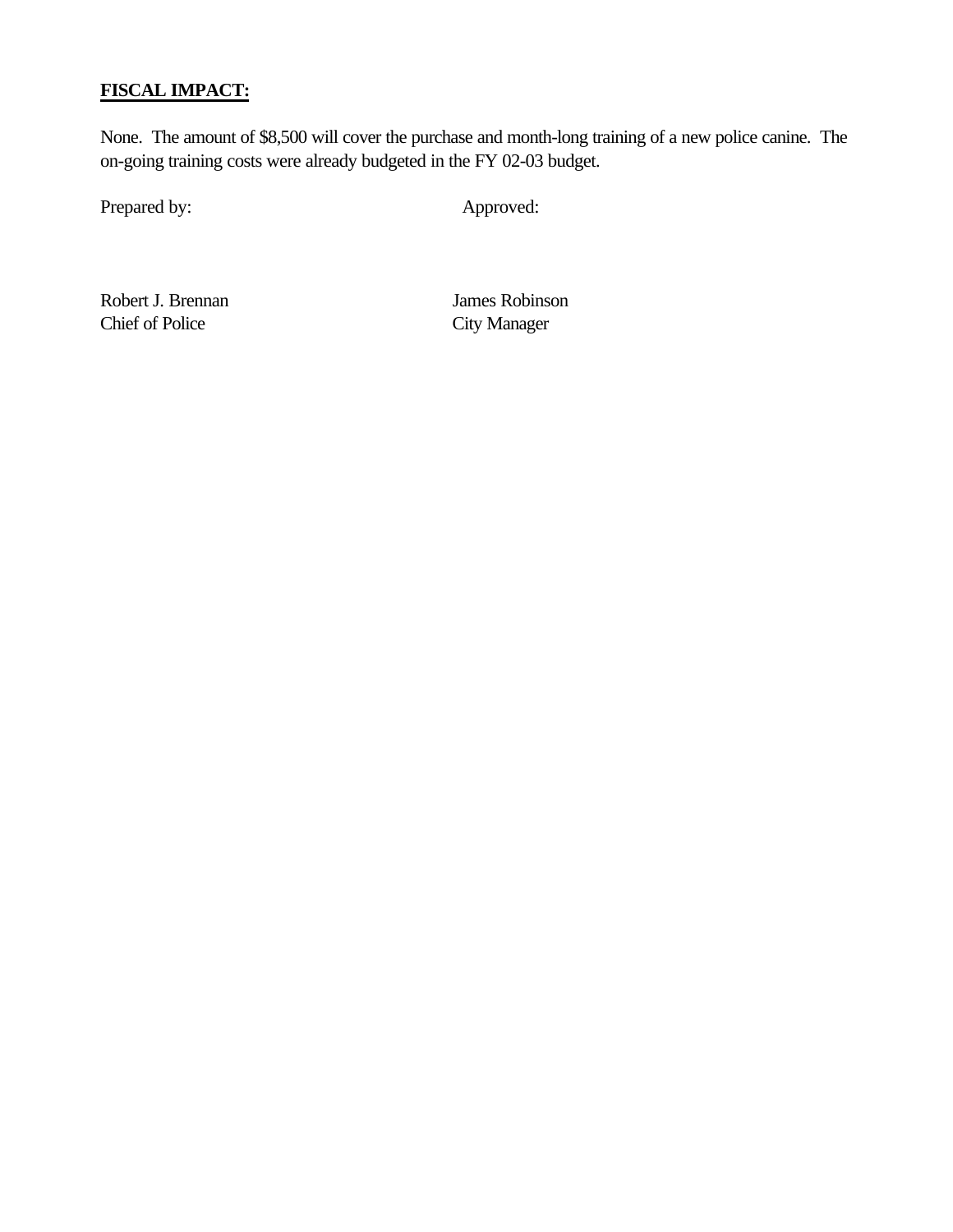**FISCAL IMPACT:**

None. The amount of $8,500 will cover the purchase and month-long training of a new police canine. The on-going training costs were already budgeted in the FY 02-03 budget.

| Prepared by: | Approved: |
|---|---|
| Robert J. Brennan<br>Chief of Police | James Robinson<br>City Manager |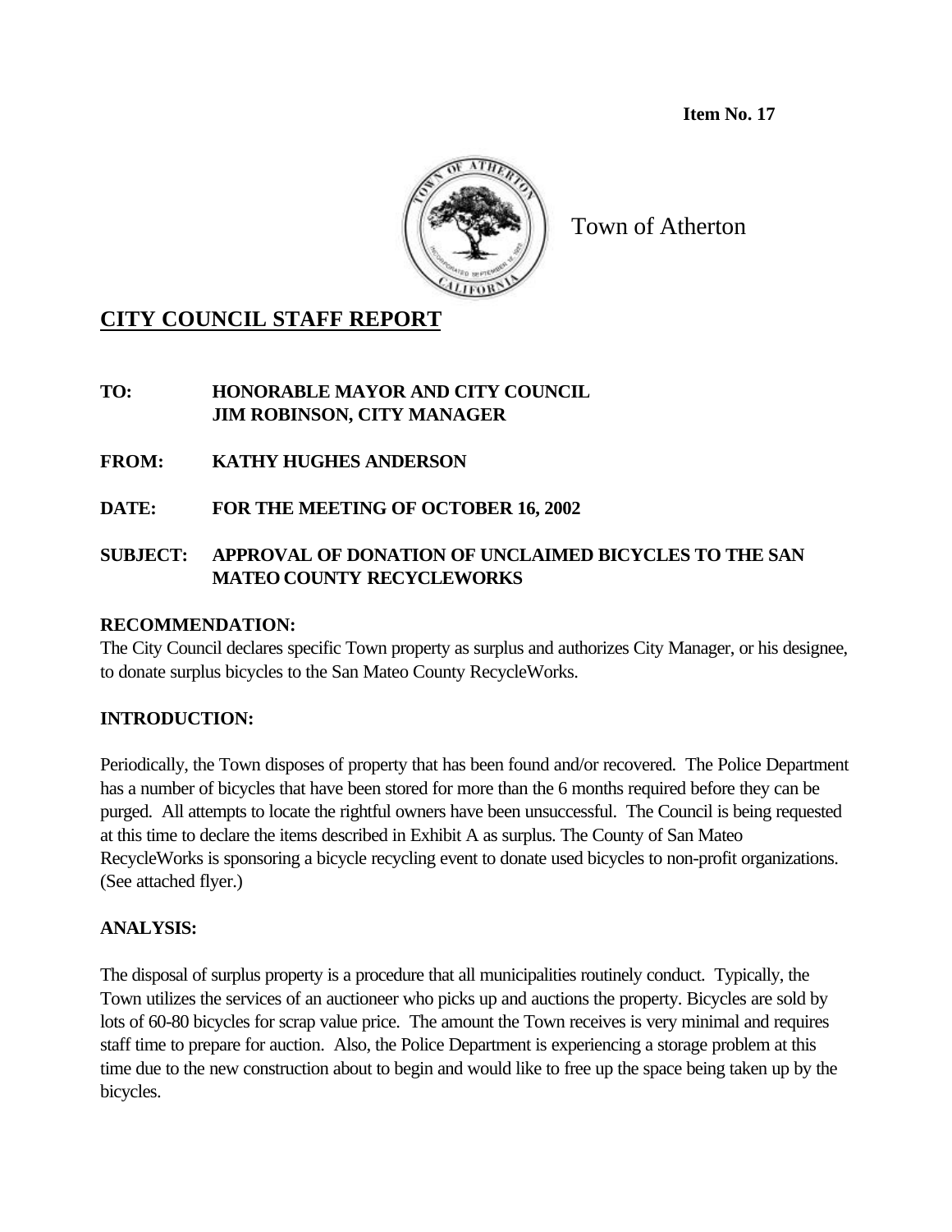**Item No. 17**

Town of Atherton

# CITY COUNCIL STAFF REPORT

**TO:** **HONORABLE MAYOR AND CITY COUNCIL**
**JIM ROBINSON, CITY MANAGER**

**FROM:** **KATHY HUGHES ANDERSON**

**DATE:** **FOR THE MEETING OF OCTOBER 16, 2002**

**SUBJECT:** **APPROVAL OF DONATION OF UNCLAIMED BICYCLES TO THE SAN MATEO COUNTY RECYCLEWORKS**

**RECOMMENDATION:**

The City Council declares specific Town property as surplus and authorizes City Manager, or his designee, to donate surplus bicycles to the San Mateo County RecycleWorks.

**INTRODUCTION:**

Periodically, the Town disposes of property that has been found and/or recovered. The Police Department has a number of bicycles that have been stored for more than the 6 months required before they can be purged. All attempts to locate the rightful owners have been unsuccessful. The Council is being requested at this time to declare the items described in Exhibit A as surplus. The County of San Mateo RecycleWorks is sponsoring a bicycle recycling event to donate used bicycles to non-profit organizations. (See attached flyer.)

**ANALYSIS:**

The disposal of surplus property is a procedure that all municipalities routinely conduct. Typically, the Town utilizes the services of an auctioneer who picks up and auctions the property. Bicycles are sold by lots of 60-80 bicycles for scrap value price. The amount the Town receives is very minimal and requires staff time to prepare for auction. Also, the Police Department is experiencing a storage problem at this time due to the new construction about to begin and would like to free up the space being taken up by the bicycles.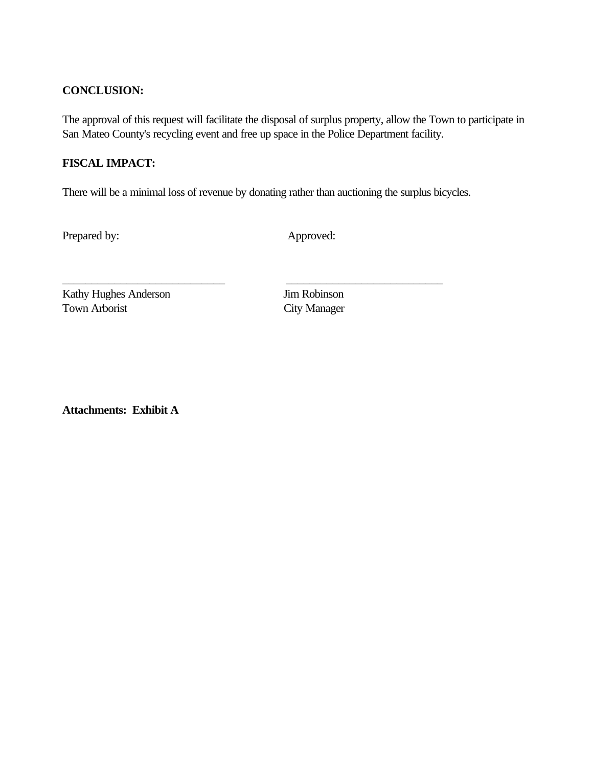**CONCLUSION:**

The approval of this request will facilitate the disposal of surplus property, allow the Town to participate in San Mateo County's recycling event and free up space in the Police Department facility.

**FISCAL IMPACT:**

There will be a minimal loss of revenue by donating rather than auctioning the surplus bicycles.

Prepared by: Approved:

\_\_\_\_\_\_\_\_\_\_\_\_\_\_\_\_\_\_\_\_\_\_\_\_\_\_\_\_ \_\_\_\_\_\_\_\_\_\_\_\_\_\_\_\_\_\_\_\_\_\_\_\_\_\_\_\_

Kathy Hughes Anderson
Town Arborist

Jim Robinson
City Manager

**Attachments: Exhibit A**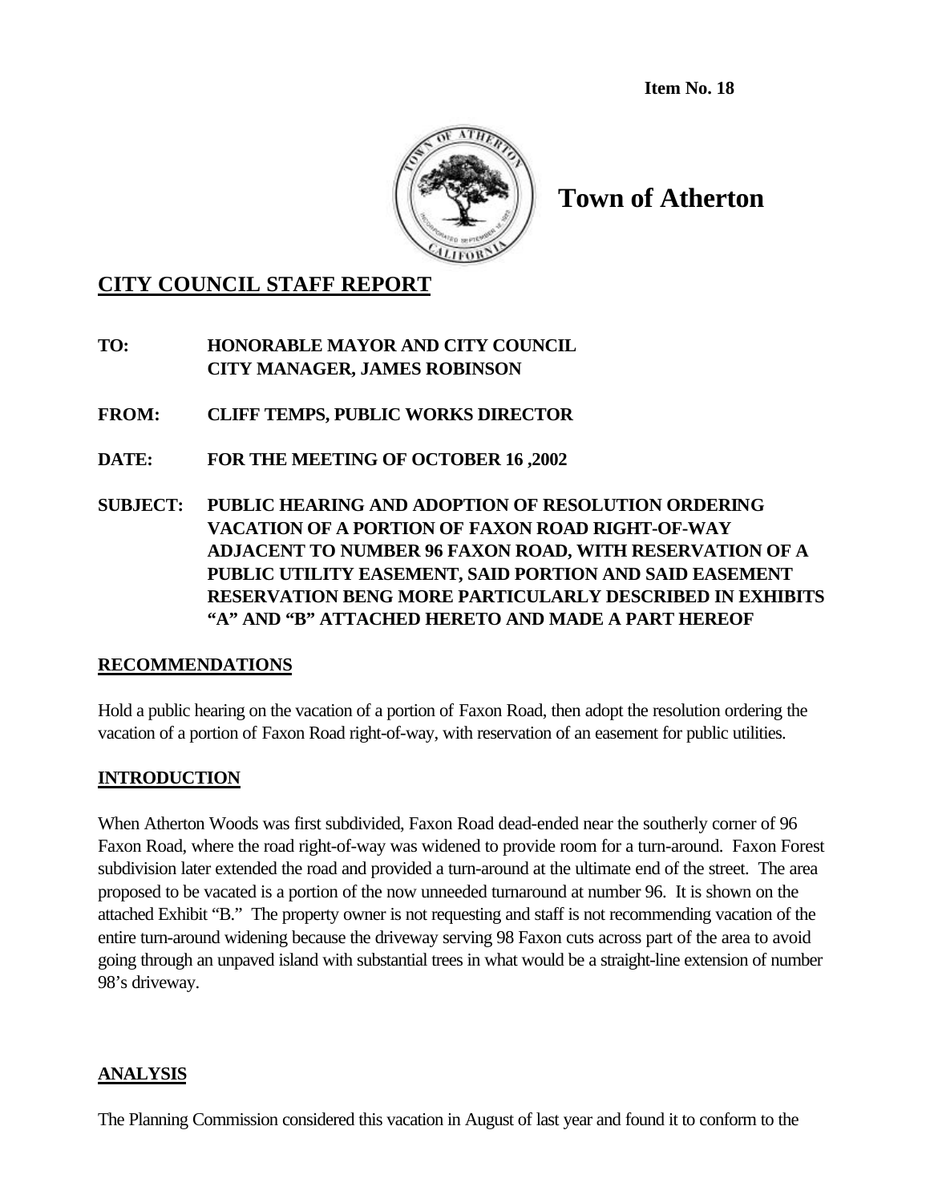**Item No. 18**

**Town of Atherton**

## CITY COUNCIL STAFF REPORT

**TO:** **HONORABLE MAYOR AND CITY COUNCIL**
**CITY MANAGER, JAMES ROBINSON**

**FROM:** **CLIFF TEMPS, PUBLIC WORKS DIRECTOR**

**DATE:** **FOR THE MEETING OF OCTOBER 16 ,2002**

**SUBJECT:** **PUBLIC HEARING AND ADOPTION OF RESOLUTION ORDERING VACATION OF A PORTION OF FAXON ROAD RIGHT-OF-WAY ADJACENT TO NUMBER 96 FAXON ROAD, WITH RESERVATION OF A PUBLIC UTILITY EASEMENT, SAID PORTION AND SAID EASEMENT RESERVATION BENG MORE PARTICULARLY DESCRIBED IN EXHIBITS "A" AND "B" ATTACHED HERETO AND MADE A PART HEREOF**

### RECOMMENDATIONS

Hold a public hearing on the vacation of a portion of Faxon Road, then adopt the resolution ordering the vacation of a portion of Faxon Road right-of-way, with reservation of an easement for public utilities.

### INTRODUCTION

When Atherton Woods was first subdivided, Faxon Road dead-ended near the southerly corner of 96 Faxon Road, where the road right-of-way was widened to provide room for a turn-around. Faxon Forest subdivision later extended the road and provided a turn-around at the ultimate end of the street. The area proposed to be vacated is a portion of the now unneeded turnaround at number 96. It is shown on the attached Exhibit "B." The property owner is not requesting and staff is not recommending vacation of the entire turn-around widening because the driveway serving 98 Faxon cuts across part of the area to avoid going through an unpaved island with substantial trees in what would be a straight-line extension of number 98's driveway.

### ANALYSIS

The Planning Commission considered this vacation in August of last year and found it to conform to the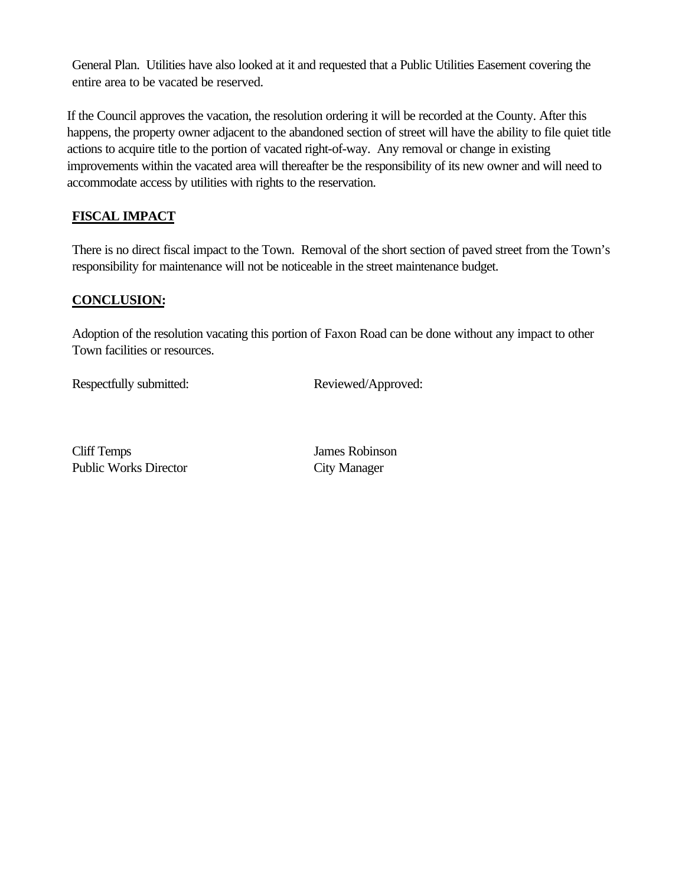General Plan. Utilities have also looked at it and requested that a Public Utilities Easement covering the entire area to be vacated be reserved.

If the Council approves the vacation, the resolution ordering it will be recorded at the County. After this happens, the property owner adjacent to the abandoned section of street will have the ability to file quiet title actions to acquire title to the portion of vacated right-of-way. Any removal or change in existing improvements within the vacated area will thereafter be the responsibility of its new owner and will need to accommodate access by utilities with rights to the reservation.

**FISCAL IMPACT**

There is no direct fiscal impact to the Town. Removal of the short section of paved street from the Town's responsibility for maintenance will not be noticeable in the street maintenance budget.

**CONCLUSION:**

Adoption of the resolution vacating this portion of Faxon Road can be done without any impact to other Town facilities or resources.

Respectfully submitted:

Cliff Temps
Public Works Director

Reviewed/Approved:

James Robinson
City Manager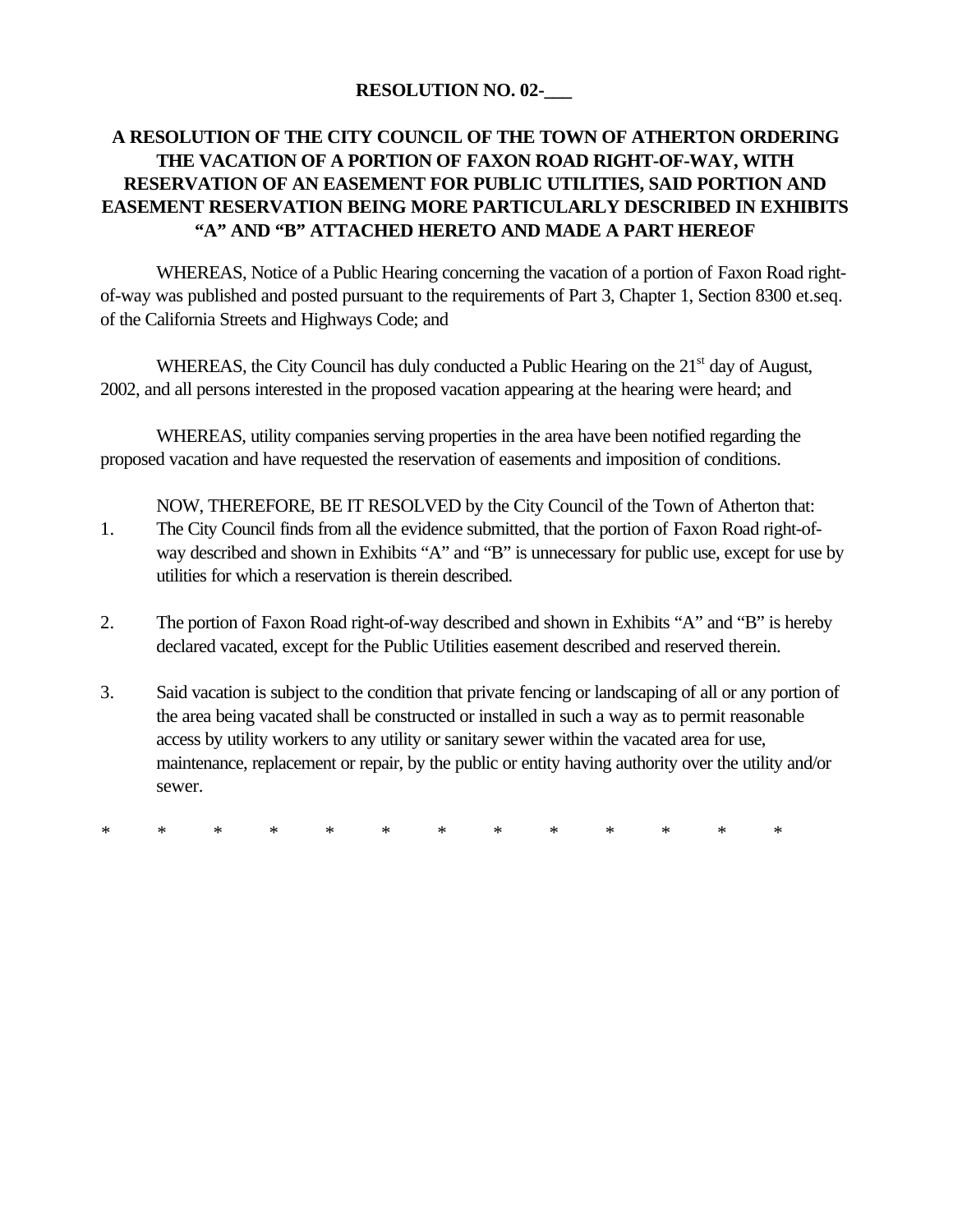**RESOLUTION NO. 02-\_\_\_**

**A RESOLUTION OF THE CITY COUNCIL OF THE TOWN OF ATHERTON ORDERING THE VACATION OF A PORTION OF FAXON ROAD RIGHT-OF-WAY, WITH RESERVATION OF AN EASEMENT FOR PUBLIC UTILITIES, SAID PORTION AND EASEMENT RESERVATION BEING MORE PARTICULARLY DESCRIBED IN EXHIBITS "A" AND "B" ATTACHED HERETO AND MADE A PART HEREOF**

WHEREAS, Notice of a Public Hearing concerning the vacation of a portion of Faxon Road right-of-way was published and posted pursuant to the requirements of Part 3, Chapter 1, Section 8300 et.seq. of the California Streets and Highways Code; and

WHEREAS, the City Council has duly conducted a Public Hearing on the 21st day of August, 2002, and all persons interested in the proposed vacation appearing at the hearing were heard; and

WHEREAS, utility companies serving properties in the area have been notified regarding the proposed vacation and have requested the reservation of easements and imposition of conditions.

NOW, THEREFORE, BE IT RESOLVED by the City Council of the Town of Atherton that:

1. The City Council finds from all the evidence submitted, that the portion of Faxon Road right-of-way described and shown in Exhibits "A" and "B" is unnecessary for public use, except for use by utilities for which a reservation is therein described.

2. The portion of Faxon Road right-of-way described and shown in Exhibits "A" and "B" is hereby declared vacated, except for the Public Utilities easement described and reserved therein.

3. Said vacation is subject to the condition that private fencing or landscaping of all or any portion of the area being vacated shall be constructed or installed in such a way as to permit reasonable access by utility workers to any utility or sanitary sewer within the vacated area for use, maintenance, replacement or repair, by the public or entity having authority over the utility and/or sewer.

\* \* \* \* \* \* \* \* \* \* \* \* \*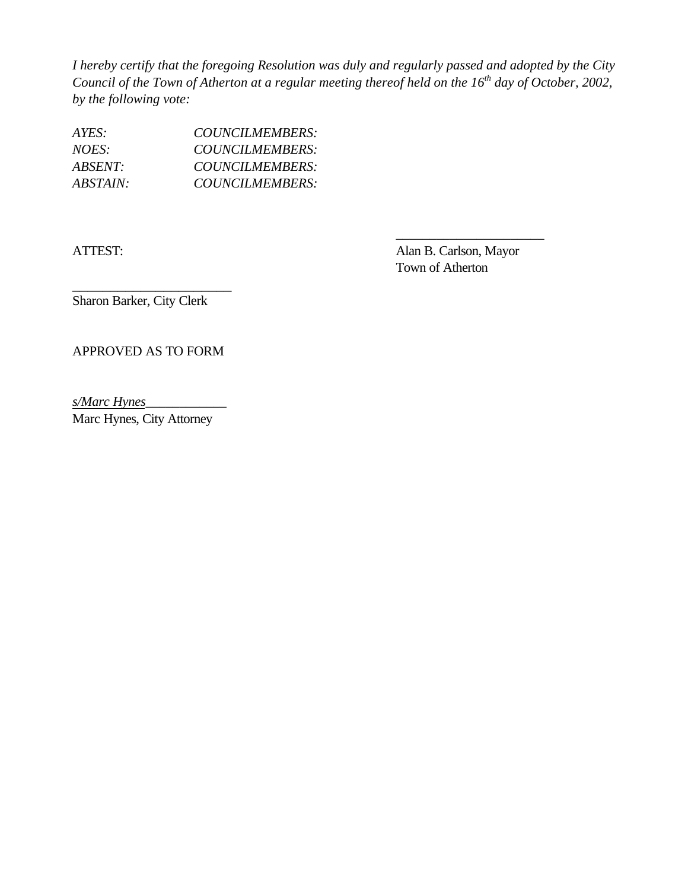*I hereby certify that the foregoing Resolution was duly and regularly passed and adopted by the City Council of the Town of Atherton at a regular meeting thereof held on the 16th day of October, 2002, by the following vote:*

| | |
|---|---|
| *AYES:* | *COUNCILMEMBERS:* |
| *NOES:* | *COUNCILMEMBERS:* |
| *ABSENT:* | *COUNCILMEMBERS:* |
| *ABSTAIN:* | *COUNCILMEMBERS:* |

______________________
Alan B. Carlson, Mayor
Town of Atherton

ATTEST:

______________________
Sharon Barker, City Clerk

APPROVED AS TO FORM

*s/Marc Hynes*____________
Marc Hynes, City Attorney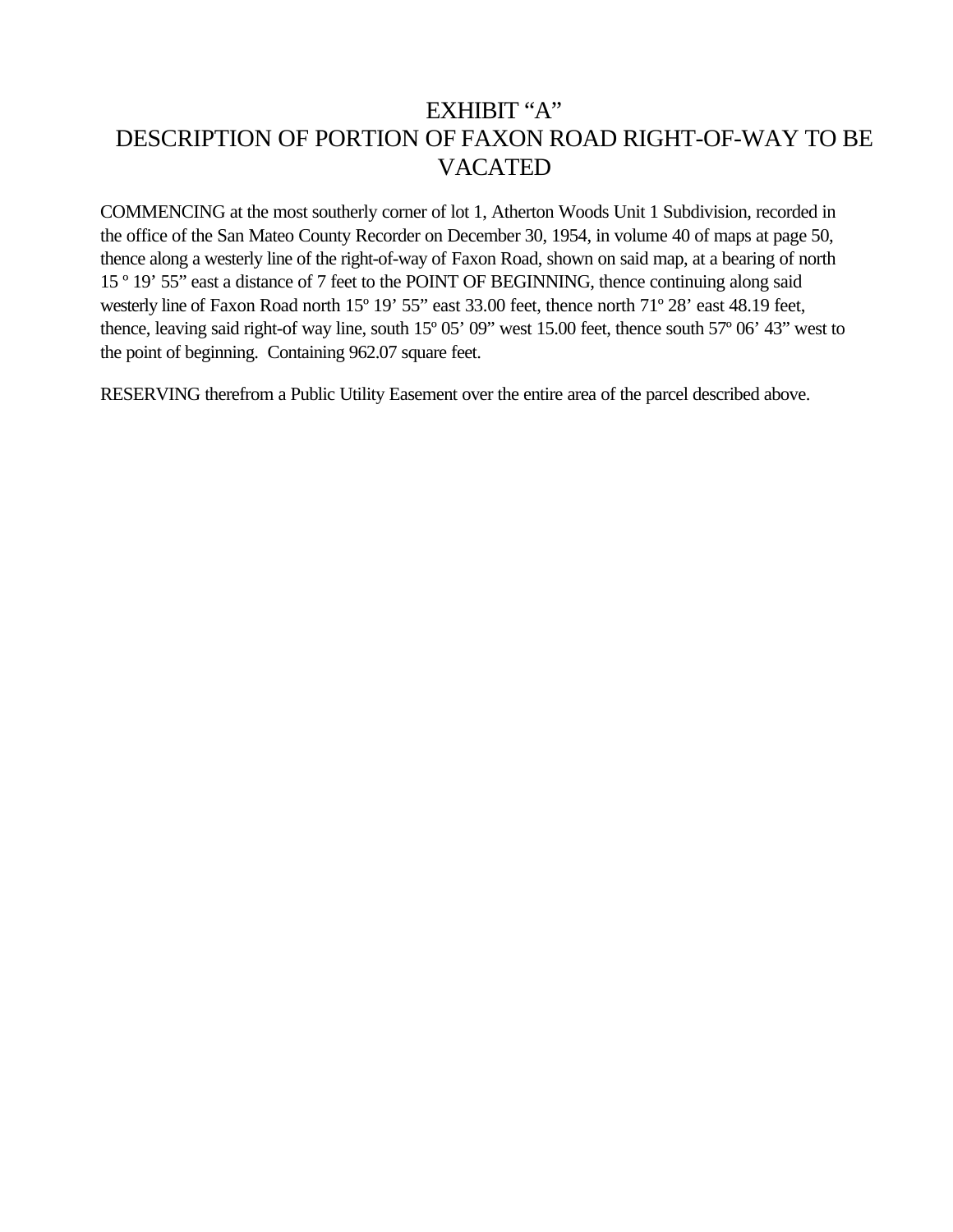# EXHIBIT "A"
# DESCRIPTION OF PORTION OF FAXON ROAD RIGHT-OF-WAY TO BE VACATED

COMMENCING at the most southerly corner of lot 1, Atherton Woods Unit 1 Subdivision, recorded in the office of the San Mateo County Recorder on December 30, 1954, in volume 40 of maps at page 50, thence along a westerly line of the right-of-way of Faxon Road, shown on said map, at a bearing of north 15 º 19' 55" east a distance of 7 feet to the POINT OF BEGINNING, thence continuing along said westerly line of Faxon Road north 15º 19' 55" east 33.00 feet, thence north 71º 28' east 48.19 feet, thence, leaving said right-of way line, south 15º 05' 09" west 15.00 feet, thence south 57º 06' 43" west to the point of beginning. Containing 962.07 square feet.

RESERVING therefrom a Public Utility Easement over the entire area of the parcel described above.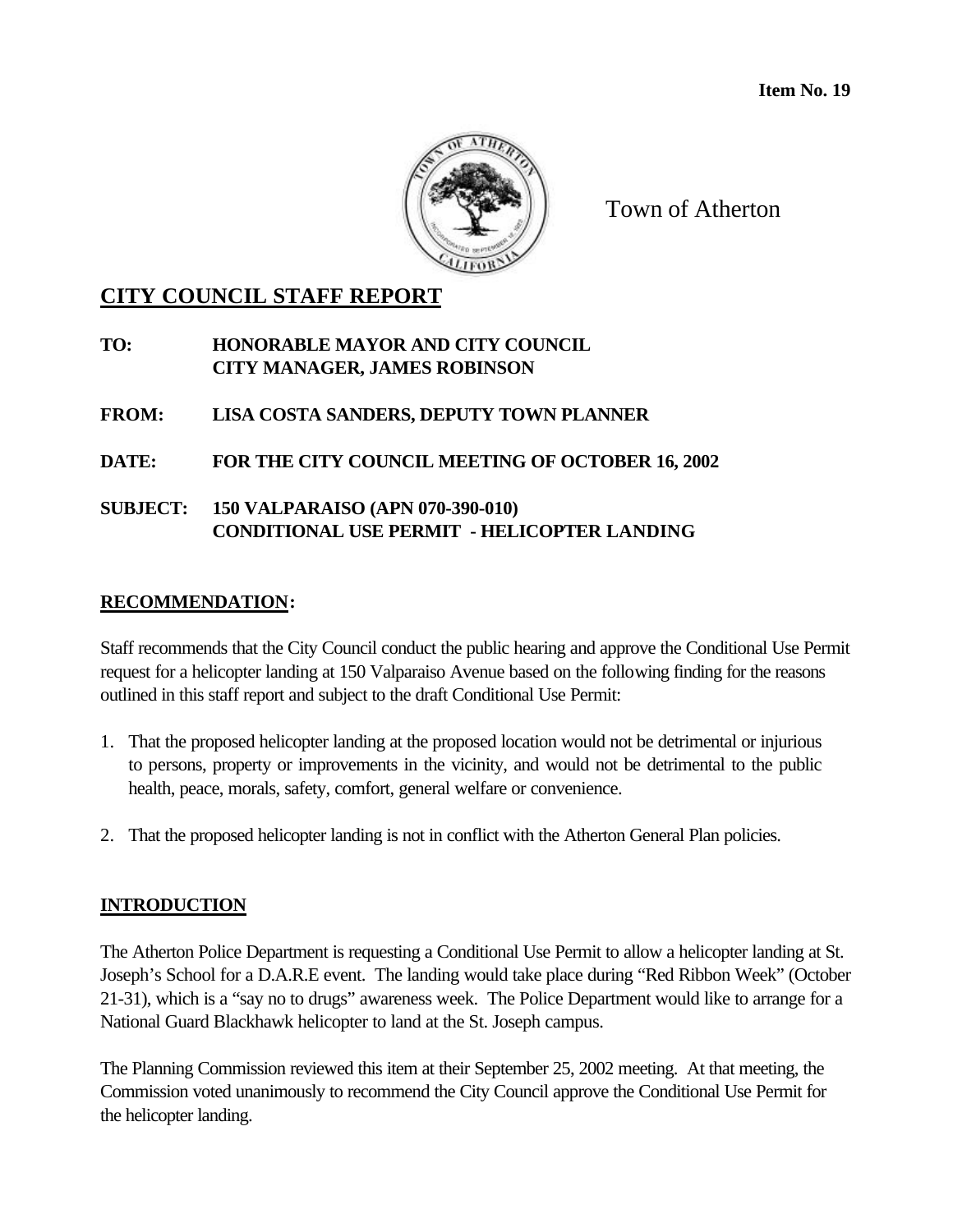**Item No. 19**

Town of Atherton

# CITY COUNCIL STAFF REPORT

**TO:** HONORABLE MAYOR AND CITY COUNCIL
CITY MANAGER, JAMES ROBINSON

**FROM:** LISA COSTA SANDERS, DEPUTY TOWN PLANNER

**DATE:** FOR THE CITY COUNCIL MEETING OF OCTOBER 16, 2002

**SUBJECT:** 150 VALPARAISO (APN 070-390-010)
CONDITIONAL USE PERMIT - HELICOPTER LANDING

## RECOMMENDATION:

Staff recommends that the City Council conduct the public hearing and approve the Conditional Use Permit request for a helicopter landing at 150 Valparaiso Avenue based on the following finding for the reasons outlined in this staff report and subject to the draft Conditional Use Permit:

1. That the proposed helicopter landing at the proposed location would not be detrimental or injurious to persons, property or improvements in the vicinity, and would not be detrimental to the public health, peace, morals, safety, comfort, general welfare or convenience.

2. That the proposed helicopter landing is not in conflict with the Atherton General Plan policies.

## INTRODUCTION

The Atherton Police Department is requesting a Conditional Use Permit to allow a helicopter landing at St. Joseph's School for a D.A.R.E event. The landing would take place during "Red Ribbon Week" (October 21-31), which is a "say no to drugs" awareness week. The Police Department would like to arrange for a National Guard Blackhawk helicopter to land at the St. Joseph campus.

The Planning Commission reviewed this item at their September 25, 2002 meeting. At that meeting, the Commission voted unanimously to recommend the City Council approve the Conditional Use Permit for the helicopter landing.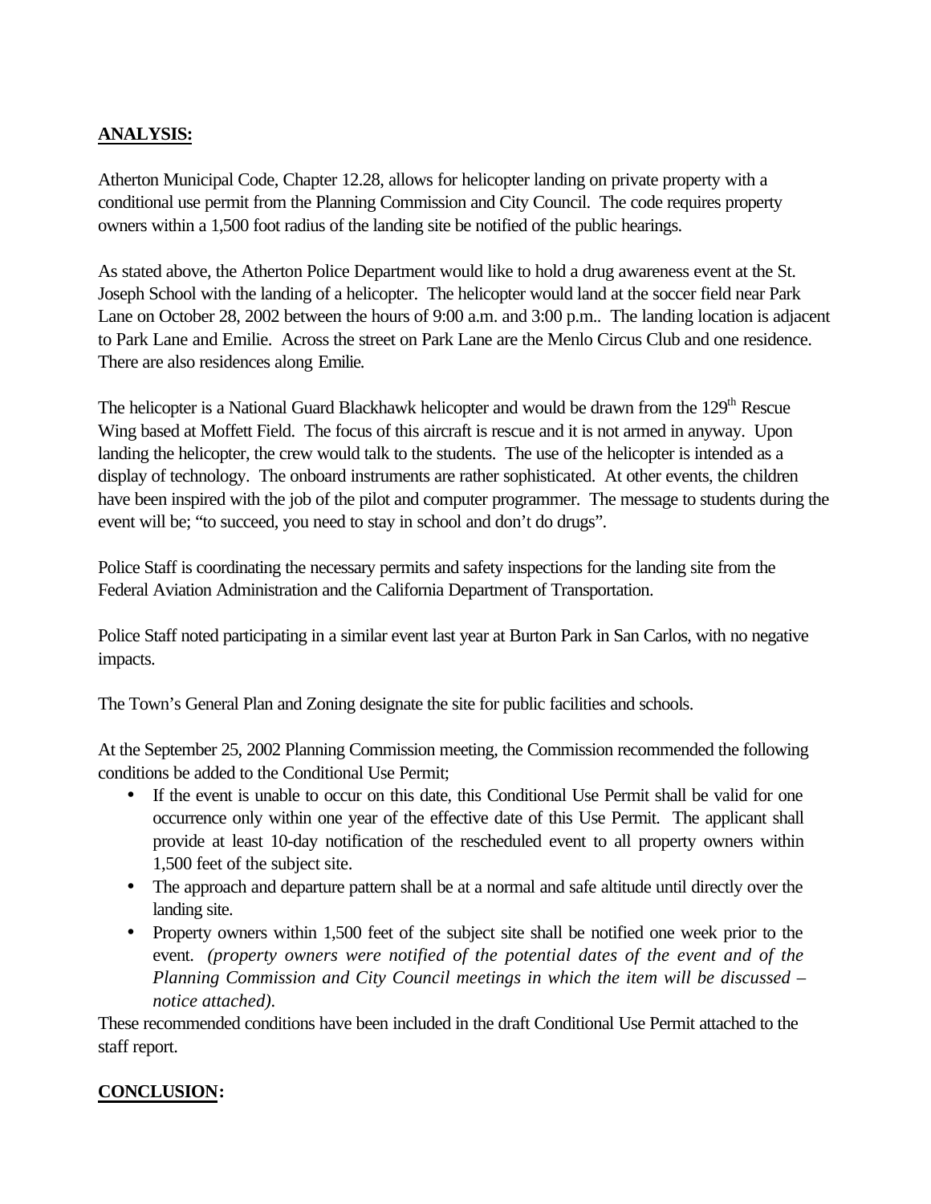**ANALYSIS:**

Atherton Municipal Code, Chapter 12.28, allows for helicopter landing on private property with a conditional use permit from the Planning Commission and City Council. The code requires property owners within a 1,500 foot radius of the landing site be notified of the public hearings.

As stated above, the Atherton Police Department would like to hold a drug awareness event at the St. Joseph School with the landing of a helicopter. The helicopter would land at the soccer field near Park Lane on October 28, 2002 between the hours of 9:00 a.m. and 3:00 p.m.. The landing location is adjacent to Park Lane and Emilie. Across the street on Park Lane are the Menlo Circus Club and one residence. There are also residences along Emilie.

The helicopter is a National Guard Blackhawk helicopter and would be drawn from the 129th Rescue Wing based at Moffett Field. The focus of this aircraft is rescue and it is not armed in anyway. Upon landing the helicopter, the crew would talk to the students. The use of the helicopter is intended as a display of technology. The onboard instruments are rather sophisticated. At other events, the children have been inspired with the job of the pilot and computer programmer. The message to students during the event will be; "to succeed, you need to stay in school and don't do drugs".

Police Staff is coordinating the necessary permits and safety inspections for the landing site from the Federal Aviation Administration and the California Department of Transportation.

Police Staff noted participating in a similar event last year at Burton Park in San Carlos, with no negative impacts.

The Town's General Plan and Zoning designate the site for public facilities and schools.

At the September 25, 2002 Planning Commission meeting, the Commission recommended the following conditions be added to the Conditional Use Permit;

- If the event is unable to occur on this date, this Conditional Use Permit shall be valid for one occurrence only within one year of the effective date of this Use Permit. The applicant shall provide at least 10-day notification of the rescheduled event to all property owners within 1,500 feet of the subject site.
- The approach and departure pattern shall be at a normal and safe altitude until directly over the landing site.
- Property owners within 1,500 feet of the subject site shall be notified one week prior to the event. *(property owners were notified of the potential dates of the event and of the Planning Commission and City Council meetings in which the item will be discussed – notice attached).*

These recommended conditions have been included in the draft Conditional Use Permit attached to the staff report.

**CONCLUSION:**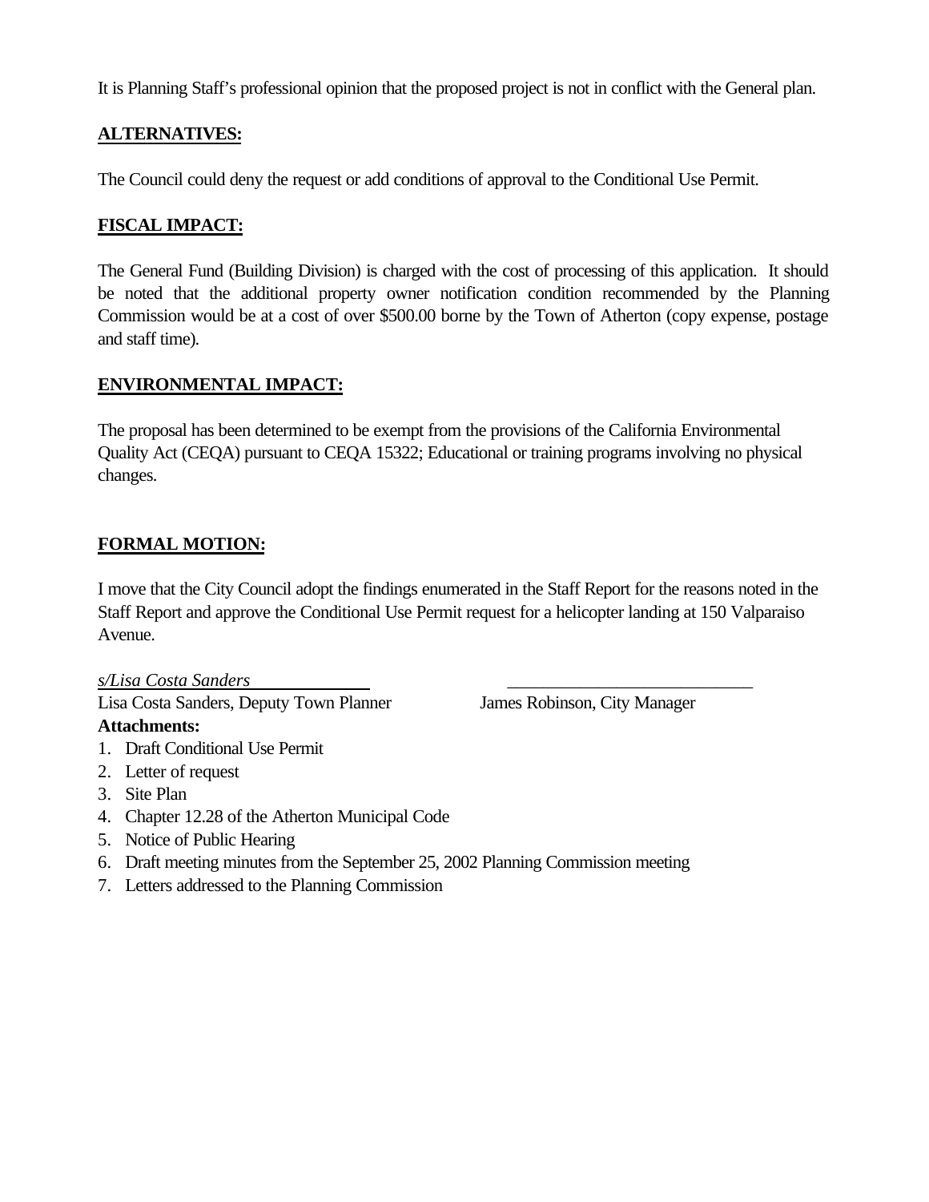It is Planning Staff's professional opinion that the proposed project is not in conflict with the General plan.

## ALTERNATIVES:

The Council could deny the request or add conditions of approval to the Conditional Use Permit.

## FISCAL IMPACT:

The General Fund (Building Division) is charged with the cost of processing of this application. It should be noted that the additional property owner notification condition recommended by the Planning Commission would be at a cost of over $500.00 borne by the Town of Atherton (copy expense, postage and staff time).

## ENVIRONMENTAL IMPACT:

The proposal has been determined to be exempt from the provisions of the California Environmental Quality Act (CEQA) pursuant to CEQA 15322; Educational or training programs involving no physical changes.

## FORMAL MOTION:

I move that the City Council adopt the findings enumerated in the Staff Report for the reasons noted in the Staff Report and approve the Conditional Use Permit request for a helicopter landing at 150 Valparaiso Avenue.

*s/Lisa Costa Sanders*

Lisa Costa Sanders, Deputy Town Planner

James Robinson, City Manager

**Attachments:**

1. Draft Conditional Use Permit
2. Letter of request
3. Site Plan
4. Chapter 12.28 of the Atherton Municipal Code
5. Notice of Public Hearing
6. Draft meeting minutes from the September 25, 2002 Planning Commission meeting
7. Letters addressed to the Planning Commission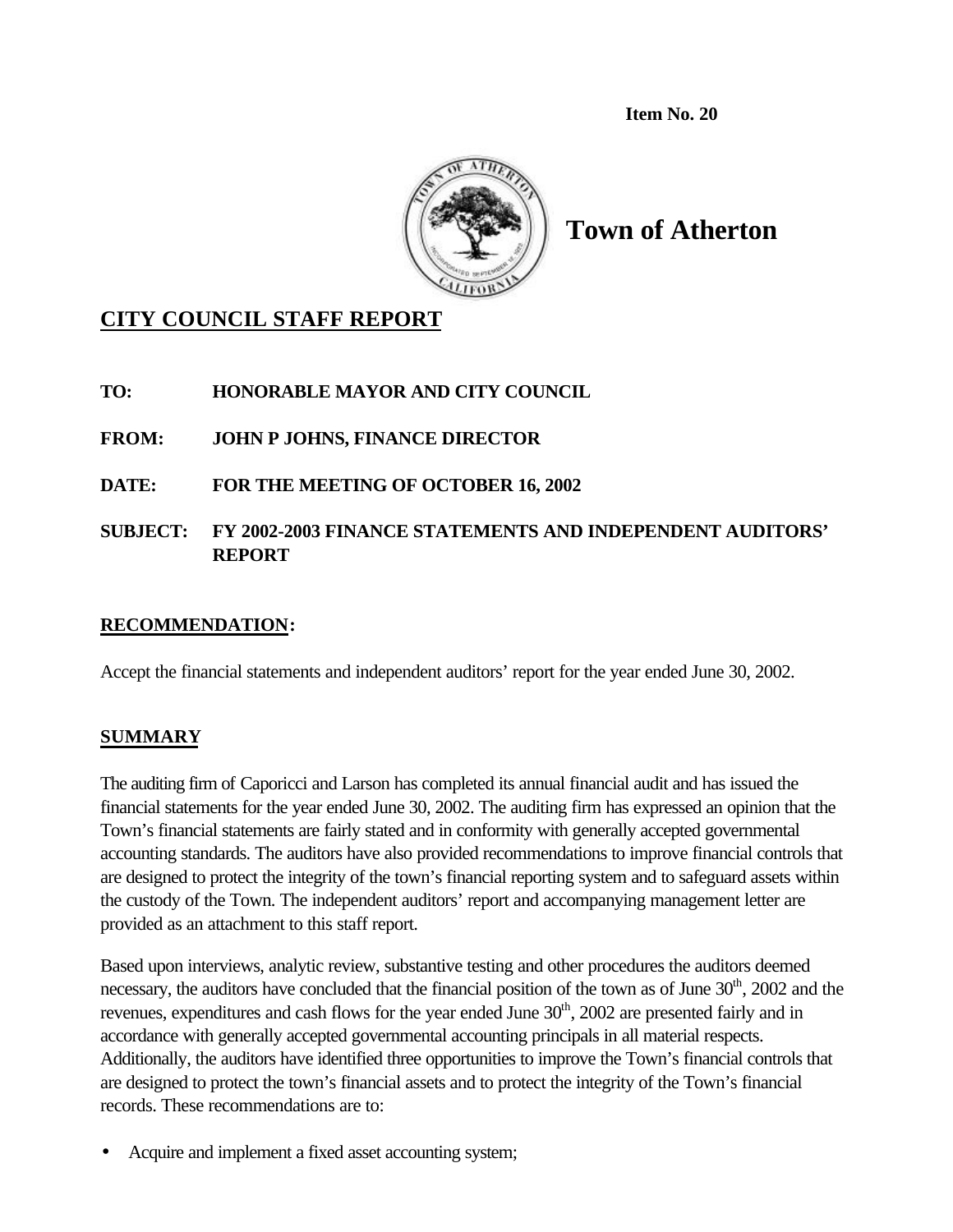Item No. 20

# Town of Atherton

## CITY COUNCIL STAFF REPORT

**TO:** HONORABLE MAYOR AND CITY COUNCIL

**FROM:** JOHN P JOHNS, FINANCE DIRECTOR

**DATE:** FOR THE MEETING OF OCTOBER 16, 2002

**SUBJECT:** FY 2002-2003 FINANCE STATEMENTS AND INDEPENDENT AUDITORS' REPORT

### RECOMMENDATION:

Accept the financial statements and independent auditors' report for the year ended June 30, 2002.

### SUMMARY

The auditing firm of Caporicci and Larson has completed its annual financial audit and has issued the financial statements for the year ended June 30, 2002. The auditing firm has expressed an opinion that the Town's financial statements are fairly stated and in conformity with generally accepted governmental accounting standards. The auditors have also provided recommendations to improve financial controls that are designed to protect the integrity of the town's financial reporting system and to safeguard assets within the custody of the Town. The independent auditors' report and accompanying management letter are provided as an attachment to this staff report.

Based upon interviews, analytic review, substantive testing and other procedures the auditors deemed necessary, the auditors have concluded that the financial position of the town as of June 30th, 2002 and the revenues, expenditures and cash flows for the year ended June 30th, 2002 are presented fairly and in accordance with generally accepted governmental accounting principals in all material respects. Additionally, the auditors have identified three opportunities to improve the Town's financial controls that are designed to protect the town's financial assets and to protect the integrity of the Town's financial records. These recommendations are to:

- Acquire and implement a fixed asset accounting system;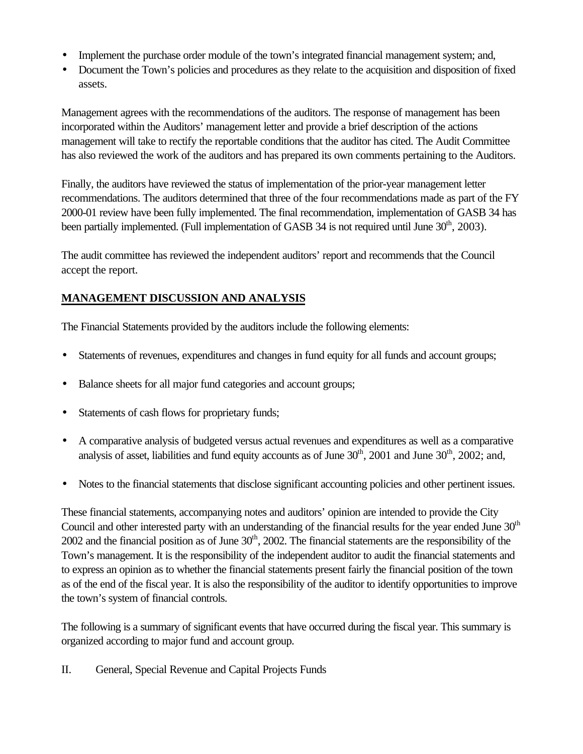- Implement the purchase order module of the town's integrated financial management system; and,
- Document the Town's policies and procedures as they relate to the acquisition and disposition of fixed assets.

Management agrees with the recommendations of the auditors. The response of management has been incorporated within the Auditors' management letter and provide a brief description of the actions management will take to rectify the reportable conditions that the auditor has cited. The Audit Committee has also reviewed the work of the auditors and has prepared its own comments pertaining to the Auditors.

Finally, the auditors have reviewed the status of implementation of the prior-year management letter recommendations. The auditors determined that three of the four recommendations made as part of the FY 2000-01 review have been fully implemented. The final recommendation, implementation of GASB 34 has been partially implemented. (Full implementation of GASB 34 is not required until June 30th, 2003).

The audit committee has reviewed the independent auditors' report and recommends that the Council accept the report.

## MANAGEMENT DISCUSSION AND ANALYSIS

The Financial Statements provided by the auditors include the following elements:

- Statements of revenues, expenditures and changes in fund equity for all funds and account groups;
- Balance sheets for all major fund categories and account groups;
- Statements of cash flows for proprietary funds;
- A comparative analysis of budgeted versus actual revenues and expenditures as well as a comparative analysis of asset, liabilities and fund equity accounts as of June 30th, 2001 and June 30th, 2002; and,
- Notes to the financial statements that disclose significant accounting policies and other pertinent issues.

These financial statements, accompanying notes and auditors' opinion are intended to provide the City Council and other interested party with an understanding of the financial results for the year ended June 30th 2002 and the financial position as of June 30th, 2002. The financial statements are the responsibility of the Town's management. It is the responsibility of the independent auditor to audit the financial statements and to express an opinion as to whether the financial statements present fairly the financial position of the town as of the end of the fiscal year. It is also the responsibility of the auditor to identify opportunities to improve the town's system of financial controls.

The following is a summary of significant events that have occurred during the fiscal year. This summary is organized according to major fund and account group.

II. General, Special Revenue and Capital Projects Funds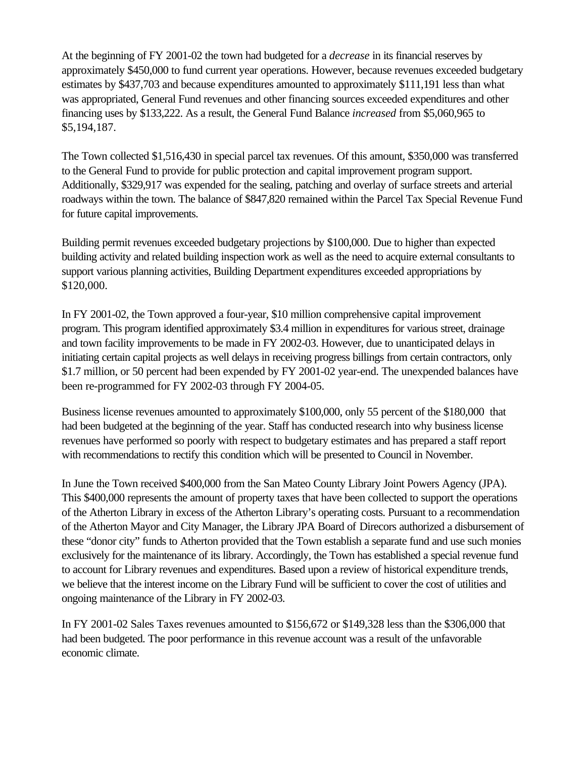At the beginning of FY 2001-02 the town had budgeted for a *decrease* in its financial reserves by approximately $450,000 to fund current year operations. However, because revenues exceeded budgetary estimates by $437,703 and because expenditures amounted to approximately $111,191 less than what was appropriated, General Fund revenues and other financing sources exceeded expenditures and other financing uses by $133,222. As a result, the General Fund Balance *increased* from $5,060,965 to $5,194,187.

The Town collected $1,516,430 in special parcel tax revenues. Of this amount, $350,000 was transferred to the General Fund to provide for public protection and capital improvement program support. Additionally, $329,917 was expended for the sealing, patching and overlay of surface streets and arterial roadways within the town. The balance of $847,820 remained within the Parcel Tax Special Revenue Fund for future capital improvements.

Building permit revenues exceeded budgetary projections by $100,000. Due to higher than expected building activity and related building inspection work as well as the need to acquire external consultants to support various planning activities, Building Department expenditures exceeded appropriations by $120,000.

In FY 2001-02, the Town approved a four-year, $10 million comprehensive capital improvement program. This program identified approximately $3.4 million in expenditures for various street, drainage and town facility improvements to be made in FY 2002-03. However, due to unanticipated delays in initiating certain capital projects as well delays in receiving progress billings from certain contractors, only $1.7 million, or 50 percent had been expended by FY 2001-02 year-end. The unexpended balances have been re-programmed for FY 2002-03 through FY 2004-05.

Business license revenues amounted to approximately $100,000, only 55 percent of the $180,000 that had been budgeted at the beginning of the year. Staff has conducted research into why business license revenues have performed so poorly with respect to budgetary estimates and has prepared a staff report with recommendations to rectify this condition which will be presented to Council in November.

In June the Town received $400,000 from the San Mateo County Library Joint Powers Agency (JPA). This $400,000 represents the amount of property taxes that have been collected to support the operations of the Atherton Library in excess of the Atherton Library's operating costs. Pursuant to a recommendation of the Atherton Mayor and City Manager, the Library JPA Board of Direcors authorized a disbursement of these "donor city" funds to Atherton provided that the Town establish a separate fund and use such monies exclusively for the maintenance of its library. Accordingly, the Town has established a special revenue fund to account for Library revenues and expenditures. Based upon a review of historical expenditure trends, we believe that the interest income on the Library Fund will be sufficient to cover the cost of utilities and ongoing maintenance of the Library in FY 2002-03.

In FY 2001-02 Sales Taxes revenues amounted to $156,672 or $149,328 less than the $306,000 that had been budgeted. The poor performance in this revenue account was a result of the unfavorable economic climate.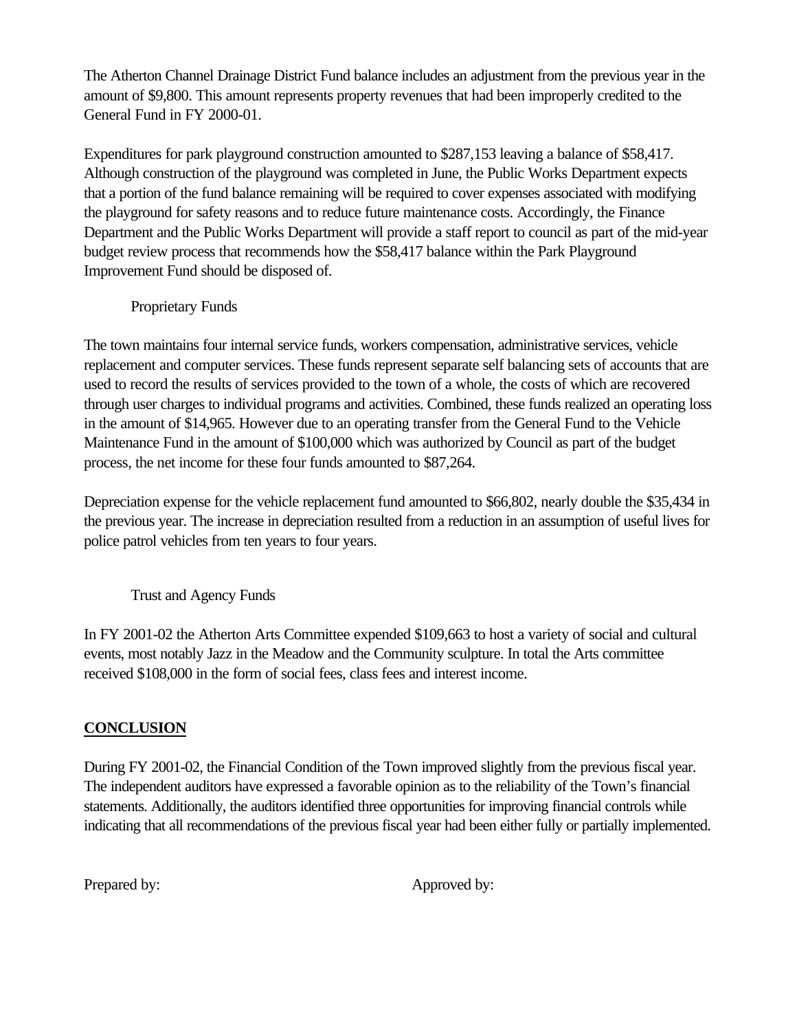The Atherton Channel Drainage District Fund balance includes an adjustment from the previous year in the amount of $9,800. This amount represents property revenues that had been improperly credited to the General Fund in FY 2000-01.

Expenditures for park playground construction amounted to $287,153 leaving a balance of $58,417. Although construction of the playground was completed in June, the Public Works Department expects that a portion of the fund balance remaining will be required to cover expenses associated with modifying the playground for safety reasons and to reduce future maintenance costs. Accordingly, the Finance Department and the Public Works Department will provide a staff report to council as part of the mid-year budget review process that recommends how the $58,417 balance within the Park Playground Improvement Fund should be disposed of.

Proprietary Funds

The town maintains four internal service funds, workers compensation, administrative services, vehicle replacement and computer services. These funds represent separate self balancing sets of accounts that are used to record the results of services provided to the town of a whole, the costs of which are recovered through user charges to individual programs and activities. Combined, these funds realized an operating loss in the amount of $14,965. However due to an operating transfer from the General Fund to the Vehicle Maintenance Fund in the amount of $100,000 which was authorized by Council as part of the budget process, the net income for these four funds amounted to $87,264.

Depreciation expense for the vehicle replacement fund amounted to $66,802, nearly double the $35,434 in the previous year. The increase in depreciation resulted from a reduction in an assumption of useful lives for police patrol vehicles from ten years to four years.

Trust and Agency Funds

In FY 2001-02 the Atherton Arts Committee expended $109,663 to host a variety of social and cultural events, most notably Jazz in the Meadow and the Community sculpture. In total the Arts committee received $108,000 in the form of social fees, class fees and interest income.

**CONCLUSION**

During FY 2001-02, the Financial Condition of the Town improved slightly from the previous fiscal year. The independent auditors have expressed a favorable opinion as to the reliability of the Town's financial statements. Additionally, the auditors identified three opportunities for improving financial controls while indicating that all recommendations of the previous fiscal year had been either fully or partially implemented.

Prepared by: Approved by: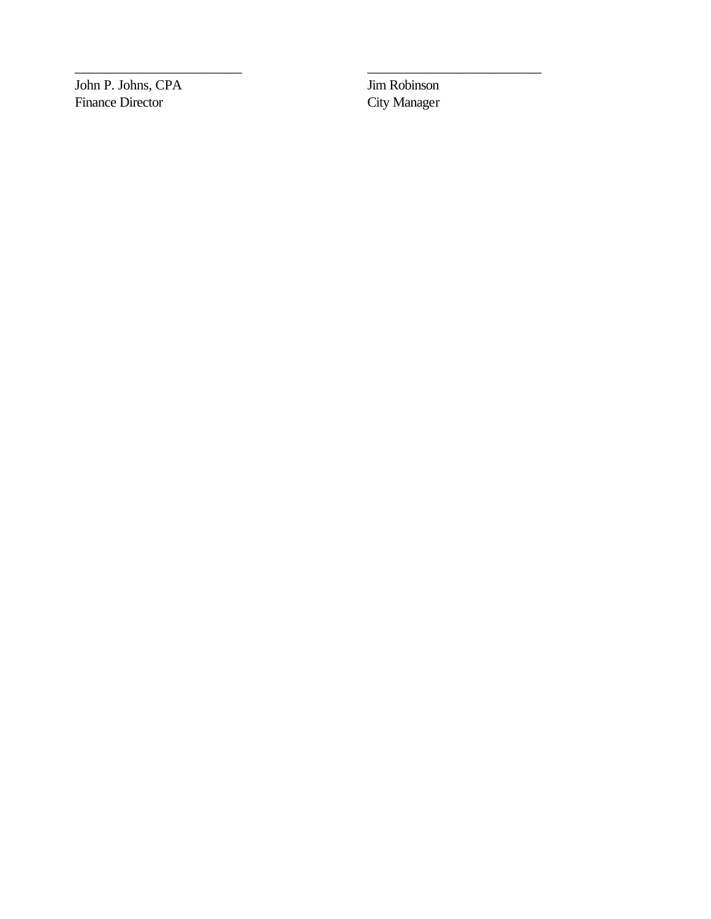\_\_\_\_\_\_\_\_\_\_\_\_\_\_\_\_\_\_\_\_\_\_\_\_\_\_\_\_  
John P. Johns, CPA  
Finance Director

\_\_\_\_\_\_\_\_\_\_\_\_\_\_\_\_\_\_\_\_\_\_\_\_\_\_\_\_  
Jim Robinson  
City Manager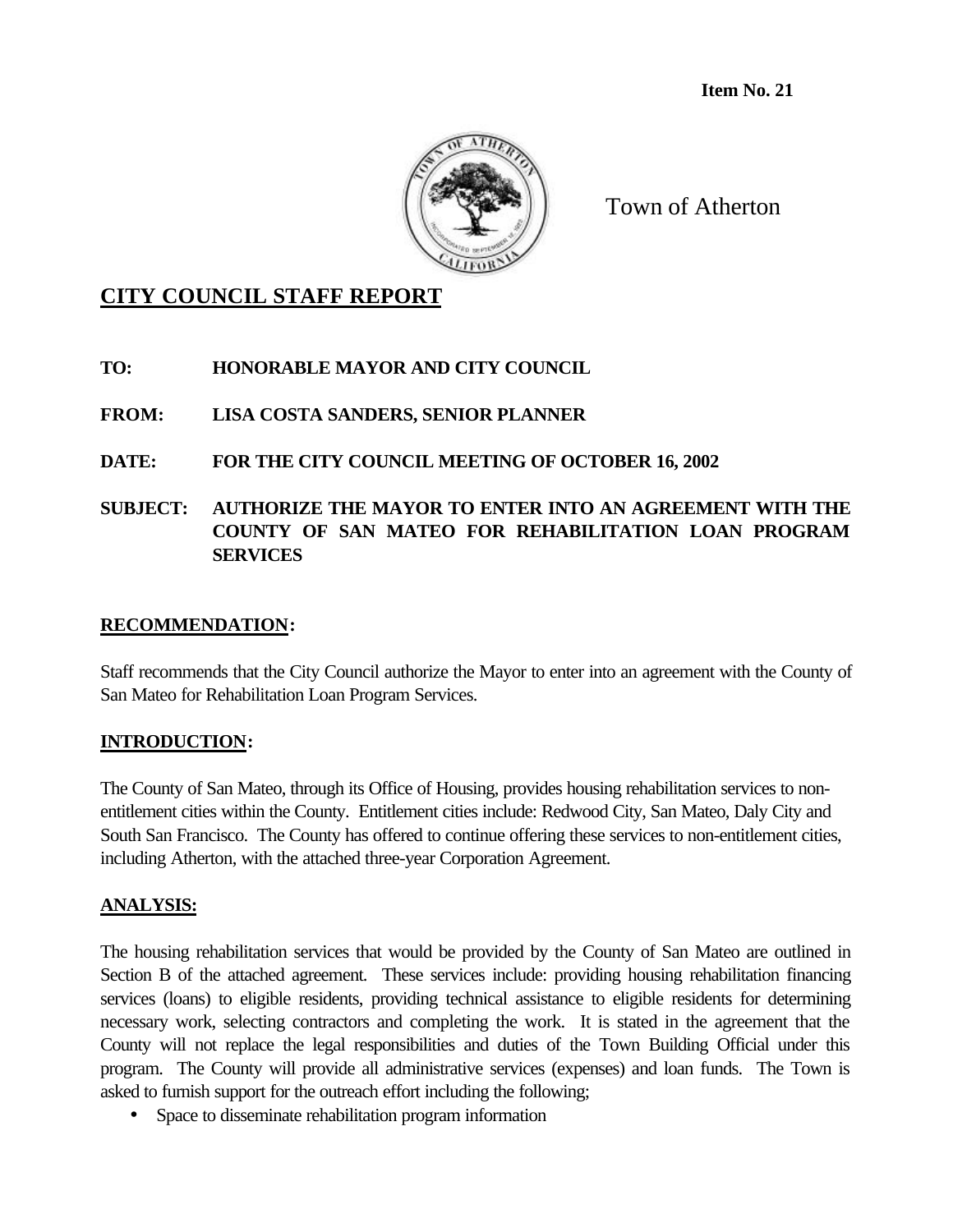**Item No. 21**

Town of Atherton

## CITY COUNCIL STAFF REPORT

**TO:** HONORABLE MAYOR AND CITY COUNCIL

**FROM:** LISA COSTA SANDERS, SENIOR PLANNER

**DATE:** FOR THE CITY COUNCIL MEETING OF OCTOBER 16, 2002

**SUBJECT:** AUTHORIZE THE MAYOR TO ENTER INTO AN AGREEMENT WITH THE COUNTY OF SAN MATEO FOR REHABILITATION LOAN PROGRAM SERVICES

### RECOMMENDATION:

Staff recommends that the City Council authorize the Mayor to enter into an agreement with the County of San Mateo for Rehabilitation Loan Program Services.

### INTRODUCTION:

The County of San Mateo, through its Office of Housing, provides housing rehabilitation services to non-entitlement cities within the County. Entitlement cities include: Redwood City, San Mateo, Daly City and South San Francisco. The County has offered to continue offering these services to non-entitlement cities, including Atherton, with the attached three-year Corporation Agreement.

### ANALYSIS:

The housing rehabilitation services that would be provided by the County of San Mateo are outlined in Section B of the attached agreement. These services include: providing housing rehabilitation financing services (loans) to eligible residents, providing technical assistance to eligible residents for determining necessary work, selecting contractors and completing the work. It is stated in the agreement that the County will not replace the legal responsibilities and duties of the Town Building Official under this program. The County will provide all administrative services (expenses) and loan funds. The Town is asked to furnish support for the outreach effort including the following;

- Space to disseminate rehabilitation program information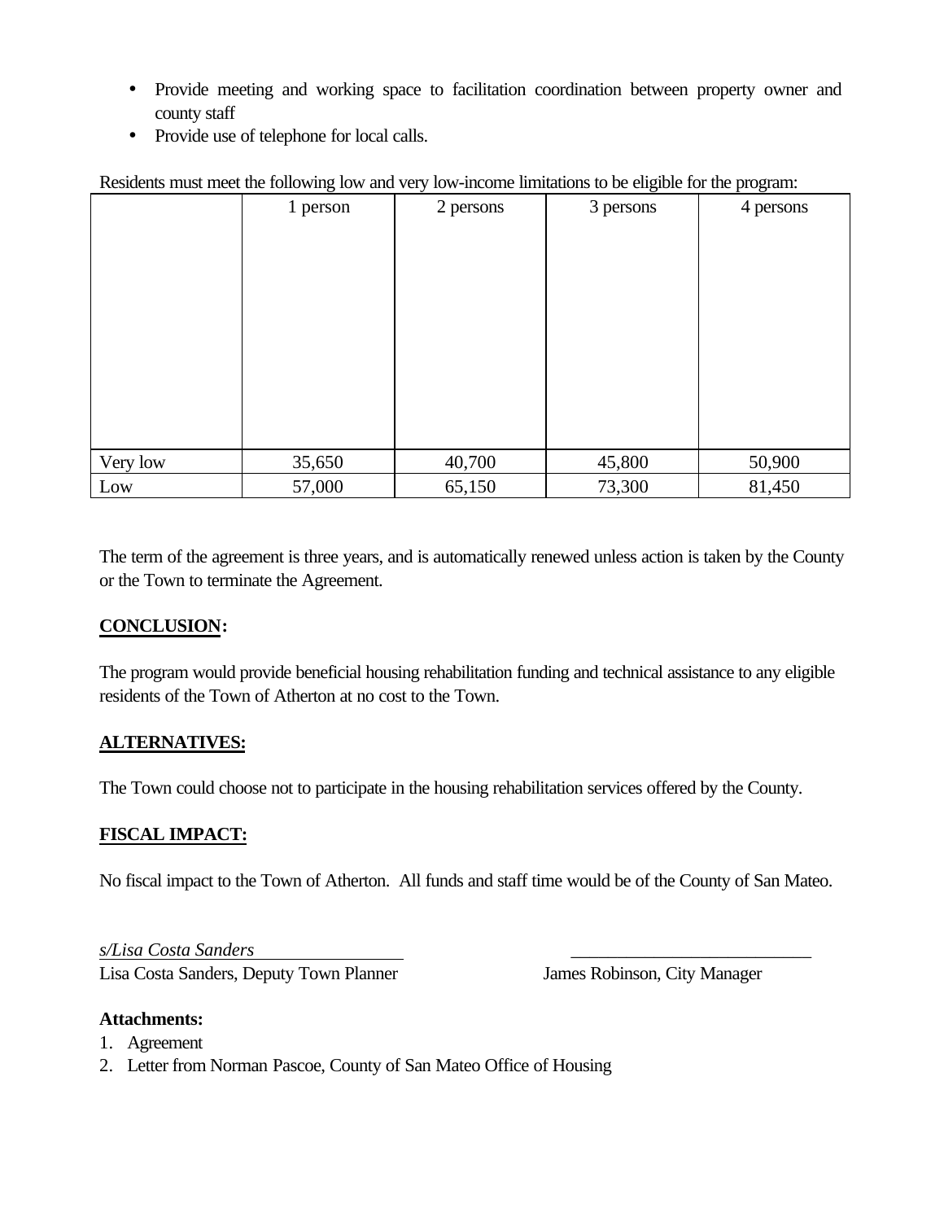- Provide meeting and working space to facilitation coordination between property owner and county staff
- Provide use of telephone for local calls.

Residents must meet the following low and very low-income limitations to be eligible for the program:

| | 1 person | 2 persons | 3 persons | 4 persons |
|---|---|---|---|---|
| Very low | 35,650 | 40,700 | 45,800 | 50,900 |
| Low | 57,000 | 65,150 | 73,300 | 81,450 |

The term of the agreement is three years, and is automatically renewed unless action is taken by the County or the Town to terminate the Agreement.

**CONCLUSION:**

The program would provide beneficial housing rehabilitation funding and technical assistance to any eligible residents of the Town of Atherton at no cost to the Town.

**ALTERNATIVES:**

The Town could choose not to participate in the housing rehabilitation services offered by the County.

**FISCAL IMPACT:**

No fiscal impact to the Town of Atherton. All funds and staff time would be of the County of San Mateo.

*s/Lisa Costa Sanders*
Lisa Costa Sanders, Deputy Town Planner

\_\_\_\_\_\_\_\_\_\_\_\_\_\_\_\_\_\_\_\_\_\_\_\_\_\_
James Robinson, City Manager

**Attachments:**

1. Agreement
2. Letter from Norman Pascoe, County of San Mateo Office of Housing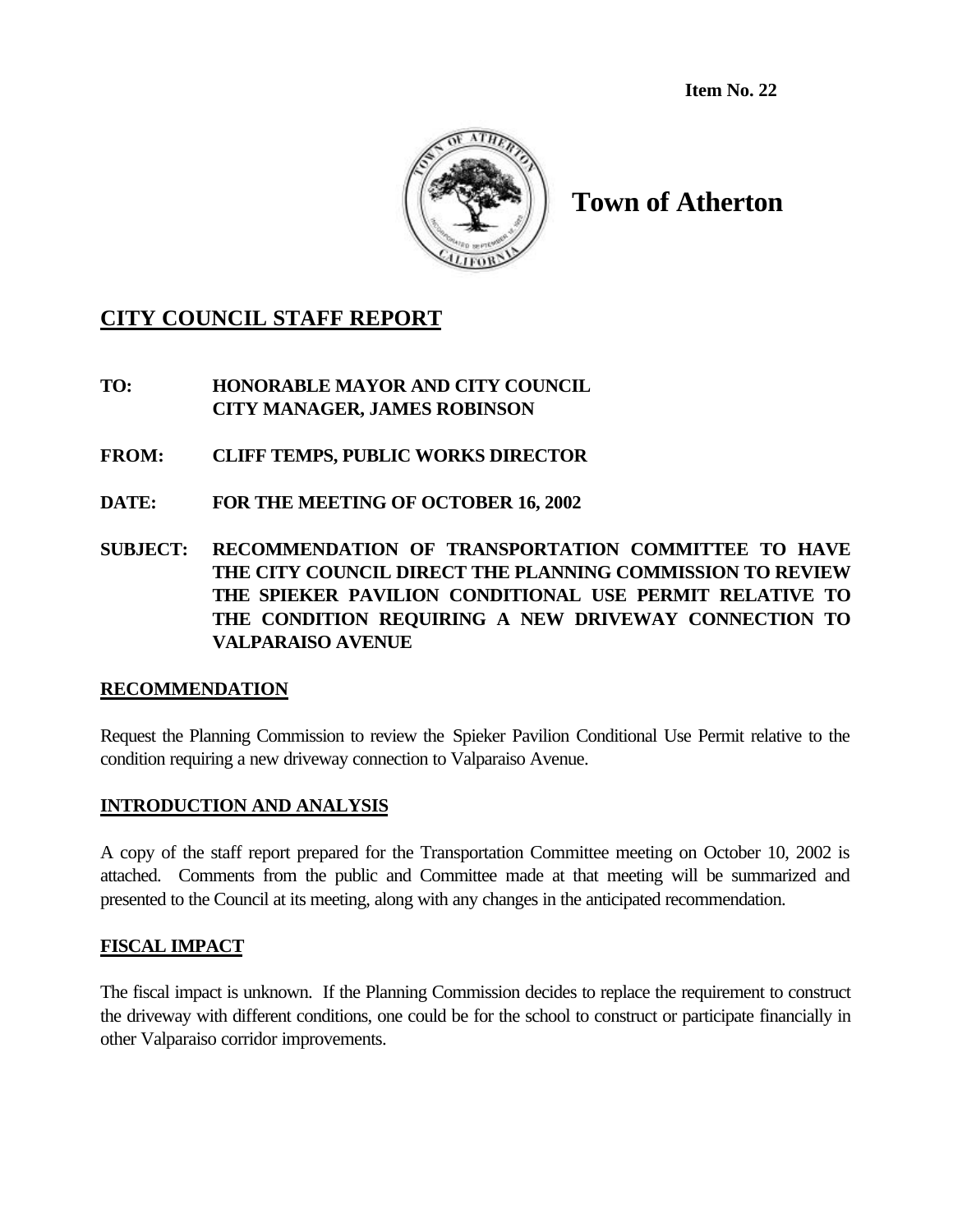Item No. 22

# Town of Atherton

## CITY COUNCIL STAFF REPORT

**TO:** **HONORABLE MAYOR AND CITY COUNCIL**
**CITY MANAGER, JAMES ROBINSON**

**FROM:** **CLIFF TEMPS, PUBLIC WORKS DIRECTOR**

**DATE:** **FOR THE MEETING OF OCTOBER 16, 2002**

**SUBJECT:** **RECOMMENDATION OF TRANSPORTATION COMMITTEE TO HAVE THE CITY COUNCIL DIRECT THE PLANNING COMMISSION TO REVIEW THE SPIEKER PAVILION CONDITIONAL USE PERMIT RELATIVE TO THE CONDITION REQUIRING A NEW DRIVEWAY CONNECTION TO VALPARAISO AVENUE**

### RECOMMENDATION

Request the Planning Commission to review the Spieker Pavilion Conditional Use Permit relative to the condition requiring a new driveway connection to Valparaiso Avenue.

### INTRODUCTION AND ANALYSIS

A copy of the staff report prepared for the Transportation Committee meeting on October 10, 2002 is attached. Comments from the public and Committee made at that meeting will be summarized and presented to the Council at its meeting, along with any changes in the anticipated recommendation.

### FISCAL IMPACT

The fiscal impact is unknown. If the Planning Commission decides to replace the requirement to construct the driveway with different conditions, one could be for the school to construct or participate financially in other Valparaiso corridor improvements.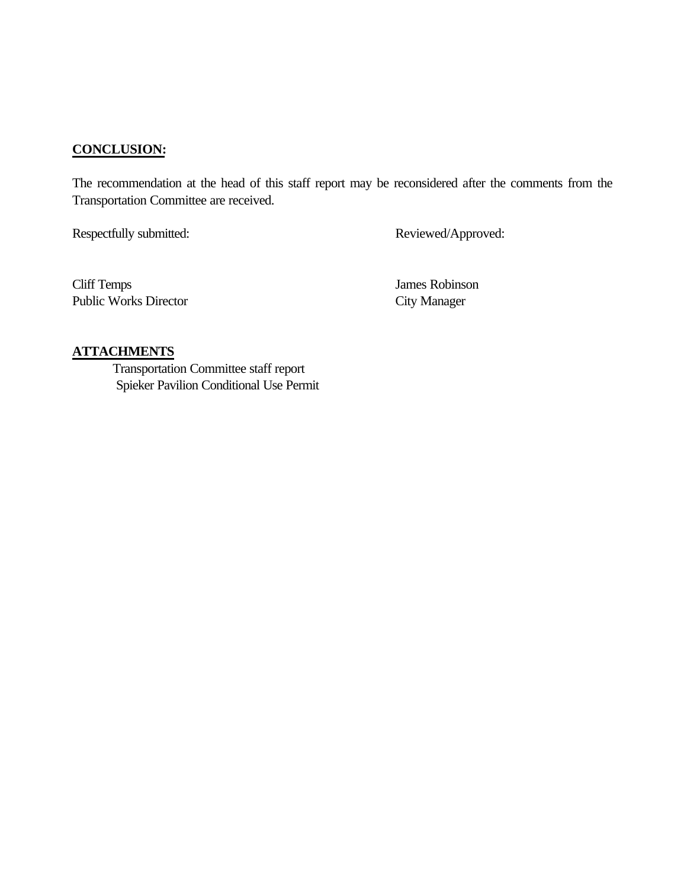**CONCLUSION:**

The recommendation at the head of this staff report may be reconsidered after the comments from the Transportation Committee are received.

| Respectfully submitted: | Reviewed/Approved: |
|---|---|
| Cliff Temps<br>Public Works Director | James Robinson<br>City Manager |

**ATTACHMENTS**

- Transportation Committee staff report
- Spieker Pavilion Conditional Use Permit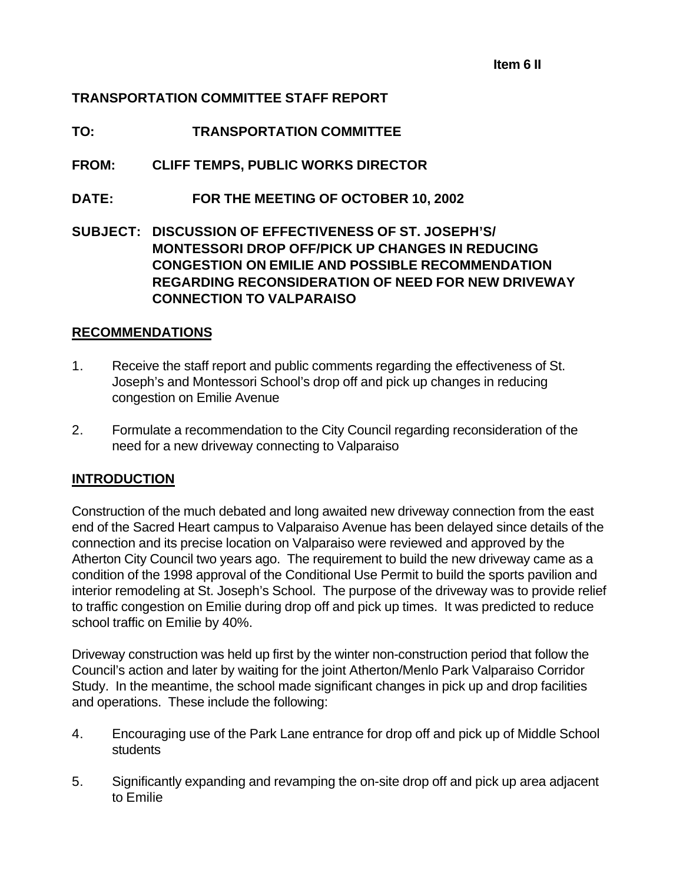**Item 6 II**

**TRANSPORTATION COMMITTEE STAFF REPORT**

**TO:** **TRANSPORTATION COMMITTEE**

**FROM:** **CLIFF TEMPS, PUBLIC WORKS DIRECTOR**

**DATE:** **FOR THE MEETING OF OCTOBER 10, 2002**

**SUBJECT: DISCUSSION OF EFFECTIVENESS OF ST. JOSEPH'S/ MONTESSORI DROP OFF/PICK UP CHANGES IN REDUCING CONGESTION ON EMILIE AND POSSIBLE RECOMMENDATION REGARDING RECONSIDERATION OF NEED FOR NEW DRIVEWAY CONNECTION TO VALPARAISO**

## RECOMMENDATIONS

1. Receive the staff report and public comments regarding the effectiveness of St. Joseph's and Montessori School's drop off and pick up changes in reducing congestion on Emilie Avenue
2. Formulate a recommendation to the City Council regarding reconsideration of the need for a new driveway connecting to Valparaiso

## INTRODUCTION

Construction of the much debated and long awaited new driveway connection from the east end of the Sacred Heart campus to Valparaiso Avenue has been delayed since details of the connection and its precise location on Valparaiso were reviewed and approved by the Atherton City Council two years ago. The requirement to build the new driveway came as a condition of the 1998 approval of the Conditional Use Permit to build the sports pavilion and interior remodeling at St. Joseph's School. The purpose of the driveway was to provide relief to traffic congestion on Emilie during drop off and pick up times. It was predicted to reduce school traffic on Emilie by 40%.

Driveway construction was held up first by the winter non-construction period that follow the Council's action and later by waiting for the joint Atherton/Menlo Park Valparaiso Corridor Study. In the meantime, the school made significant changes in pick up and drop facilities and operations. These include the following:

4. Encouraging use of the Park Lane entrance for drop off and pick up of Middle School students
5. Significantly expanding and revamping the on-site drop off and pick up area adjacent to Emilie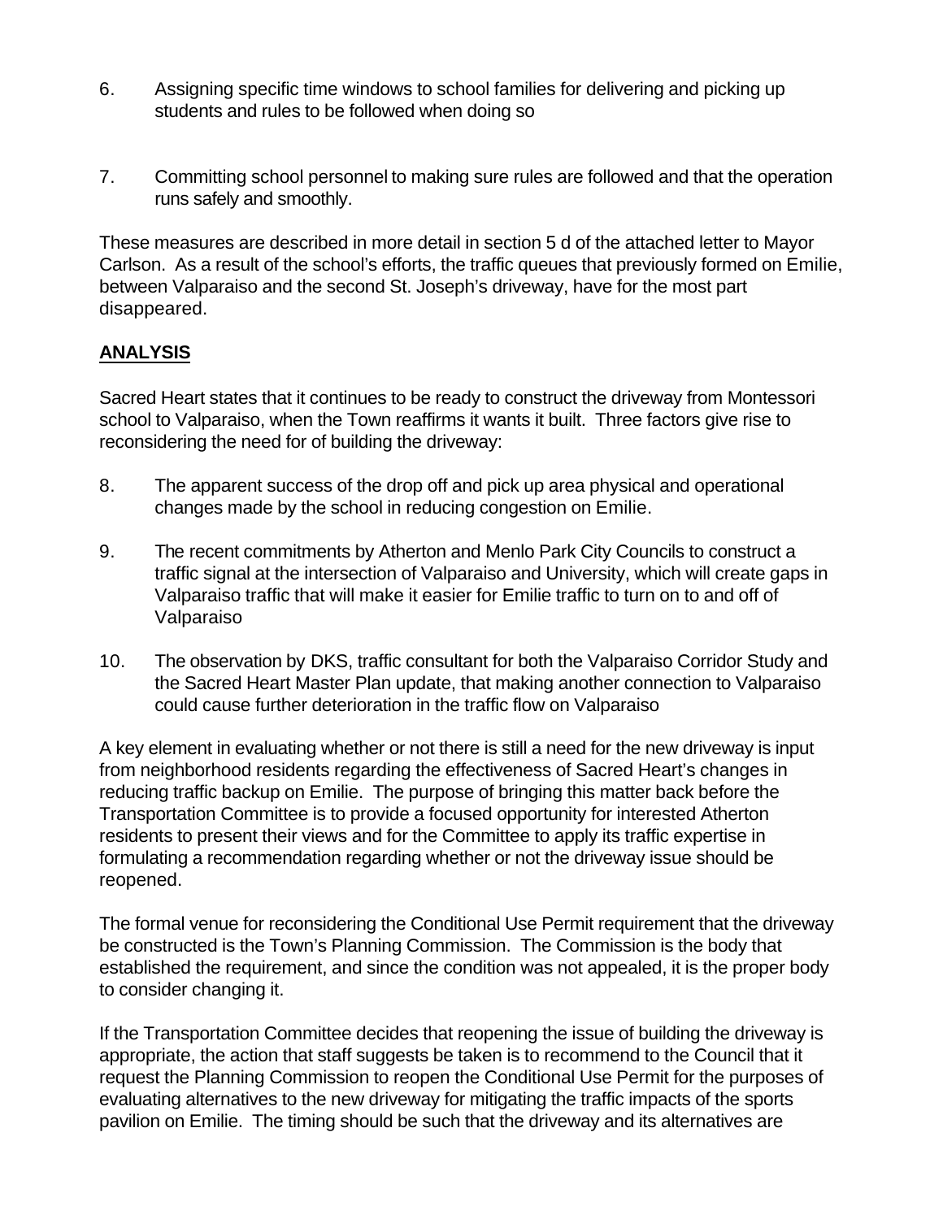6. Assigning specific time windows to school families for delivering and picking up students and rules to be followed when doing so

7. Committing school personnel to making sure rules are followed and that the operation runs safely and smoothly.

These measures are described in more detail in section 5 d of the attached letter to Mayor Carlson. As a result of the school's efforts, the traffic queues that previously formed on Emilie, between Valparaiso and the second St. Joseph's driveway, have for the most part disappeared.

## ANALYSIS

Sacred Heart states that it continues to be ready to construct the driveway from Montessori school to Valparaiso, when the Town reaffirms it wants it built. Three factors give rise to reconsidering the need for of building the driveway:

8. The apparent success of the drop off and pick up area physical and operational changes made by the school in reducing congestion on Emilie.

9. The recent commitments by Atherton and Menlo Park City Councils to construct a traffic signal at the intersection of Valparaiso and University, which will create gaps in Valparaiso traffic that will make it easier for Emilie traffic to turn on to and off of Valparaiso

10. The observation by DKS, traffic consultant for both the Valparaiso Corridor Study and the Sacred Heart Master Plan update, that making another connection to Valparaiso could cause further deterioration in the traffic flow on Valparaiso

A key element in evaluating whether or not there is still a need for the new driveway is input from neighborhood residents regarding the effectiveness of Sacred Heart's changes in reducing traffic backup on Emilie. The purpose of bringing this matter back before the Transportation Committee is to provide a focused opportunity for interested Atherton residents to present their views and for the Committee to apply its traffic expertise in formulating a recommendation regarding whether or not the driveway issue should be reopened.

The formal venue for reconsidering the Conditional Use Permit requirement that the driveway be constructed is the Town's Planning Commission. The Commission is the body that established the requirement, and since the condition was not appealed, it is the proper body to consider changing it.

If the Transportation Committee decides that reopening the issue of building the driveway is appropriate, the action that staff suggests be taken is to recommend to the Council that it request the Planning Commission to reopen the Conditional Use Permit for the purposes of evaluating alternatives to the new driveway for mitigating the traffic impacts of the sports pavilion on Emilie. The timing should be such that the driveway and its alternatives are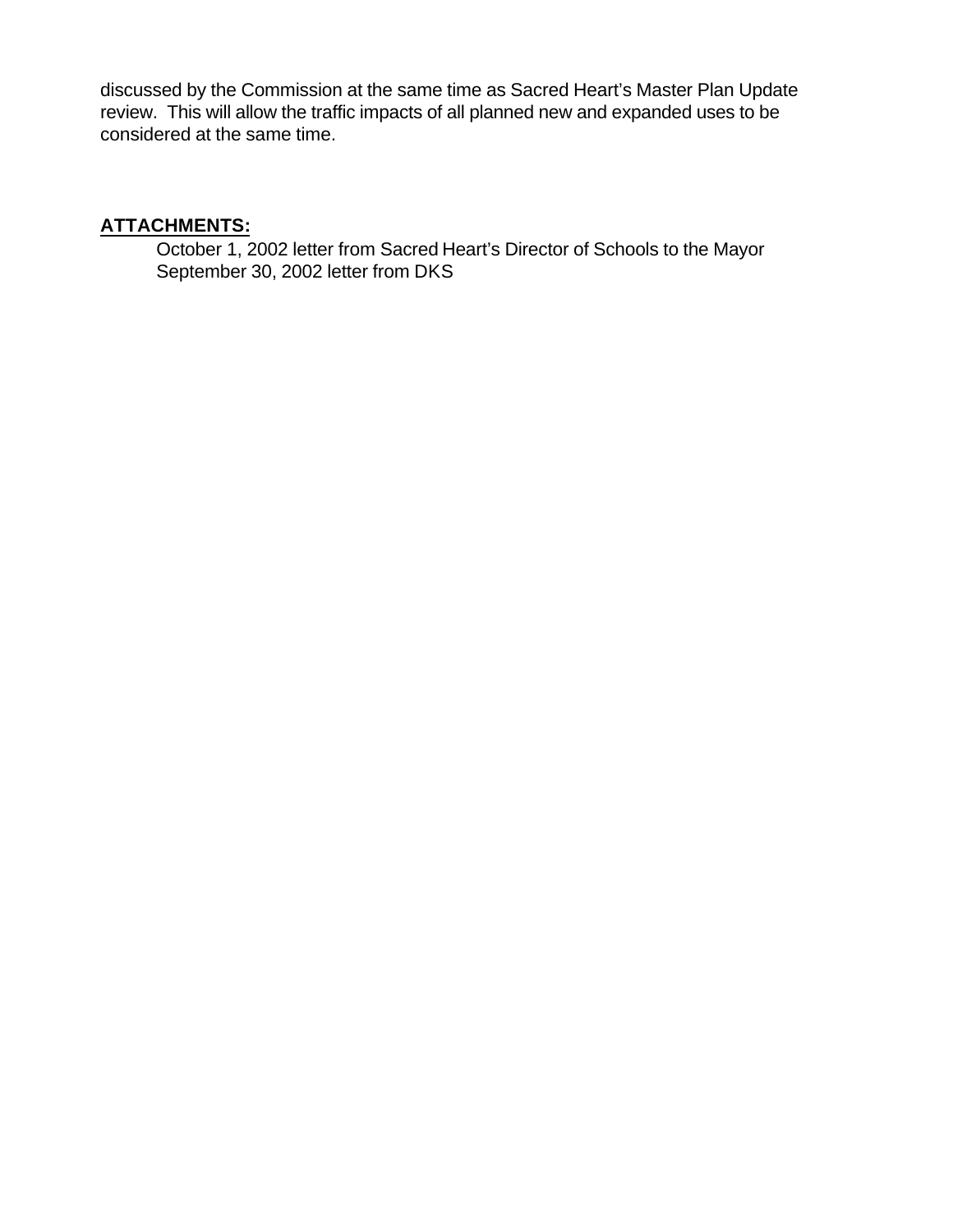discussed by the Commission at the same time as Sacred Heart's Master Plan Update review. This will allow the traffic impacts of all planned new and expanded uses to be considered at the same time.

**ATTACHMENTS:**

October 1, 2002 letter from Sacred Heart's Director of Schools to the Mayor
September 30, 2002 letter from DKS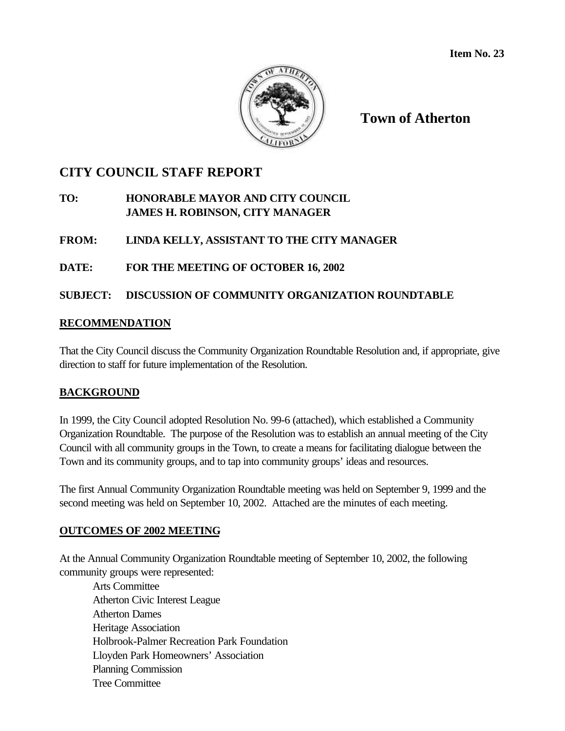**Item No. 23**

**Town of Atherton**

## CITY COUNCIL STAFF REPORT

**TO:** **HONORABLE MAYOR AND CITY COUNCIL**
**JAMES H. ROBINSON, CITY MANAGER**

**FROM:** **LINDA KELLY, ASSISTANT TO THE CITY MANAGER**

**DATE:** **FOR THE MEETING OF OCTOBER 16, 2002**

**SUBJECT:** **DISCUSSION OF COMMUNITY ORGANIZATION ROUNDTABLE**

### RECOMMENDATION

That the City Council discuss the Community Organization Roundtable Resolution and, if appropriate, give direction to staff for future implementation of the Resolution.

### BACKGROUND

In 1999, the City Council adopted Resolution No. 99-6 (attached), which established a Community Organization Roundtable. The purpose of the Resolution was to establish an annual meeting of the City Council with all community groups in the Town, to create a means for facilitating dialogue between the Town and its community groups, and to tap into community groups' ideas and resources.

The first Annual Community Organization Roundtable meeting was held on September 9, 1999 and the second meeting was held on September 10, 2002. Attached are the minutes of each meeting.

### OUTCOMES OF 2002 MEETING

At the Annual Community Organization Roundtable meeting of September 10, 2002, the following community groups were represented:

- Arts Committee
- Atherton Civic Interest League
- Atherton Dames
- Heritage Association
- Holbrook-Palmer Recreation Park Foundation
- Lloyden Park Homeowners' Association
- Planning Commission
- Tree Committee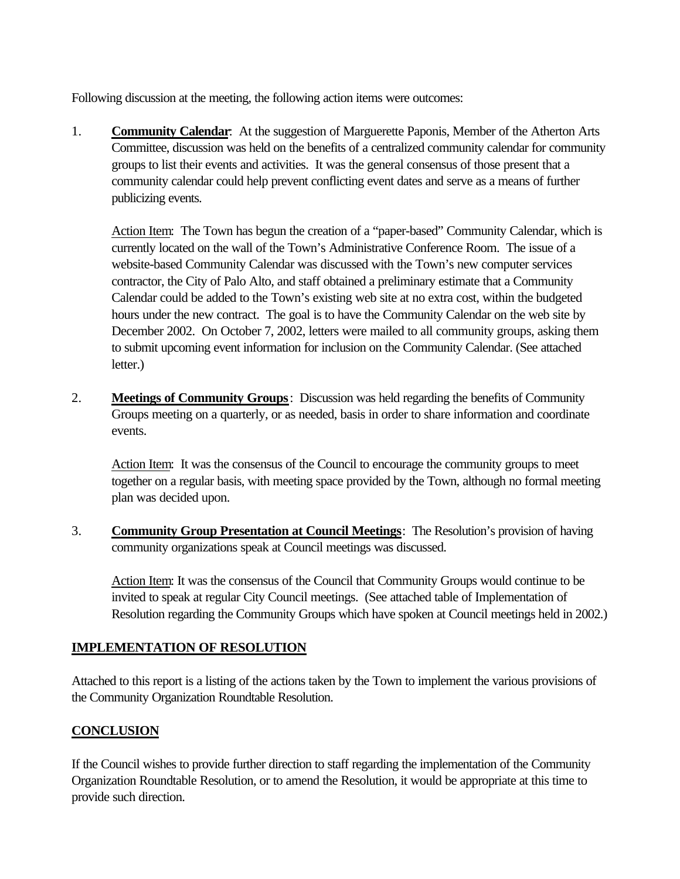Following discussion at the meeting, the following action items were outcomes:

1. **Community Calendar**: At the suggestion of Marguerette Paponis, Member of the Atherton Arts Committee, discussion was held on the benefits of a centralized community calendar for community groups to list their events and activities. It was the general consensus of those present that a community calendar could help prevent conflicting event dates and serve as a means of further publicizing events.

   Action Item: The Town has begun the creation of a "paper-based" Community Calendar, which is currently located on the wall of the Town's Administrative Conference Room. The issue of a website-based Community Calendar was discussed with the Town's new computer services contractor, the City of Palo Alto, and staff obtained a preliminary estimate that a Community Calendar could be added to the Town's existing web site at no extra cost, within the budgeted hours under the new contract. The goal is to have the Community Calendar on the web site by December 2002. On October 7, 2002, letters were mailed to all community groups, asking them to submit upcoming event information for inclusion on the Community Calendar. (See attached letter.)

2. **Meetings of Community Groups**: Discussion was held regarding the benefits of Community Groups meeting on a quarterly, or as needed, basis in order to share information and coordinate events.

   Action Item: It was the consensus of the Council to encourage the community groups to meet together on a regular basis, with meeting space provided by the Town, although no formal meeting plan was decided upon.

3. **Community Group Presentation at Council Meetings**: The Resolution's provision of having community organizations speak at Council meetings was discussed.

   Action Item: It was the consensus of the Council that Community Groups would continue to be invited to speak at regular City Council meetings. (See attached table of Implementation of Resolution regarding the Community Groups which have spoken at Council meetings held in 2002.)

## IMPLEMENTATION OF RESOLUTION

Attached to this report is a listing of the actions taken by the Town to implement the various provisions of the Community Organization Roundtable Resolution.

## CONCLUSION

If the Council wishes to provide further direction to staff regarding the implementation of the Community Organization Roundtable Resolution, or to amend the Resolution, it would be appropriate at this time to provide such direction.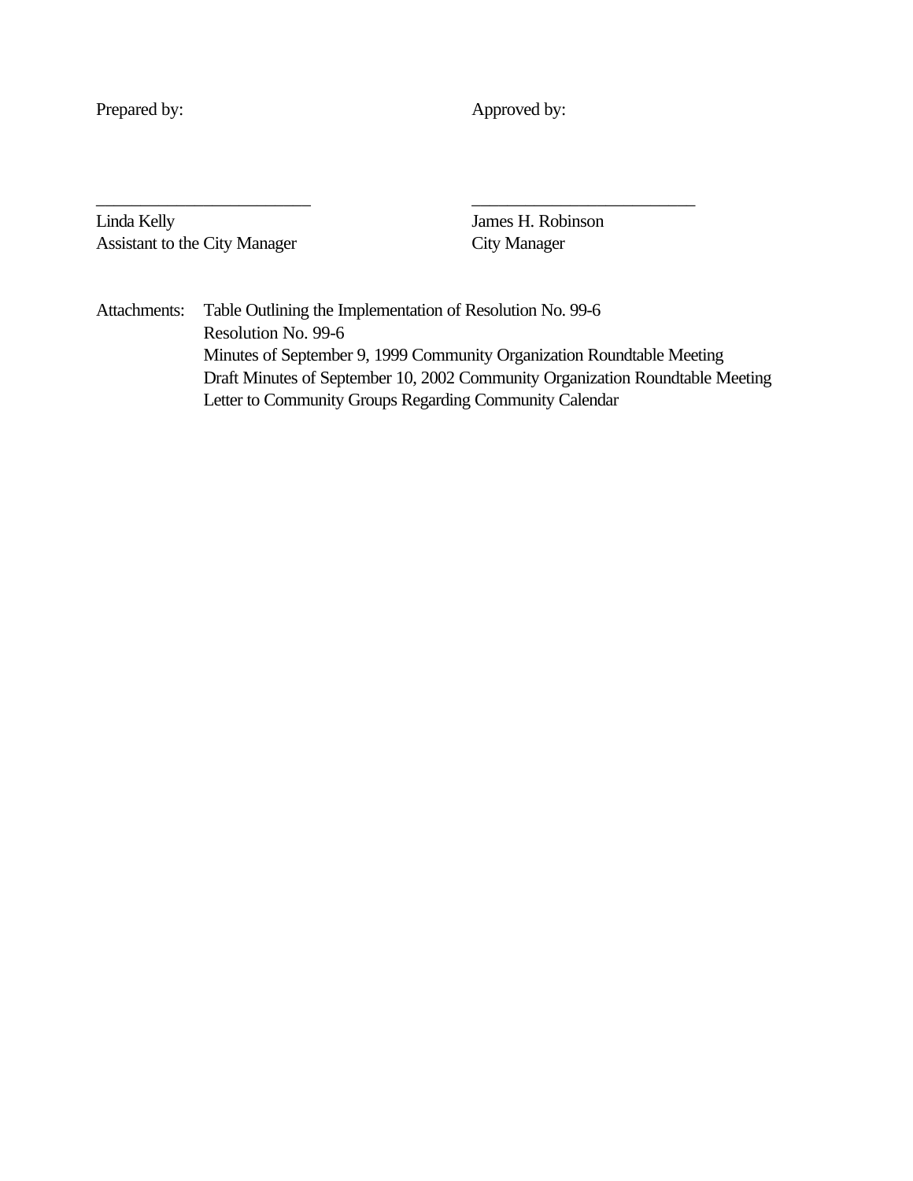| Prepared by: | Approved by: |
|---|---|
| | |
| ________________________ | ________________________ |
| Linda Kelly | James H. Robinson |
| Assistant to the City Manager | City Manager |

Attachments: Table Outlining the Implementation of Resolution No. 99-6
Resolution No. 99-6
Minutes of September 9, 1999 Community Organization Roundtable Meeting
Draft Minutes of September 10, 2002 Community Organization Roundtable Meeting
Letter to Community Groups Regarding Community Calendar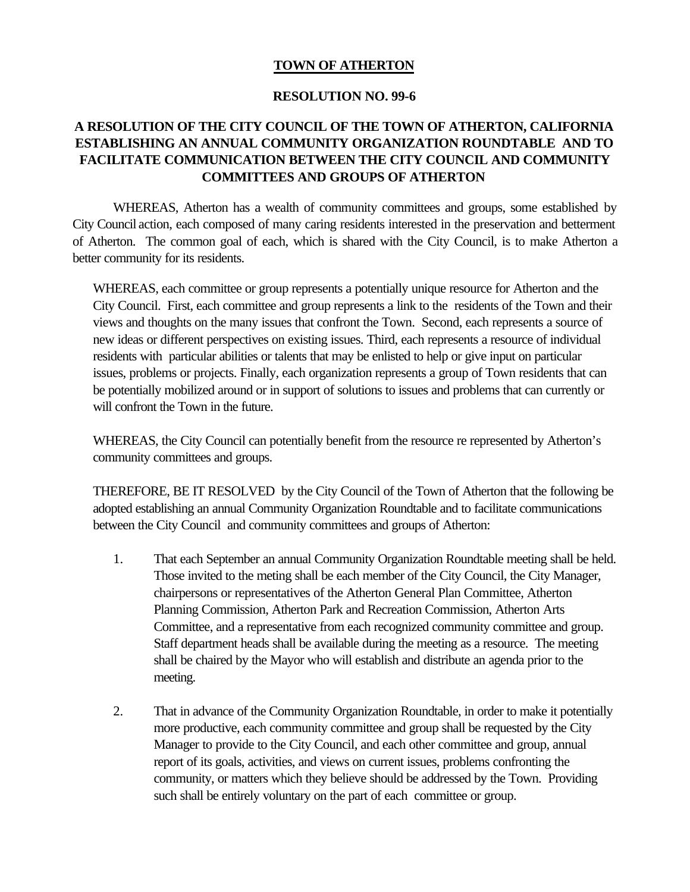**TOWN OF ATHERTON**

**RESOLUTION NO. 99-6**

**A RESOLUTION OF THE CITY COUNCIL OF THE TOWN OF ATHERTON, CALIFORNIA ESTABLISHING AN ANNUAL COMMUNITY ORGANIZATION ROUNDTABLE AND TO FACILITATE COMMUNICATION BETWEEN THE CITY COUNCIL AND COMMUNITY COMMITTEES AND GROUPS OF ATHERTON**

WHEREAS, Atherton has a wealth of community committees and groups, some established by City Council action, each composed of many caring residents interested in the preservation and betterment of Atherton. The common goal of each, which is shared with the City Council, is to make Atherton a better community for its residents.

WHEREAS, each committee or group represents a potentially unique resource for Atherton and the City Council. First, each committee and group represents a link to the residents of the Town and their views and thoughts on the many issues that confront the Town. Second, each represents a source of new ideas or different perspectives on existing issues. Third, each represents a resource of individual residents with particular abilities or talents that may be enlisted to help or give input on particular issues, problems or projects. Finally, each organization represents a group of Town residents that can be potentially mobilized around or in support of solutions to issues and problems that can currently or will confront the Town in the future.

WHEREAS, the City Council can potentially benefit from the resource re represented by Atherton's community committees and groups.

THEREFORE, BE IT RESOLVED by the City Council of the Town of Atherton that the following be adopted establishing an annual Community Organization Roundtable and to facilitate communications between the City Council and community committees and groups of Atherton:

1. That each September an annual Community Organization Roundtable meeting shall be held. Those invited to the meting shall be each member of the City Council, the City Manager, chairpersons or representatives of the Atherton General Plan Committee, Atherton Planning Commission, Atherton Park and Recreation Commission, Atherton Arts Committee, and a representative from each recognized community committee and group. Staff department heads shall be available during the meeting as a resource. The meeting shall be chaired by the Mayor who will establish and distribute an agenda prior to the meeting.

2. That in advance of the Community Organization Roundtable, in order to make it potentially more productive, each community committee and group shall be requested by the City Manager to provide to the City Council, and each other committee and group, annual report of its goals, activities, and views on current issues, problems confronting the community, or matters which they believe should be addressed by the Town. Providing such shall be entirely voluntary on the part of each committee or group.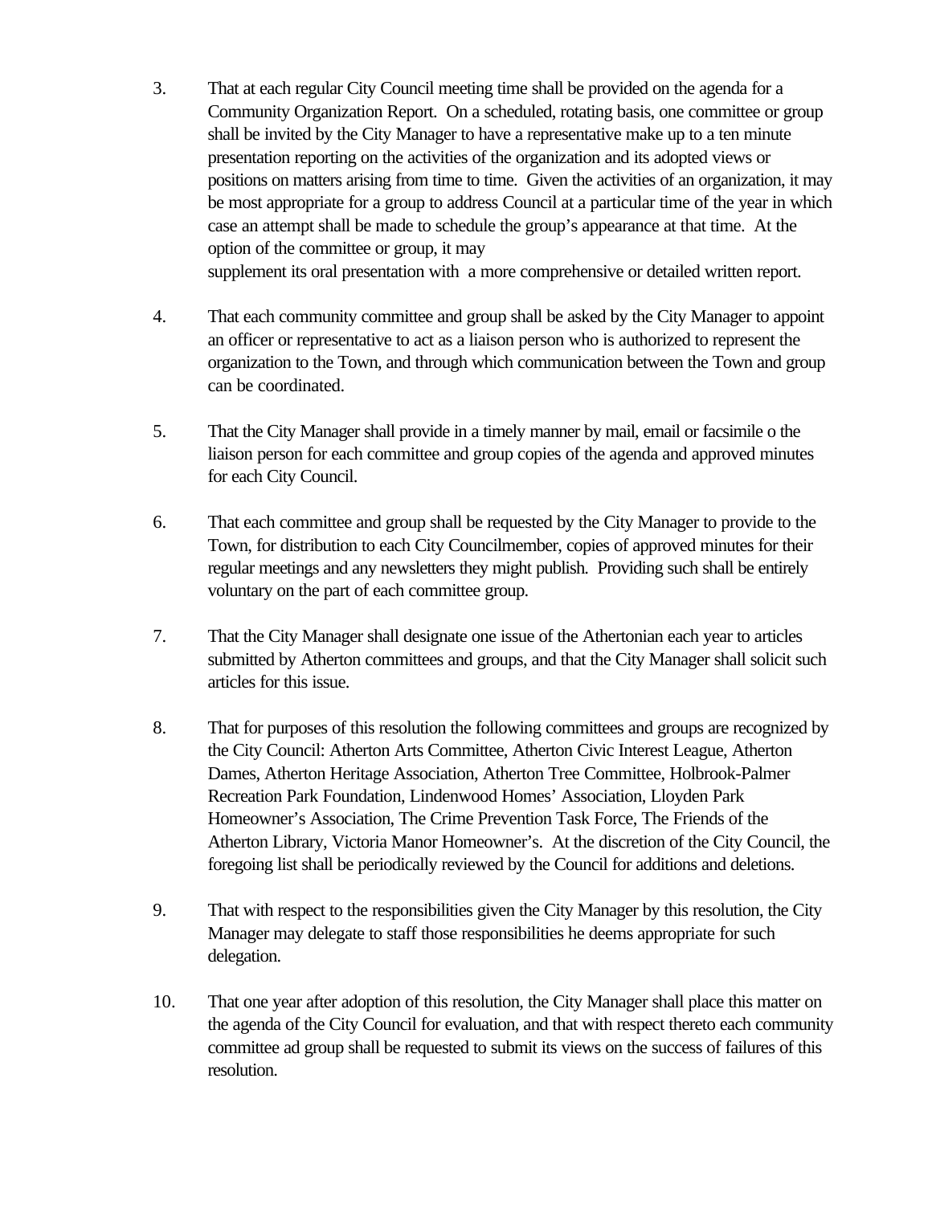3. That at each regular City Council meeting time shall be provided on the agenda for a Community Organization Report. On a scheduled, rotating basis, one committee or group shall be invited by the City Manager to have a representative make up to a ten minute presentation reporting on the activities of the organization and its adopted views or positions on matters arising from time to time. Given the activities of an organization, it may be most appropriate for a group to address Council at a particular time of the year in which case an attempt shall be made to schedule the group's appearance at that time. At the option of the committee or group, it may supplement its oral presentation with a more comprehensive or detailed written report.

4. That each community committee and group shall be asked by the City Manager to appoint an officer or representative to act as a liaison person who is authorized to represent the organization to the Town, and through which communication between the Town and group can be coordinated.

5. That the City Manager shall provide in a timely manner by mail, email or facsimile o the liaison person for each committee and group copies of the agenda and approved minutes for each City Council.

6. That each committee and group shall be requested by the City Manager to provide to the Town, for distribution to each City Councilmember, copies of approved minutes for their regular meetings and any newsletters they might publish. Providing such shall be entirely voluntary on the part of each committee group.

7. That the City Manager shall designate one issue of the Athertonian each year to articles submitted by Atherton committees and groups, and that the City Manager shall solicit such articles for this issue.

8. That for purposes of this resolution the following committees and groups are recognized by the City Council: Atherton Arts Committee, Atherton Civic Interest League, Atherton Dames, Atherton Heritage Association, Atherton Tree Committee, Holbrook-Palmer Recreation Park Foundation, Lindenwood Homes' Association, Lloyden Park Homeowner's Association, The Crime Prevention Task Force, The Friends of the Atherton Library, Victoria Manor Homeowner's. At the discretion of the City Council, the foregoing list shall be periodically reviewed by the Council for additions and deletions.

9. That with respect to the responsibilities given the City Manager by this resolution, the City Manager may delegate to staff those responsibilities he deems appropriate for such delegation.

10. That one year after adoption of this resolution, the City Manager shall place this matter on the agenda of the City Council for evaluation, and that with respect thereto each community committee ad group shall be requested to submit its views on the success of failures of this resolution.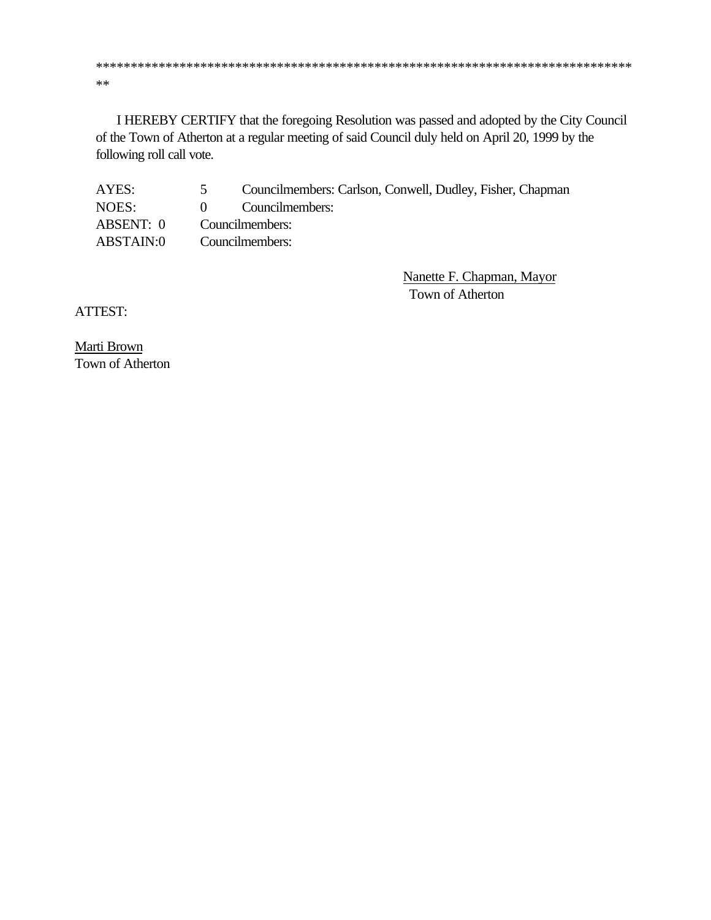*****************************************************************************
**

I HEREBY CERTIFY that the foregoing Resolution was passed and adopted by the City Council of the Town of Atherton at a regular meeting of said Council duly held on April 20, 1999 by the following roll call vote.

AYES: 5 Councilmembers: Carlson, Conwell, Dudley, Fisher, Chapman
NOES: 0 Councilmembers:
ABSENT: 0 Councilmembers:
ABSTAIN:0 Councilmembers:

Nanette F. Chapman, Mayor
Town of Atherton

ATTEST:

Marti Brown
Town of Atherton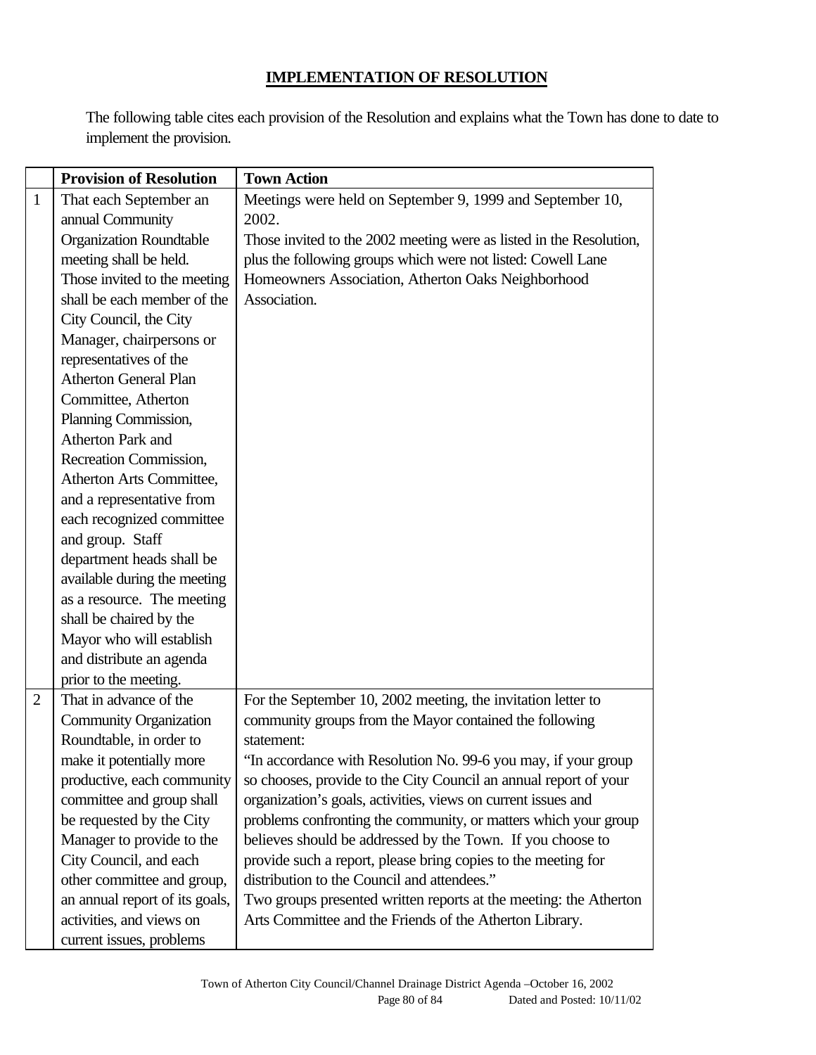**IMPLEMENTATION OF RESOLUTION**

The following table cites each provision of the Resolution and explains what the Town has done to date to implement the provision.

| | Provision of Resolution | Town Action |
|---|---|---|
| 1 | That each September an annual Community Organization Roundtable meeting shall be held. Those invited to the meeting shall be each member of the City Council, the City Manager, chairpersons or representatives of the Atherton General Plan Committee, Atherton Planning Commission, Atherton Park and Recreation Commission, Atherton Arts Committee, and a representative from each recognized committee and group. Staff department heads shall be available during the meeting as a resource. The meeting shall be chaired by the Mayor who will establish and distribute an agenda prior to the meeting. | Meetings were held on September 9, 1999 and September 10, 2002.<br>Those invited to the 2002 meeting were as listed in the Resolution, plus the following groups which were not listed: Cowell Lane Homeowners Association, Atherton Oaks Neighborhood Association. |
| 2 | That in advance of the Community Organization Roundtable, in order to make it potentially more productive, each community committee and group shall be requested by the City Manager to provide to the City Council, and each other committee and group, an annual report of its goals, activities, and views on current issues, problems | For the September 10, 2002 meeting, the invitation letter to community groups from the Mayor contained the following statement:<br>"In accordance with Resolution No. 99-6 you may, if your group so chooses, provide to the City Council an annual report of your organization's goals, activities, views on current issues and problems confronting the community, or matters which your group believes should be addressed by the Town. If you choose to provide such a report, please bring copies to the meeting for distribution to the Council and attendees."<br>Two groups presented written reports at the meeting: the Atherton Arts Committee and the Friends of the Atherton Library. |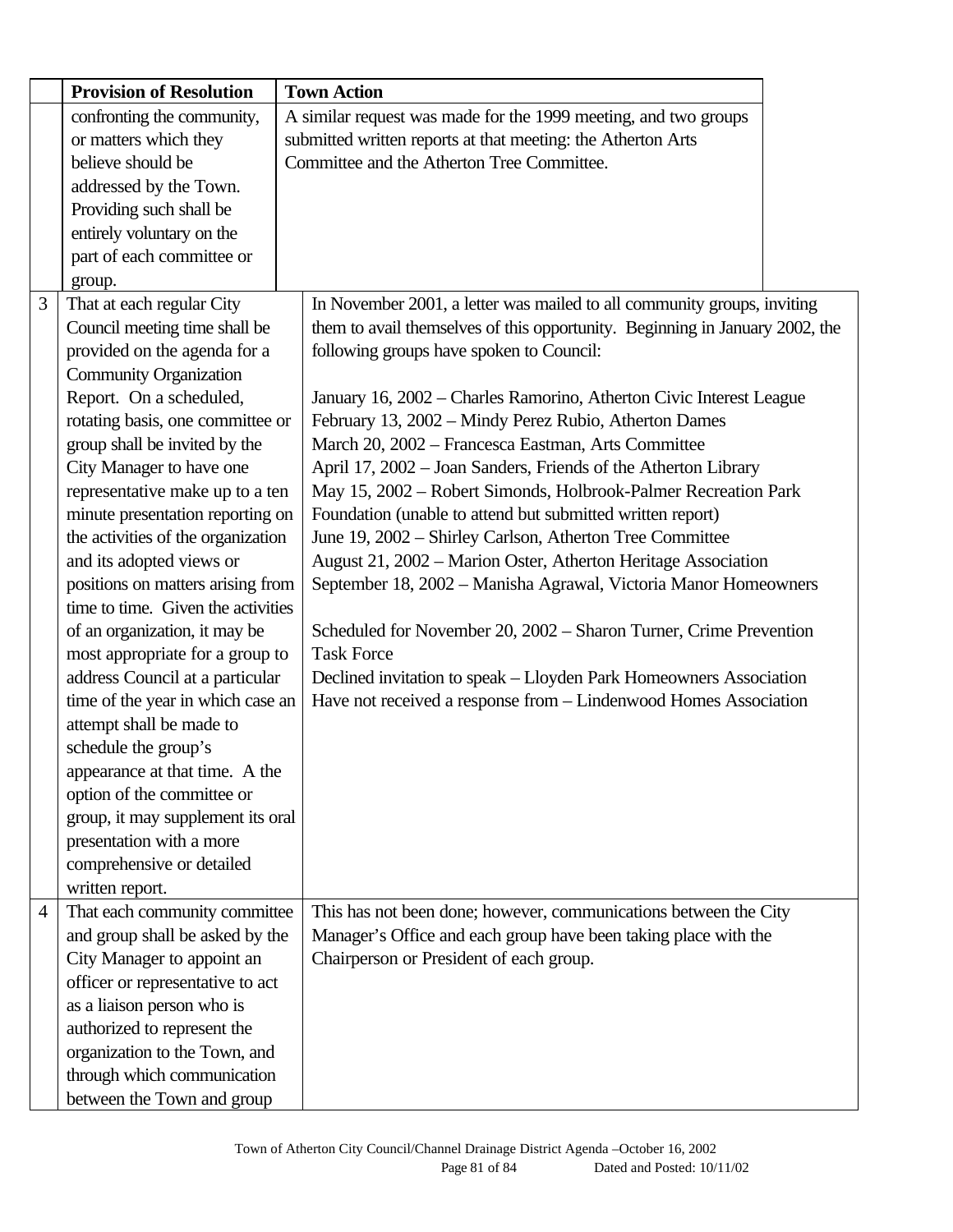| | Provision of Resolution | Town Action |
|---|---|---|
| | confronting the community, or matters which they believe should be addressed by the Town. Providing such shall be entirely voluntary on the part of each committee or group. | A similar request was made for the 1999 meeting, and two groups submitted written reports at that meeting: the Atherton Arts Committee and the Atherton Tree Committee. |
| 3 | That at each regular City Council meeting time shall be provided on the agenda for a Community Organization Report. On a scheduled, rotating basis, one committee or group shall be invited by the City Manager to have one representative make up to a ten minute presentation reporting on the activities of the organization and its adopted views or positions on matters arising from time to time. Given the activities of an organization, it may be most appropriate for a group to address Council at a particular time of the year in which case an attempt shall be made to schedule the group's appearance at that time. A the option of the committee or group, it may supplement its oral presentation with a more comprehensive or detailed written report. | In November 2001, a letter was mailed to all community groups, inviting them to avail themselves of this opportunity. Beginning in January 2002, the following groups have spoken to Council:<br><br>January 16, 2002 – Charles Ramorino, Atherton Civic Interest League<br>February 13, 2002 – Mindy Perez Rubio, Atherton Dames<br>March 20, 2002 – Francesca Eastman, Arts Committee<br>April 17, 2002 – Joan Sanders, Friends of the Atherton Library<br>May 15, 2002 – Robert Simonds, Holbrook-Palmer Recreation Park Foundation (unable to attend but submitted written report)<br>June 19, 2002 – Shirley Carlson, Atherton Tree Committee<br>August 21, 2002 – Marion Oster, Atherton Heritage Association<br>September 18, 2002 – Manisha Agrawal, Victoria Manor Homeowners<br><br>Scheduled for November 20, 2002 – Sharon Turner, Crime Prevention Task Force<br>Declined invitation to speak – Lloyden Park Homeowners Association<br>Have not received a response from – Lindenwood Homes Association |
| 4 | That each community committee and group shall be asked by the City Manager to appoint an officer or representative to act as a liaison person who is authorized to represent the organization to the Town, and through which communication between the Town and group | This has not been done; however, communications between the City Manager's Office and each group have been taking place with the Chairperson or President of each group. |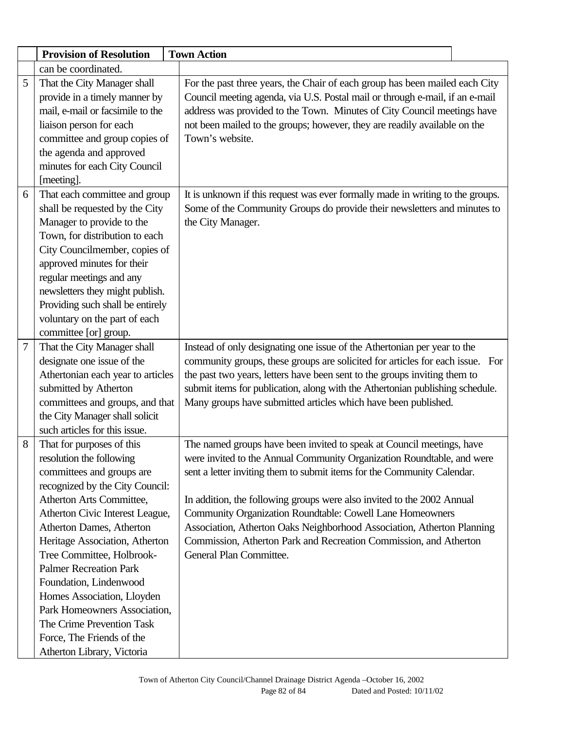| | Provision of Resolution | Town Action |
|---|---|---|
| | can be coordinated. | |
| 5 | That the City Manager shall provide in a timely manner by mail, e-mail or facsimile to the liaison person for each committee and group copies of the agenda and approved minutes for each City Council [meeting]. | For the past three years, the Chair of each group has been mailed each City Council meeting agenda, via U.S. Postal mail or through e-mail, if an e-mail address was provided to the Town. Minutes of City Council meetings have not been mailed to the groups; however, they are readily available on the Town's website. |
| 6 | That each committee and group shall be requested by the City Manager to provide to the Town, for distribution to each City Councilmember, copies of approved minutes for their regular meetings and any newsletters they might publish. Providing such shall be entirely voluntary on the part of each committee [or] group. | It is unknown if this request was ever formally made in writing to the groups. Some of the Community Groups do provide their newsletters and minutes to the City Manager. |
| 7 | That the City Manager shall designate one issue of the Athertonian each year to articles submitted by Atherton committees and groups, and that the City Manager shall solicit such articles for this issue. | Instead of only designating one issue of the Athertonian per year to the community groups, these groups are solicited for articles for each issue. For the past two years, letters have been sent to the groups inviting them to submit items for publication, along with the Athertonian publishing schedule. Many groups have submitted articles which have been published. |
| 8 | That for purposes of this resolution the following committees and groups are recognized by the City Council: Atherton Arts Committee, Atherton Civic Interest League, Atherton Dames, Atherton Heritage Association, Atherton Tree Committee, Holbrook-Palmer Recreation Park Foundation, Lindenwood Homes Association, Lloyden Park Homeowners Association, The Crime Prevention Task Force, The Friends of the Atherton Library, Victoria | The named groups have been invited to speak at Council meetings, have were invited to the Annual Community Organization Roundtable, and were sent a letter inviting them to submit items for the Community Calendar.<br><br>In addition, the following groups were also invited to the 2002 Annual Community Organization Roundtable: Cowell Lane Homeowners Association, Atherton Oaks Neighborhood Association, Atherton Planning Commission, Atherton Park and Recreation Commission, and Atherton General Plan Committee. |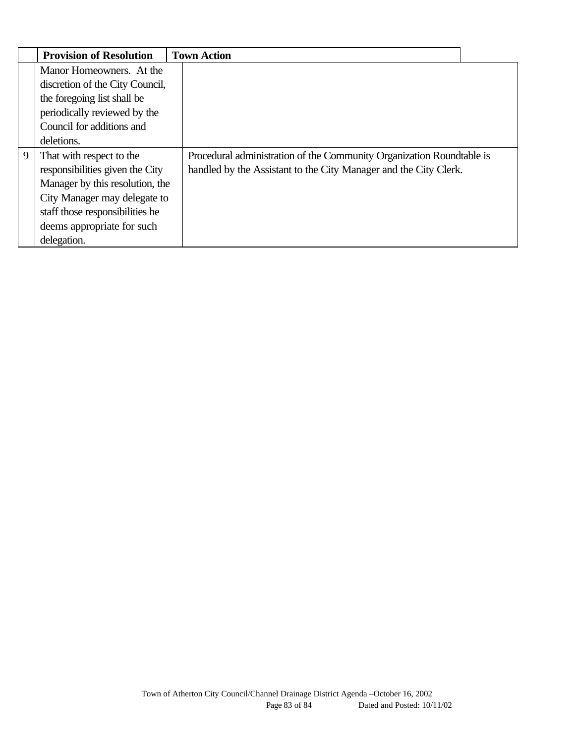| | Provision of Resolution | Town Action |
|---|---|---|
| | Manor Homeowners. At the discretion of the City Council, the foregoing list shall be periodically reviewed by the Council for additions and deletions. | |
| 9 | That with respect to the responsibilities given the City Manager by this resolution, the City Manager may delegate to staff those responsibilities he deems appropriate for such delegation. | Procedural administration of the Community Organization Roundtable is handled by the Assistant to the City Manager and the City Clerk. |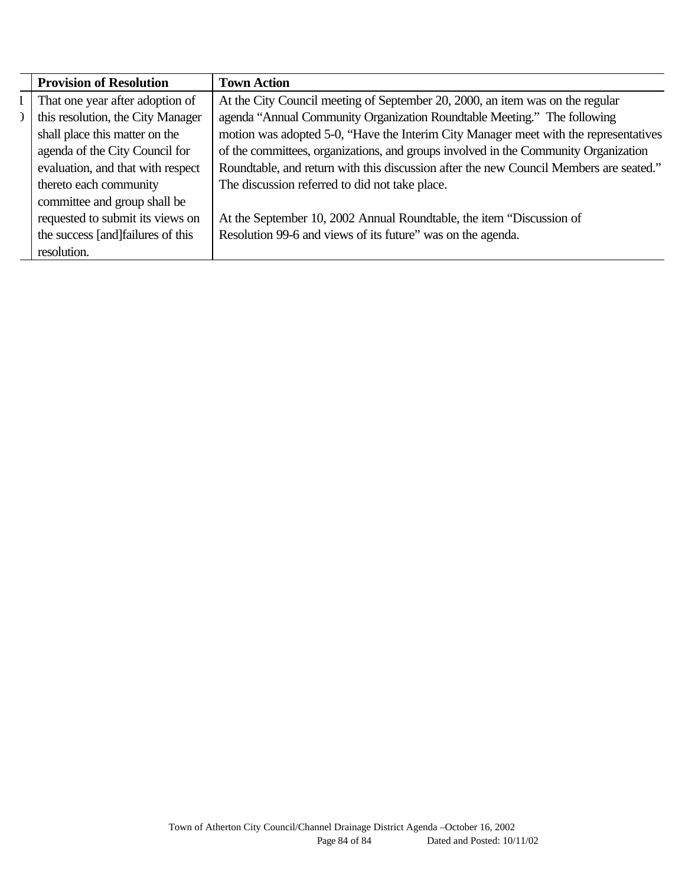| | Provision of Resolution | Town Action |
|---|---|---|
| 1<br>0 | That one year after adoption of this resolution, the City Manager shall place this matter on the agenda of the City Council for evaluation, and that with respect thereto each community committee and group shall be requested to submit its views on the success [and]failures of this resolution. | At the City Council meeting of September 20, 2000, an item was on the regular agenda "Annual Community Organization Roundtable Meeting." The following motion was adopted 5-0, "Have the Interim City Manager meet with the representatives of the committees, organizations, and groups involved in the Community Organization Roundtable, and return with this discussion after the new Council Members are seated." The discussion referred to did not take place.<br><br>At the September 10, 2002 Annual Roundtable, the item "Discussion of Resolution 99-6 and views of its future" was on the agenda. |